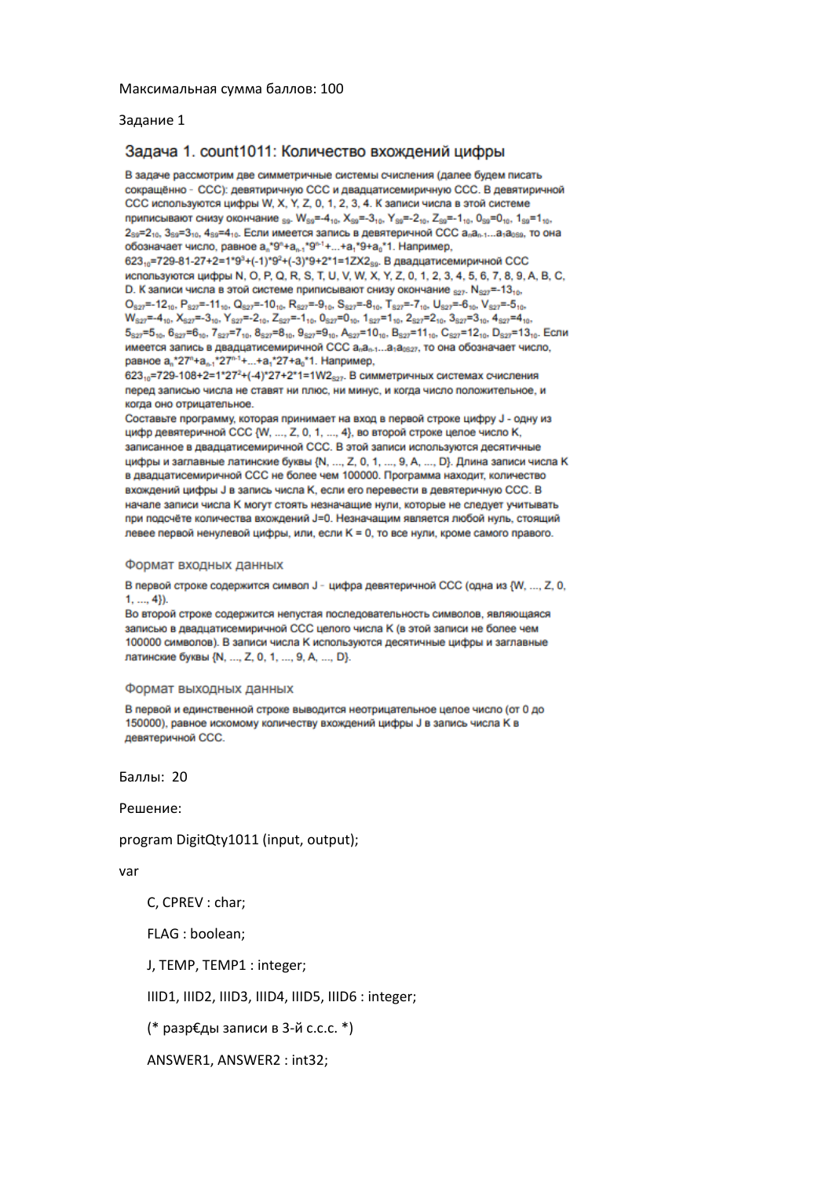Максимальная сумма баллов: 100

Задание 1

## Задача 1. count1011: Количество вхождений цифры

В задаче рассмотрим две симметричные системы счисления (далее будем писать сокращённо – ССС): девятиричную ССС и двадцатисемиричную ССС. В девятиричной ССС используются цифры W, X, Y, Z, 0, 1, 2, 3, 4. К записи числа в этой системе приписывают снизу окончание $_{s9}$. $W_{s9}=-4_{10}$, $X_{s9}=-3_{10}$, $Y_{s9}=-2_{10}$, $Z_{s9}=-1_{10}$, $0_{s9}=0_{10}$, $1_{s9}=1_{10}$, $2_{s9}=2_{10}$, $3_{s9}=3_{10}$, $4_{s9}=4_{10}$. Если имеется запись в девятеричной ССС $a_n a_{n-1} \ldots a_1 a_{0s9}$, то она обозначает число, равное $a_n*9^n+a_{n-1}*9^{n-1}+\ldots+a_1*9+a_0*1$. Например, $623_{10}=729-81-27+2=1*9^3+(-1)*9^2+(-3)*9+2*1=1ZX2_{s9}$. В двадцатисемиричной ССС используются цифры N, O, P, Q, R, S, T, U, V, W, X, Y, Z, 0, 1, 2, 3, 4, 5, 6, 7, 8, 9, A, B, C, D. К записи числа в этой системе приписывают снизу окончание $_{s27}$. $N_{s27}=-13_{10}$, $O_{s27}=-12_{10}$, $P_{s27}=-11_{10}$, $Q_{s27}=-10_{10}$, $R_{s27}=-9_{10}$, $S_{s27}=-8_{10}$, $T_{s27}=-7_{10}$, $U_{s27}=-6_{10}$, $V_{s27}=-5_{10}$, $W_{s27}=-4_{10}$, $X_{s27}=-3_{10}$, $Y_{s27}=-2_{10}$, $Z_{s27}=-1_{10}$, $0_{s27}=0_{10}$, $1_{s27}=1_{10}$, $2_{s27}=2_{10}$, $3_{s27}=3_{10}$, $4_{s27}=4_{10}$, $5_{s27}=5_{10}$, $6_{s27}=6_{10}$, $7_{s27}=7_{10}$, $8_{s27}=8_{10}$, $9_{s27}=9_{10}$, $A_{s27}=10_{10}$, $B_{s27}=11_{10}$, $C_{s27}=12_{10}$, $D_{s27}=13_{10}$. Если имеется запись в двадцатисемиричной ССС $a_n a_{n-1} \ldots a_1 a_{0s27}$, то она обозначает число, равное $a_n*27^n+a_{n-1}*27^{n-1}+\ldots+a_1*27+a_0*1$. Например, $623_{10}=729-108+2=1*27^2+(-4)*27+2*1=1W2_{s27}$. В симметричных системах счисления перед записью числа не ставят ни плюс, ни минус, и когда число положительное, и когда оно отрицательное.

Составьте программу, которая принимает на вход в первой строке цифру J - одну из цифр девятеричной ССС {W, ..., Z, 0, 1, ..., 4}, во второй строке целое число K, записанное в двадцатисемиричной ССС. В этой записи используются десятичные цифры и заглавные латинские буквы {N, ..., Z, 0, 1, ..., 9, A, ..., D}. Длина записи числа K в двадцатисемиричной ССС не более чем 100000. Программа находит, количество вхождений цифры J в запись числа K, если его перевести в девятеричную ССС. В начале записи числа K могут стоять незначащие нули, которые не следует учитывать при подсчёте количества вхождений J=0. Незначащим является любой нуль, стоящий левее первой ненулевой цифры, или, если K = 0, то все нули, кроме самого правого.

### Формат входных данных

В первой строке содержится символ J – цифра девятеричной ССС (одна из {W, ..., Z, 0, 1, ..., 4}).

Во второй строке содержится непустая последовательность символов, являющаяся записью в двадцатисемиричной ССС целого числа K (в этой записи не более чем 100000 символов). В записи числа K используются десятичные цифры и заглавные латинские буквы {N, ..., Z, 0, 1, ..., 9, A, ..., D}.

### Формат выходных данных

В первой и единственной строке выводится неотрицательное целое число (от 0 до 150000), равное искомому количеству вхождений цифры J в запись числа K в девятеричной ССС.

Баллы: 20

Решение:

```
program DigitQty1011 (input, output);

var

    C, CPREV : char;

    FLAG : boolean;

    J, TEMP, TEMP1 : integer;

    IIID1, IIID2, IIID3, IIID4, IIID5, IIID6 : integer;

    (* разр€ды записи в 3-й с.с.с. *)

    ANSWER1, ANSWER2 : int32;
```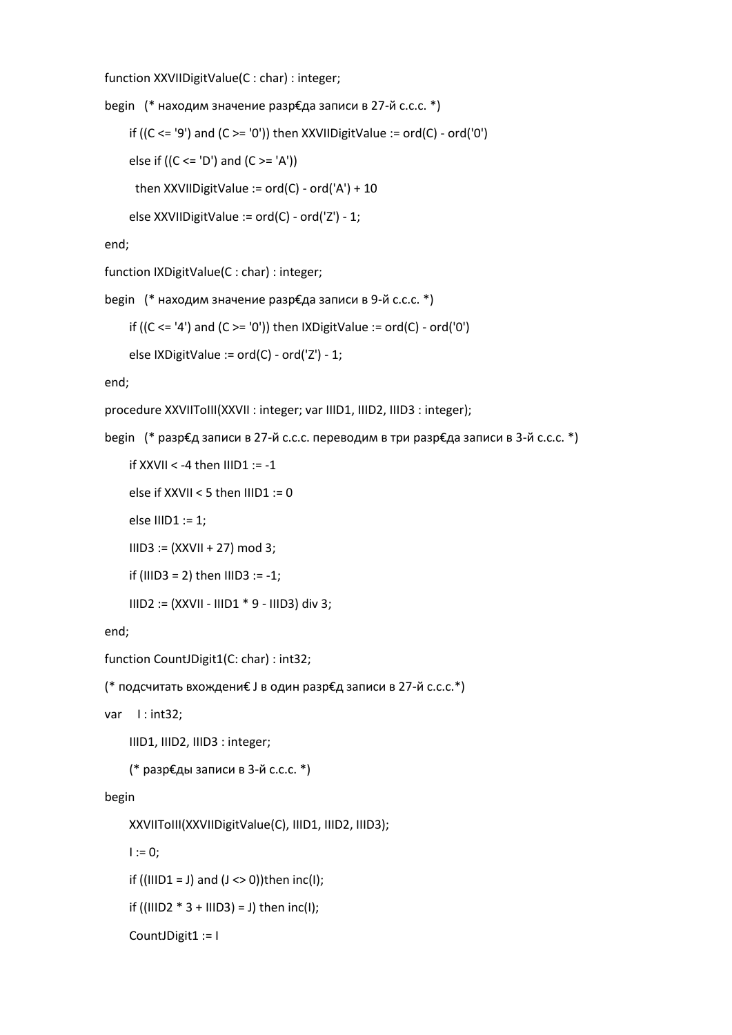```
function XXVIIDigitValue(C : char) : integer;
begin   (* находим значение разр€да записи в 27-й с.с.с. *)
      if ((C <= '9') and (C >= '0')) then XXVIIDigitValue := ord(C) - ord('0')
      else if ((C <= 'D') and (C >= 'A'))
        then XXVIIDigitValue := ord(C) - ord('A') + 10
      else XXVIIDigitValue := ord(C) - ord('Z') - 1;
end;
function IXDigitValue(C : char) : integer;
begin   (* находим значение разр€да записи в 9-й с.с.с. *)
      if ((C <= '4') and (C >= '0')) then IXDigitValue := ord(C) - ord('0')
      else IXDigitValue := ord(C) - ord('Z') - 1;
end;
procedure XXVIIToIII(XXVII : integer; var IIID1, IIID2, IIID3 : integer);
begin   (* разр€д записи в 27-й с.с.с. переводим в три разр€да записи в 3-й с.с.с. *)
      if XXVII < -4 then IIID1 := -1
      else if XXVII < 5 then IIID1 := 0
      else IIID1 := 1;
      IIID3 := (XXVII + 27) mod 3;
      if (IIID3 = 2) then IIID3 := -1;
      IIID2 := (XXVII - IIID1 * 9 - IIID3) div 3;
end;
function CountJDigit1(C: char) : int32;
(* подсчитать вхождени€ J в один разр€д записи в 27-й с.с.с.*)
var    I : int32;
      IIID1, IIID2, IIID3 : integer;
      (* разр€ды записи в 3-й с.с.с. *)
begin
      XXVIIToIII(XXVIIDigitValue(C), IIID1, IIID2, IIID3);
      I := 0;
      if ((IIID1 = J) and (J <> 0))then inc(I);
      if ((IIID2 * 3 + IIID3) = J) then inc(I);
      CountJDigit1 := I
```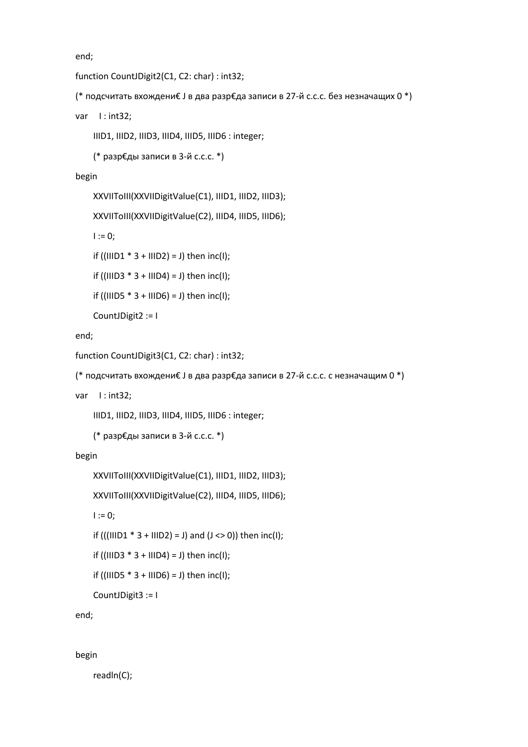```
end;

function CountJDigit2(C1, C2: char) : int32;

(* подсчитать вхождени€ J в два разр€да записи в 27-й с.с.с. без незначащих 0 *)

var    I : int32;

      IIID1, IIID2, IIID3, IIID4, IIID5, IIID6 : integer;

      (* разр€ды записи в 3-й с.с.с. *)

begin

      XXVIIToIII(XXVIIDigitValue(C1), IIID1, IIID2, IIID3);

      XXVIIToIII(XXVIIDigitValue(C2), IIID4, IIID5, IIID6);

      I := 0;

      if ((IIID1 * 3 + IIID2) = J) then inc(I);

      if ((IIID3 * 3 + IIID4) = J) then inc(I);

      if ((IIID5 * 3 + IIID6) = J) then inc(I);

      CountJDigit2 := I

end;

function CountJDigit3(C1, C2: char) : int32;

(* подсчитать вхождени€ J в два разр€да записи в 27-й с.с.с. с незначащим 0 *)

var    I : int32;

      IIID1, IIID2, IIID3, IIID4, IIID5, IIID6 : integer;

      (* разр€ды записи в 3-й с.с.с. *)

begin

      XXVIIToIII(XXVIIDigitValue(C1), IIID1, IIID2, IIID3);

      XXVIIToIII(XXVIIDigitValue(C2), IIID4, IIID5, IIID6);

      I := 0;

      if (((IIID1 * 3 + IIID2) = J) and (J <> 0)) then inc(I);

      if ((IIID3 * 3 + IIID4) = J) then inc(I);

      if ((IIID5 * 3 + IIID6) = J) then inc(I);

      CountJDigit3 := I

end;


begin

      readln(C);
```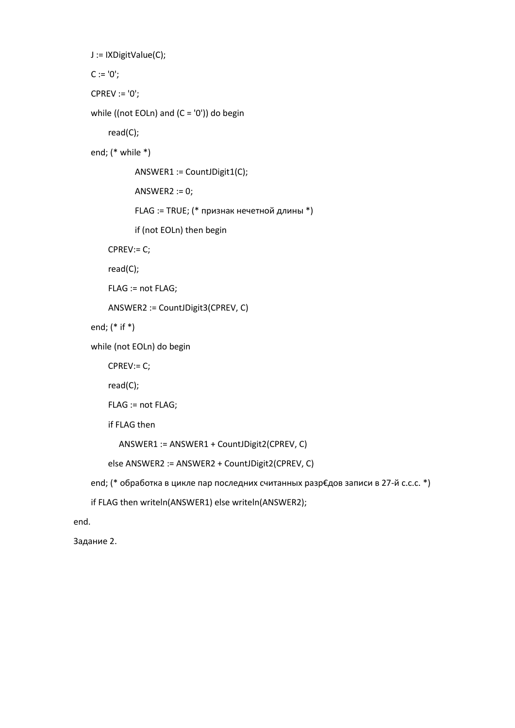```
    J := IXDigitValue(C);
    C := '0';
    CPREV := '0';
    while ((not EOLn) and (C = '0')) do begin
        read(C);
    end; (* while *)
            ANSWER1 := CountJDigit1(C);
            ANSWER2 := 0;
            FLAG := TRUE; (* признак нечетной длины *)
            if (not EOLn) then begin
        CPREV:= C;
        read(C);
        FLAG := not FLAG;
        ANSWER2 := CountJDigit3(CPREV, C)
    end; (* if *)
    while (not EOLn) do begin
        CPREV:= C;
        read(C);
        FLAG := not FLAG;
        if FLAG then
            ANSWER1 := ANSWER1 + CountJDigit2(CPREV, C)
        else ANSWER2 := ANSWER2 + CountJDigit2(CPREV, C)
    end; (* обработка в цикле пар последних считанных разр€дов записи в 27-й с.с.с. *)
    if FLAG then writeln(ANSWER1) else writeln(ANSWER2);
end.
```

Задание 2.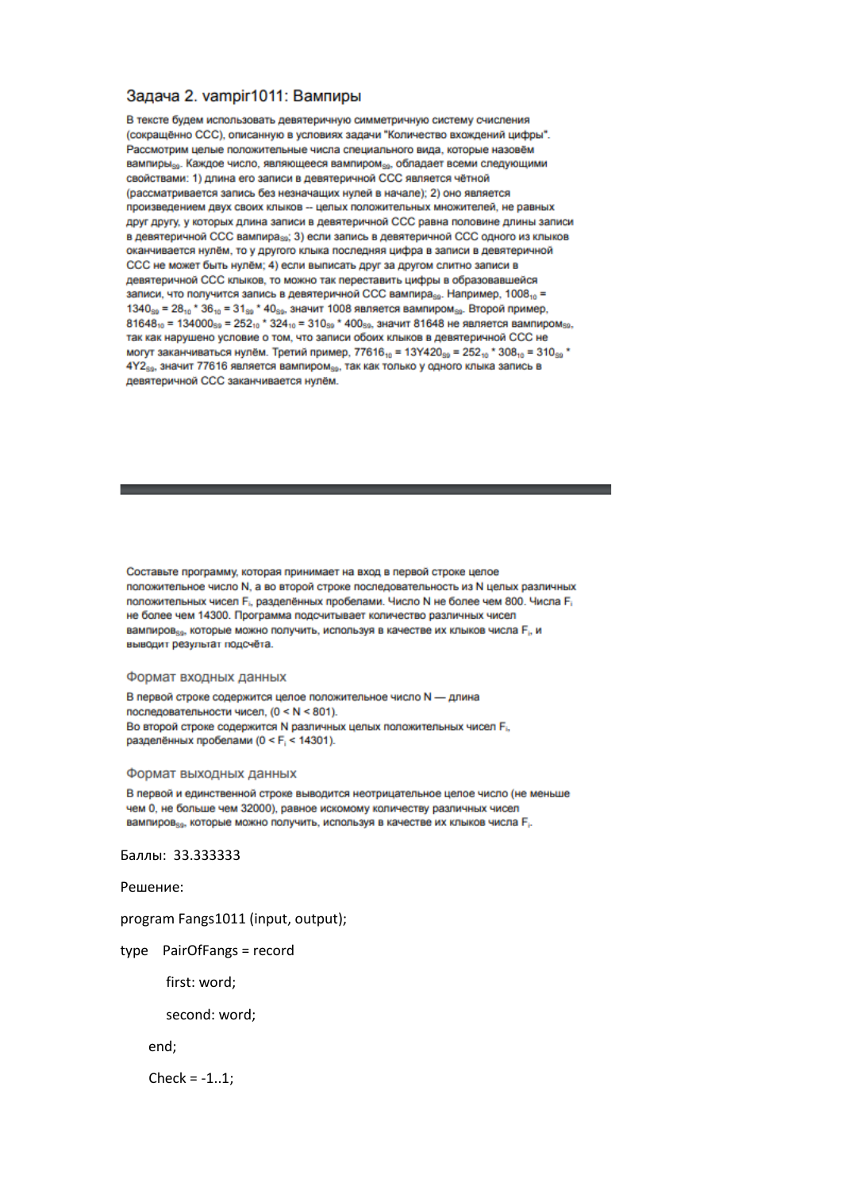### Задача 2. vampir1011: Вампиры

В тексте будем использовать девятеричную симметричную систему счисления (сокращённо ССС), описанную в условиях задачи "Количество вхождений цифры". Рассмотрим целые положительные числа специального вида, которые назовём вампиры$_{s9}$. Каждое число, являющееся вампиром$_{s9}$, обладает всеми следующими свойствами: 1) длина его записи в девятеричной ССС является чётной (рассматривается запись без незначащих нулей в начале); 2) оно является произведением двух своих клыков -- целых положительных множителей, не равных друг другу, у которых длина записи в девятеричной ССС равна половине длины записи в девятеричной ССС вампира$_{s9}$; 3) если запись в девятеричной ССС одного из клыков оканчивается нулём, то у другого клыка последняя цифра в записи в девятеричной ССС не может быть нулём; 4) если выписать друг за другом слитно записи в девятеричной ССС клыков, то можно так переставить цифры в образовавшейся записи, что получится запись в девятеричной ССС вампира$_{s9}$. Например, $1008_{10}$ = $1340_{s9}$ = $28_{10}$ * $36_{10}$ = $31_{s9}$ * $40_{s9}$, значит 1008 является вампиром$_{s9}$. Второй пример, $81648_{10}$ = $134000_{s9}$ = $252_{10}$ * $324_{10}$ = $310_{s9}$ * $400_{s9}$, значит 81648 не является вампиром$_{s9}$, так как нарушено условие о том, что записи обоих клыков в девятеричной ССС не могут заканчиваться нулём. Третий пример, $77616_{10}$ = $13Y420_{s9}$ = $252_{10}$ * $308_{10}$ = $310_{s9}$ * $4Y2_{s9}$, значит 77616 является вампиром$_{s9}$, так как только у одного клыка запись в девятеричной ССС заканчивается нулём.

---

Составьте программу, которая принимает на вход в первой строке целое положительное число N, а во второй строке последовательность из N целых различных положительных чисел $F_i$, разделённых пробелами. Число N не более чем 800. Числа $F_i$ не более чем 14300. Программа подсчитывает количество различных чисел вампиров$_{s9}$, которые можно получить, используя в качестве их клыков числа $F_i$, и выводит результат подсчёта.

#### Формат входных данных

В первой строке содержится целое положительное число N — длина последовательности чисел, (0 < N < 801).
Во второй строке содержится N различных целых положительных чисел $F_i$, разделённых пробелами (0 < $F_i$ < 14301).

#### Формат выходных данных

В первой и единственной строке выводится неотрицательное целое число (не меньше чем 0, не больше чем 32000), равное искомому количеству различных чисел вампиров$_{s9}$, которые можно получить, используя в качестве их клыков числа $F_i$.

Баллы: 33.333333

Решение:

```
program Fangs1011 (input, output);

type   PairOfFangs = record

          first: word;

          second: word;

       end;

       Check = -1..1;
```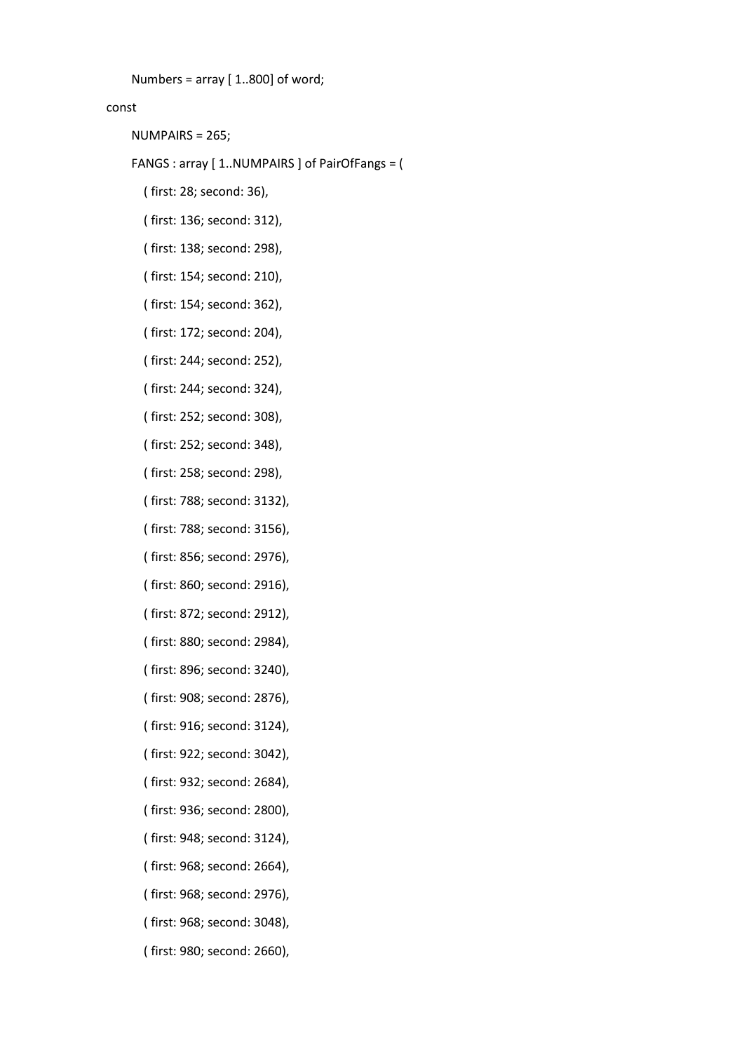```
      Numbers = array [ 1..800] of word;
const
      NUMPAIRS = 265;
      FANGS : array [ 1..NUMPAIRS ] of PairOfFangs = (
         ( first: 28; second: 36),
         ( first: 136; second: 312),
         ( first: 138; second: 298),
         ( first: 154; second: 210),
         ( first: 154; second: 362),
         ( first: 172; second: 204),
         ( first: 244; second: 252),
         ( first: 244; second: 324),
         ( first: 252; second: 308),
         ( first: 252; second: 348),
         ( first: 258; second: 298),
         ( first: 788; second: 3132),
         ( first: 788; second: 3156),
         ( first: 856; second: 2976),
         ( first: 860; second: 2916),
         ( first: 872; second: 2912),
         ( first: 880; second: 2984),
         ( first: 896; second: 3240),
         ( first: 908; second: 2876),
         ( first: 916; second: 3124),
         ( first: 922; second: 3042),
         ( first: 932; second: 2684),
         ( first: 936; second: 2800),
         ( first: 948; second: 3124),
         ( first: 968; second: 2664),
         ( first: 968; second: 2976),
         ( first: 968; second: 3048),
         ( first: 980; second: 2660),
```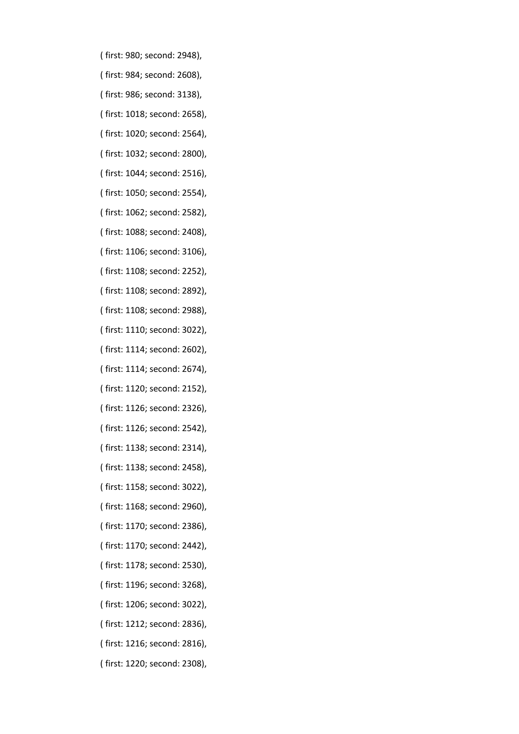( first: 980; second: 2948),

( first: 984; second: 2608),

( first: 986; second: 3138),

( first: 1018; second: 2658),

( first: 1020; second: 2564),

( first: 1032; second: 2800),

( first: 1044; second: 2516),

( first: 1050; second: 2554),

( first: 1062; second: 2582),

( first: 1088; second: 2408),

( first: 1106; second: 3106),

( first: 1108; second: 2252),

( first: 1108; second: 2892),

( first: 1108; second: 2988),

( first: 1110; second: 3022),

( first: 1114; second: 2602),

( first: 1114; second: 2674),

( first: 1120; second: 2152),

( first: 1126; second: 2326),

( first: 1126; second: 2542),

( first: 1138; second: 2314),

( first: 1138; second: 2458),

( first: 1158; second: 3022),

( first: 1168; second: 2960),

( first: 1170; second: 2386),

( first: 1170; second: 2442),

( first: 1178; second: 2530),

( first: 1196; second: 3268),

( first: 1206; second: 3022),

( first: 1212; second: 2836),

( first: 1216; second: 2816),

( first: 1220; second: 2308),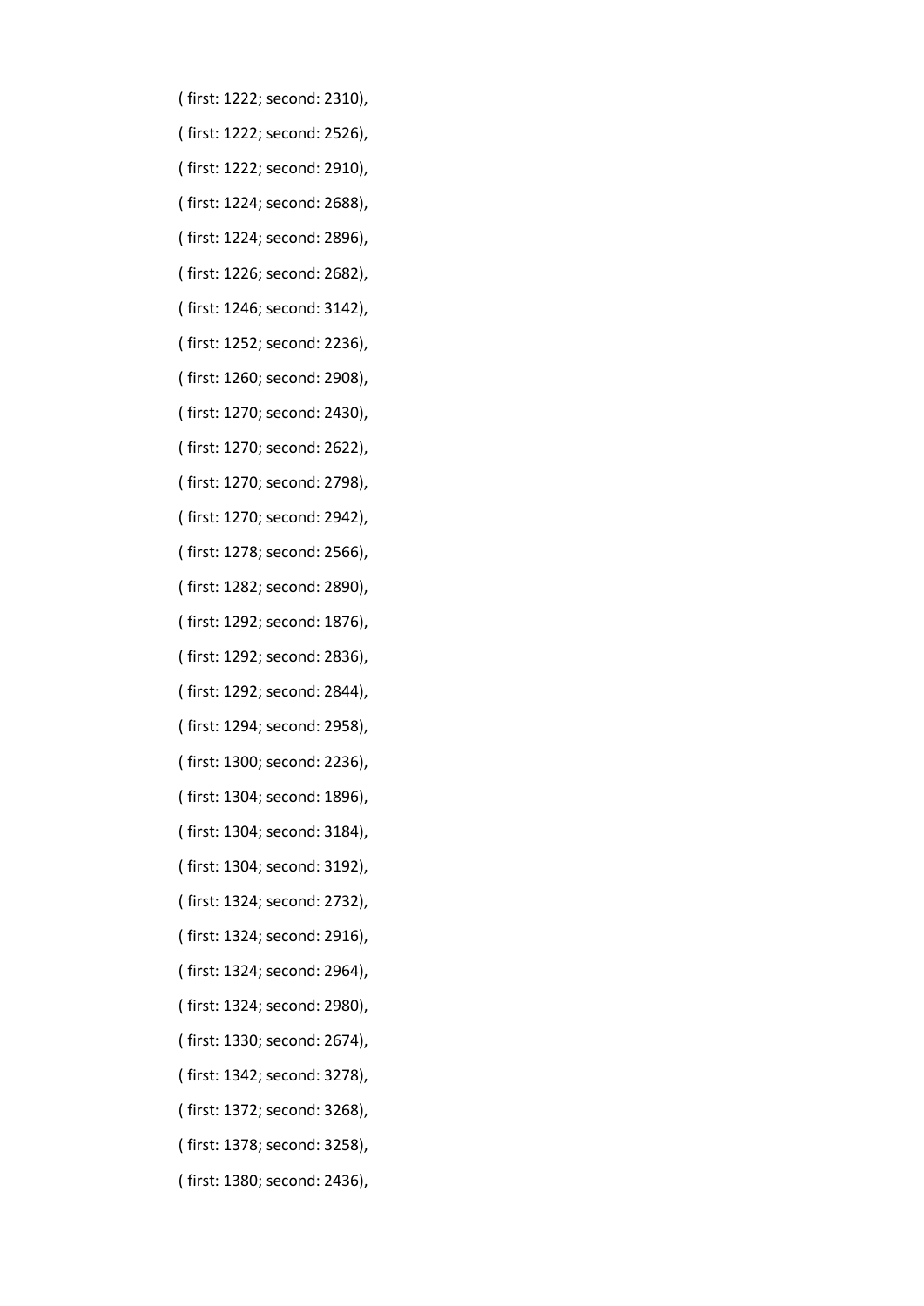( first: 1222; second: 2310),

( first: 1222; second: 2526),

( first: 1222; second: 2910),

( first: 1224; second: 2688),

( first: 1224; second: 2896),

( first: 1226; second: 2682),

( first: 1246; second: 3142),

( first: 1252; second: 2236),

( first: 1260; second: 2908),

( first: 1270; second: 2430),

( first: 1270; second: 2622),

( first: 1270; second: 2798),

( first: 1270; second: 2942),

( first: 1278; second: 2566),

( first: 1282; second: 2890),

( first: 1292; second: 1876),

( first: 1292; second: 2836),

( first: 1292; second: 2844),

( first: 1294; second: 2958),

( first: 1300; second: 2236),

( first: 1304; second: 1896),

( first: 1304; second: 3184),

( first: 1304; second: 3192),

( first: 1324; second: 2732),

( first: 1324; second: 2916),

( first: 1324; second: 2964),

( first: 1324; second: 2980),

( first: 1330; second: 2674),

( first: 1342; second: 3278),

( first: 1372; second: 3268),

( first: 1378; second: 3258),

( first: 1380; second: 2436),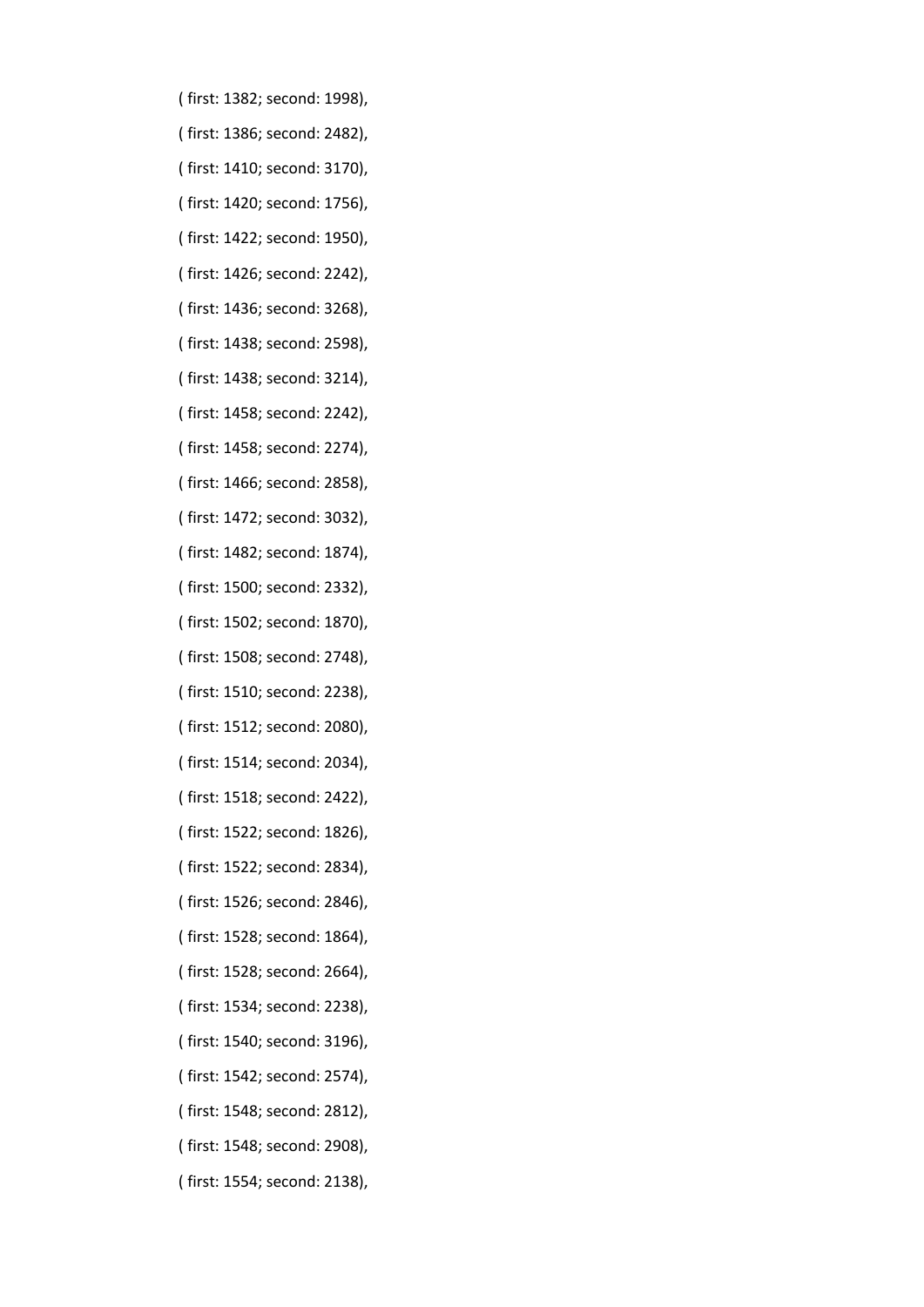( first: 1382; second: 1998),

( first: 1386; second: 2482),

( first: 1410; second: 3170),

( first: 1420; second: 1756),

( first: 1422; second: 1950),

( first: 1426; second: 2242),

( first: 1436; second: 3268),

( first: 1438; second: 2598),

( first: 1438; second: 3214),

( first: 1458; second: 2242),

( first: 1458; second: 2274),

( first: 1466; second: 2858),

( first: 1472; second: 3032),

( first: 1482; second: 1874),

( first: 1500; second: 2332),

( first: 1502; second: 1870),

( first: 1508; second: 2748),

( first: 1510; second: 2238),

( first: 1512; second: 2080),

( first: 1514; second: 2034),

( first: 1518; second: 2422),

( first: 1522; second: 1826),

( first: 1522; second: 2834),

( first: 1526; second: 2846),

( first: 1528; second: 1864),

( first: 1528; second: 2664),

( first: 1534; second: 2238),

( first: 1540; second: 3196),

( first: 1542; second: 2574),

( first: 1548; second: 2812),

( first: 1548; second: 2908),

( first: 1554; second: 2138),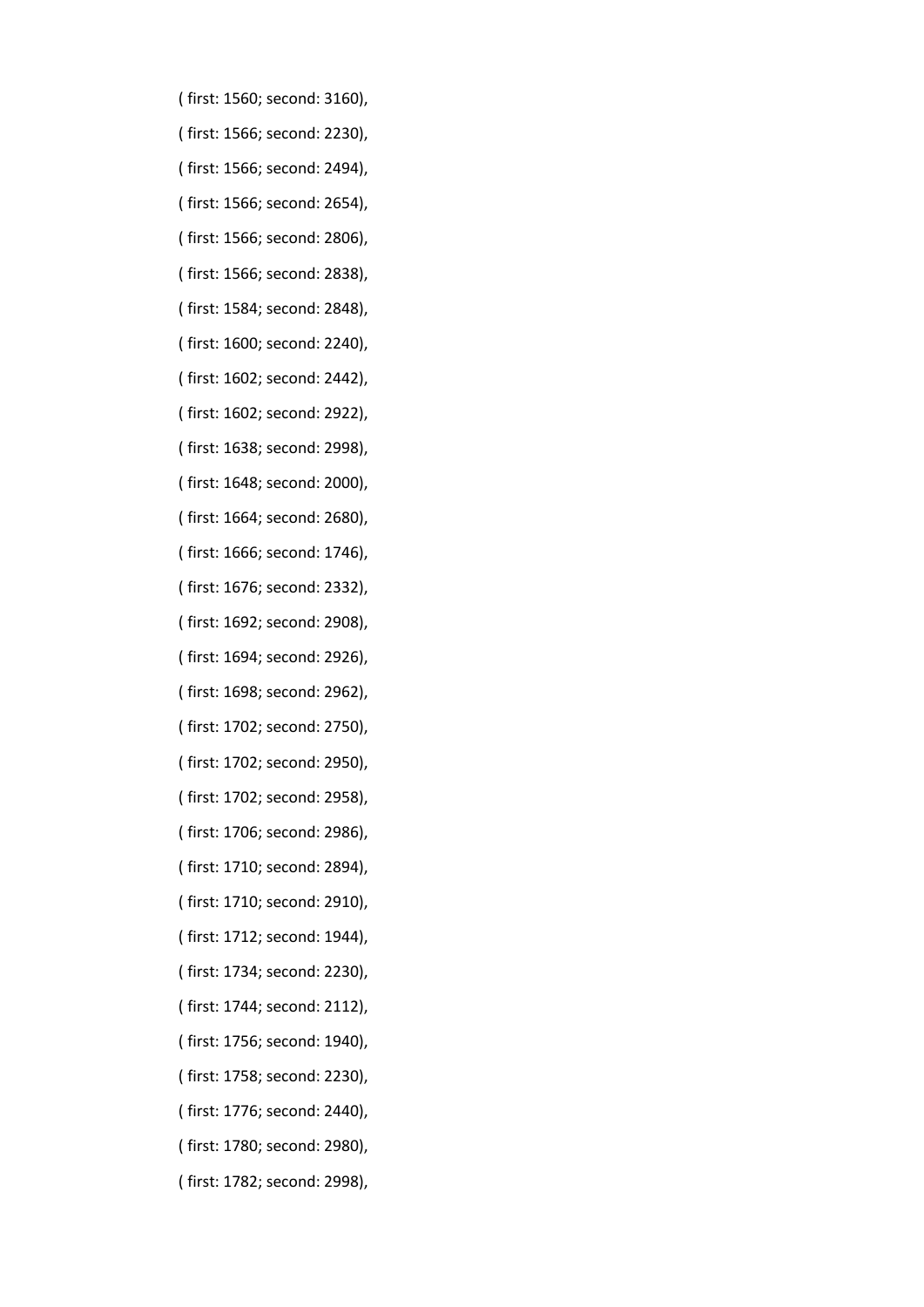( first: 1560; second: 3160),

( first: 1566; second: 2230),

( first: 1566; second: 2494),

( first: 1566; second: 2654),

( first: 1566; second: 2806),

( first: 1566; second: 2838),

( first: 1584; second: 2848),

( first: 1600; second: 2240),

( first: 1602; second: 2442),

( first: 1602; second: 2922),

( first: 1638; second: 2998),

( first: 1648; second: 2000),

( first: 1664; second: 2680),

( first: 1666; second: 1746),

( first: 1676; second: 2332),

( first: 1692; second: 2908),

( first: 1694; second: 2926),

( first: 1698; second: 2962),

( first: 1702; second: 2750),

( first: 1702; second: 2950),

( first: 1702; second: 2958),

( first: 1706; second: 2986),

( first: 1710; second: 2894),

( first: 1710; second: 2910),

( first: 1712; second: 1944),

( first: 1734; second: 2230),

( first: 1744; second: 2112),

( first: 1756; second: 1940),

( first: 1758; second: 2230),

( first: 1776; second: 2440),

( first: 1780; second: 2980),

( first: 1782; second: 2998),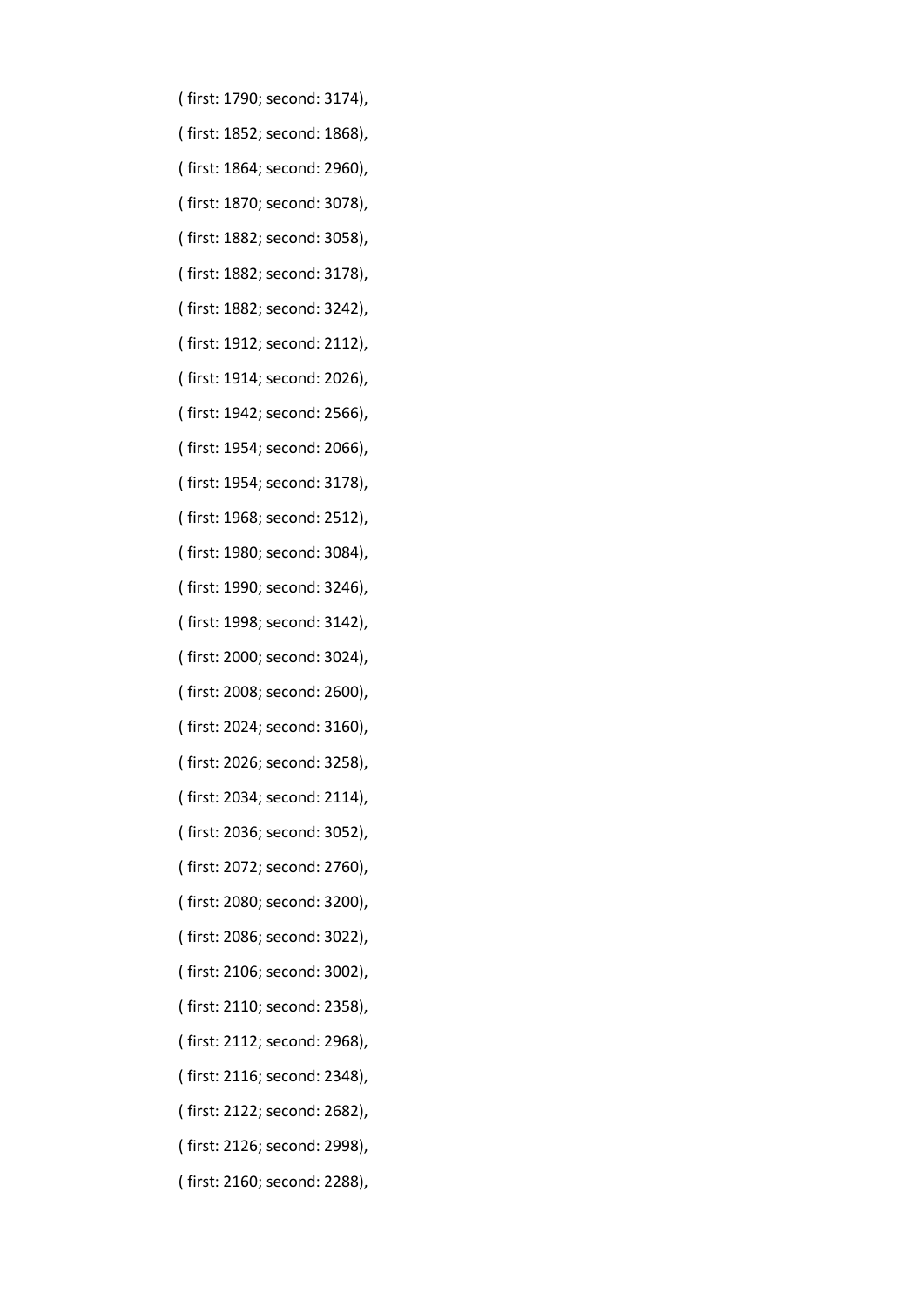( first: 1790; second: 3174),

( first: 1852; second: 1868),

( first: 1864; second: 2960),

( first: 1870; second: 3078),

( first: 1882; second: 3058),

( first: 1882; second: 3178),

( first: 1882; second: 3242),

( first: 1912; second: 2112),

( first: 1914; second: 2026),

( first: 1942; second: 2566),

( first: 1954; second: 2066),

( first: 1954; second: 3178),

( first: 1968; second: 2512),

( first: 1980; second: 3084),

( first: 1990; second: 3246),

( first: 1998; second: 3142),

( first: 2000; second: 3024),

( first: 2008; second: 2600),

( first: 2024; second: 3160),

( first: 2026; second: 3258),

( first: 2034; second: 2114),

( first: 2036; second: 3052),

( first: 2072; second: 2760),

( first: 2080; second: 3200),

( first: 2086; second: 3022),

( first: 2106; second: 3002),

( first: 2110; second: 2358),

( first: 2112; second: 2968),

( first: 2116; second: 2348),

( first: 2122; second: 2682),

( first: 2126; second: 2998),

( first: 2160; second: 2288),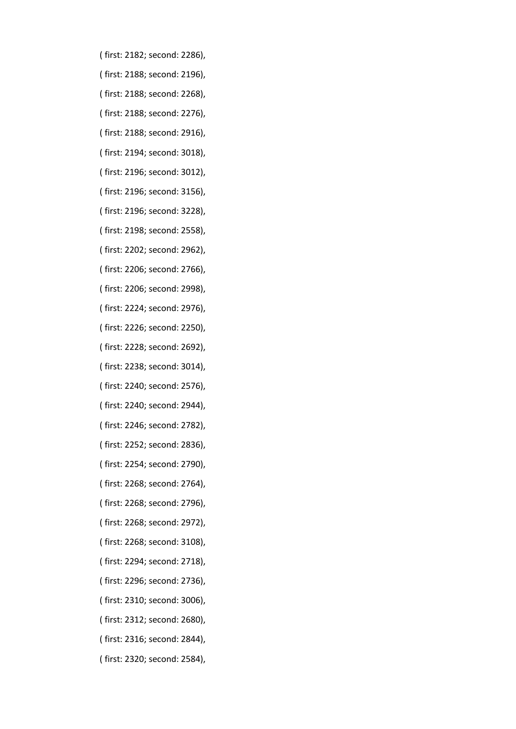( first: 2182; second: 2286),

( first: 2188; second: 2196),

( first: 2188; second: 2268),

( first: 2188; second: 2276),

( first: 2188; second: 2916),

( first: 2194; second: 3018),

( first: 2196; second: 3012),

( first: 2196; second: 3156),

( first: 2196; second: 3228),

( first: 2198; second: 2558),

( first: 2202; second: 2962),

( first: 2206; second: 2766),

( first: 2206; second: 2998),

( first: 2224; second: 2976),

( first: 2226; second: 2250),

( first: 2228; second: 2692),

( first: 2238; second: 3014),

( first: 2240; second: 2576),

( first: 2240; second: 2944),

( first: 2246; second: 2782),

( first: 2252; second: 2836),

( first: 2254; second: 2790),

( first: 2268; second: 2764),

( first: 2268; second: 2796),

( first: 2268; second: 2972),

( first: 2268; second: 3108),

( first: 2294; second: 2718),

( first: 2296; second: 2736),

( first: 2310; second: 3006),

( first: 2312; second: 2680),

( first: 2316; second: 2844),

( first: 2320; second: 2584),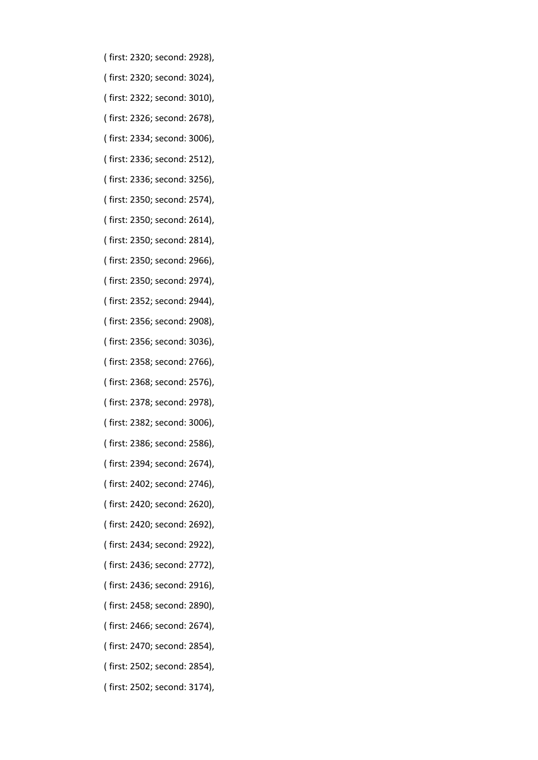( first: 2320; second: 2928),

( first: 2320; second: 3024),

( first: 2322; second: 3010),

( first: 2326; second: 2678),

( first: 2334; second: 3006),

( first: 2336; second: 2512),

( first: 2336; second: 3256),

( first: 2350; second: 2574),

( first: 2350; second: 2614),

( first: 2350; second: 2814),

( first: 2350; second: 2966),

( first: 2350; second: 2974),

( first: 2352; second: 2944),

( first: 2356; second: 2908),

( first: 2356; second: 3036),

( first: 2358; second: 2766),

( first: 2368; second: 2576),

( first: 2378; second: 2978),

( first: 2382; second: 3006),

( first: 2386; second: 2586),

( first: 2394; second: 2674),

( first: 2402; second: 2746),

( first: 2420; second: 2620),

( first: 2420; second: 2692),

( first: 2434; second: 2922),

( first: 2436; second: 2772),

( first: 2436; second: 2916),

( first: 2458; second: 2890),

( first: 2466; second: 2674),

( first: 2470; second: 2854),

( first: 2502; second: 2854),

( first: 2502; second: 3174),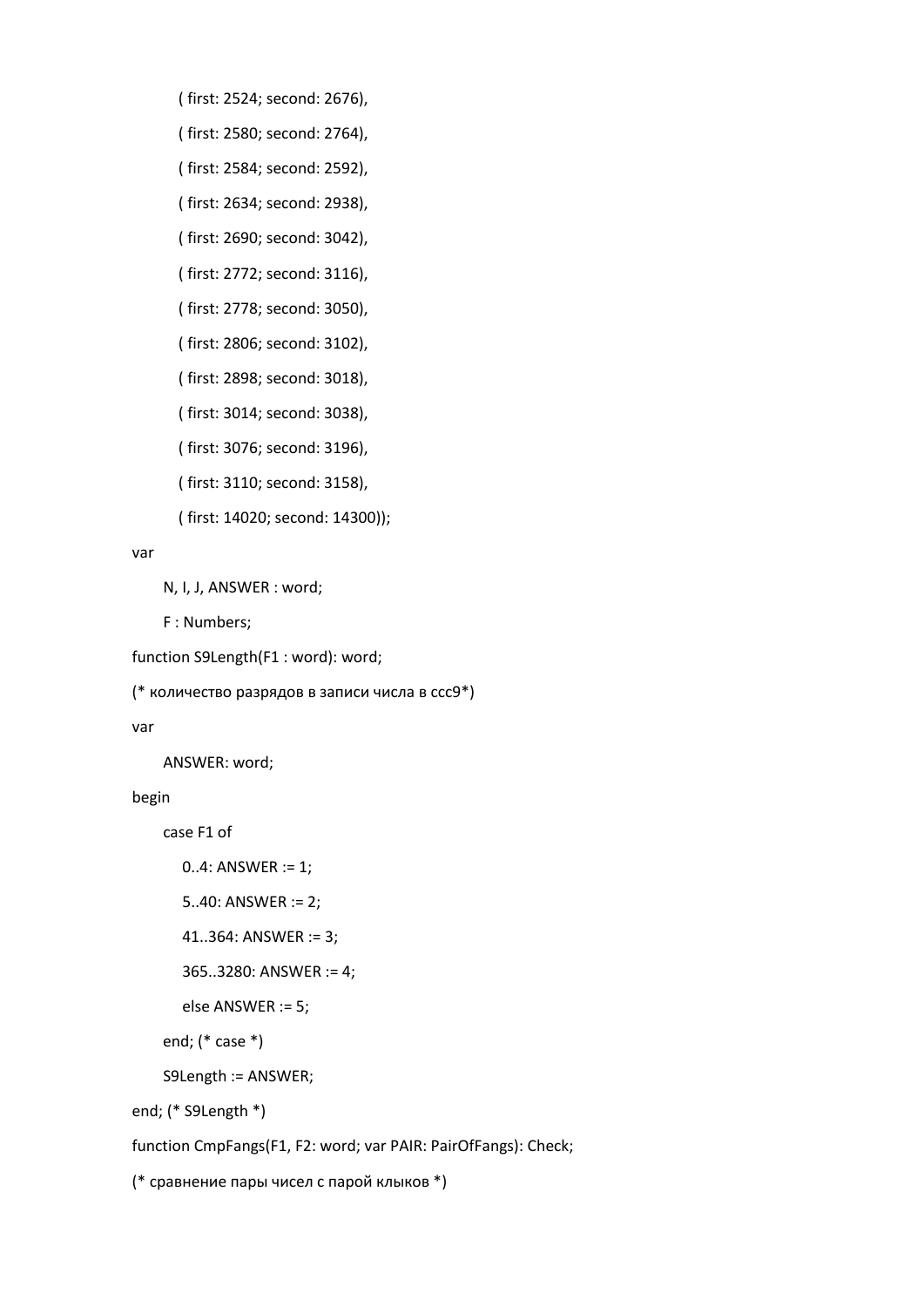```
        ( first: 2524; second: 2676),
        ( first: 2580; second: 2764),
        ( first: 2584; second: 2592),
        ( first: 2634; second: 2938),
        ( first: 2690; second: 3042),
        ( first: 2772; second: 3116),
        ( first: 2778; second: 3050),
        ( first: 2806; second: 3102),
        ( first: 2898; second: 3018),
        ( first: 3014; second: 3038),
        ( first: 3076; second: 3196),
        ( first: 3110; second: 3158),
        ( first: 14020; second: 14300));
var
    N, I, J, ANSWER : word;
    F : Numbers;
function S9Length(F1 : word): word;
(* количество разрядов в записи числа в ссс9*)
var
    ANSWER: word;
begin
    case F1 of
       0..4: ANSWER := 1;
       5..40: ANSWER := 2;
       41..364: ANSWER := 3;
       365..3280: ANSWER := 4;
       else ANSWER := 5;
    end; (* case *)
    S9Length := ANSWER;
end; (* S9Length *)
function CmpFangs(F1, F2: word; var PAIR: PairOfFangs): Check;
(* сравнение пары чисел с парой клыков *)
```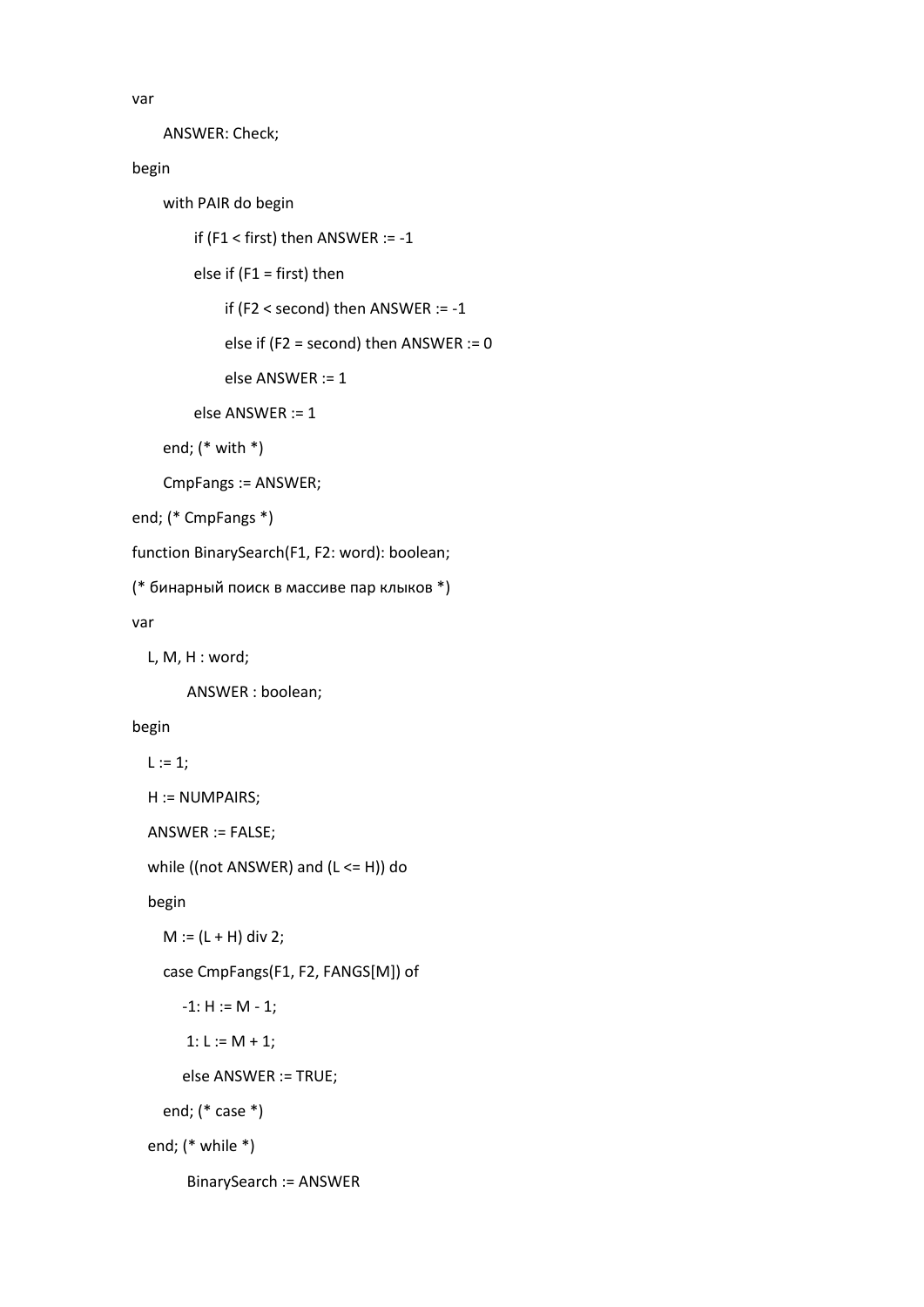```
var
      ANSWER: Check;
begin
      with PAIR do begin
            if (F1 < first) then ANSWER := -1
            else if (F1 = first) then
                  if (F2 < second) then ANSWER := -1
                  else if (F2 = second) then ANSWER := 0
                  else ANSWER := 1
            else ANSWER := 1
      end; (* with *)
      CmpFangs := ANSWER;
end; (* CmpFangs *)
function BinarySearch(F1, F2: word): boolean;
(* бинарный поиск в массиве пар клыков *)
var
   L, M, H : word;
         ANSWER : boolean;
begin
   L := 1;
   H := NUMPAIRS;
   ANSWER := FALSE;
   while ((not ANSWER) and (L <= H)) do
   begin
      M := (L + H) div 2;
      case CmpFangs(F1, F2, FANGS[M]) of
         -1: H := M - 1;
          1: L := M + 1;
         else ANSWER := TRUE;
      end; (* case *)
   end; (* while *)
         BinarySearch := ANSWER
```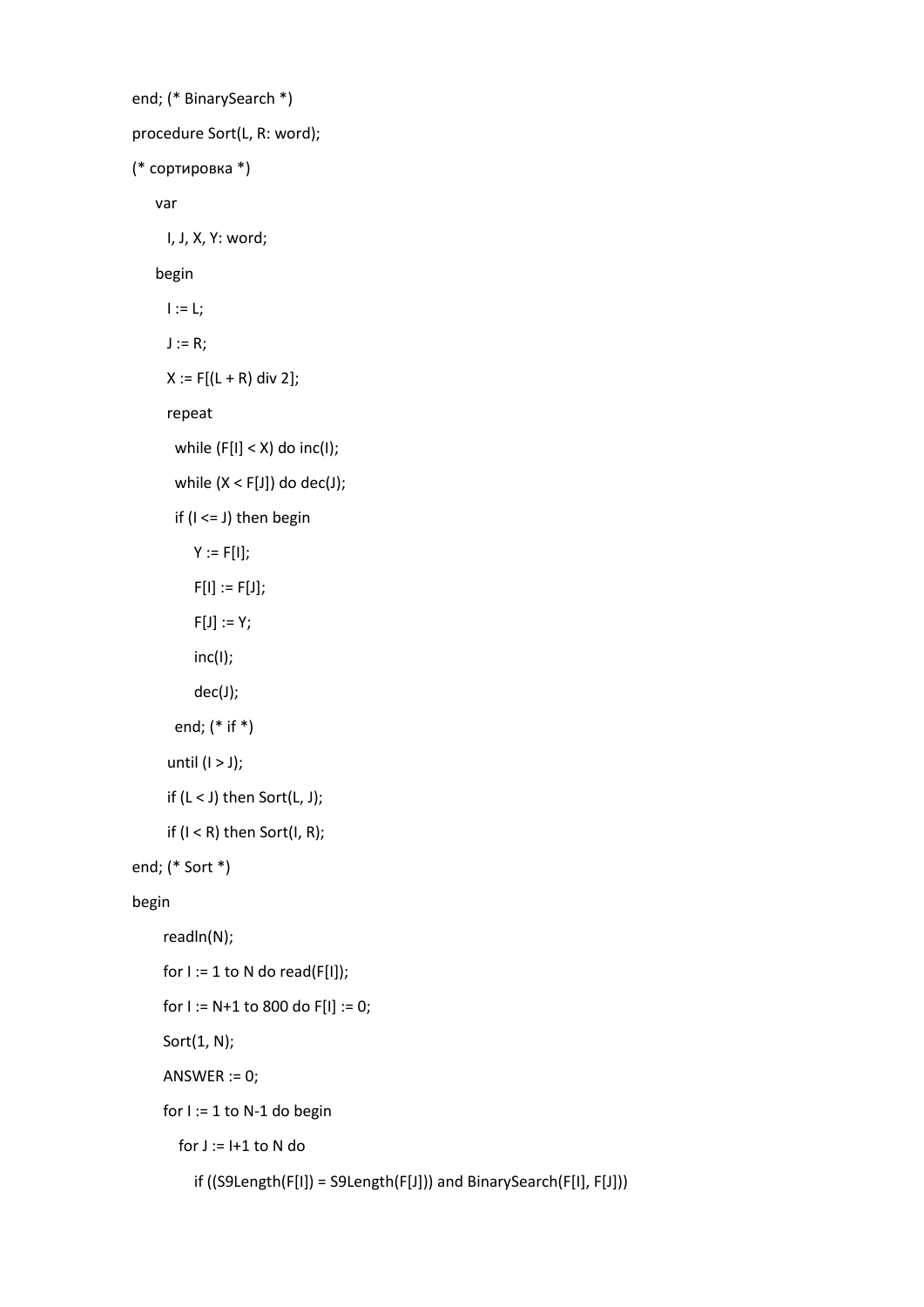```
end; (* BinarySearch *)
procedure Sort(L, R: word);
(* сортировка *)
  var
    I, J, X, Y: word;
  begin
    I := L;
    J := R;
    X := F[(L + R) div 2];
    repeat
      while (F[I] < X) do inc(I);
      while (X < F[J]) do dec(J);
      if (I <= J) then begin
          Y := F[I];
          F[I] := F[J];
          F[J] := Y;
          inc(I);
          dec(J);
      end; (* if *)
    until (I > J);
    if (L < J) then Sort(L, J);
    if (I < R) then Sort(I, R);
end; (* Sort *)
begin
    readln(N);
    for I := 1 to N do read(F[I]);
    for I := N+1 to 800 do F[I] := 0;
    Sort(1, N);
    ANSWER := 0;
    for I := 1 to N-1 do begin
      for J := I+1 to N do
        if ((S9Length(F[I]) = S9Length(F[J])) and BinarySearch(F[I], F[J]))
```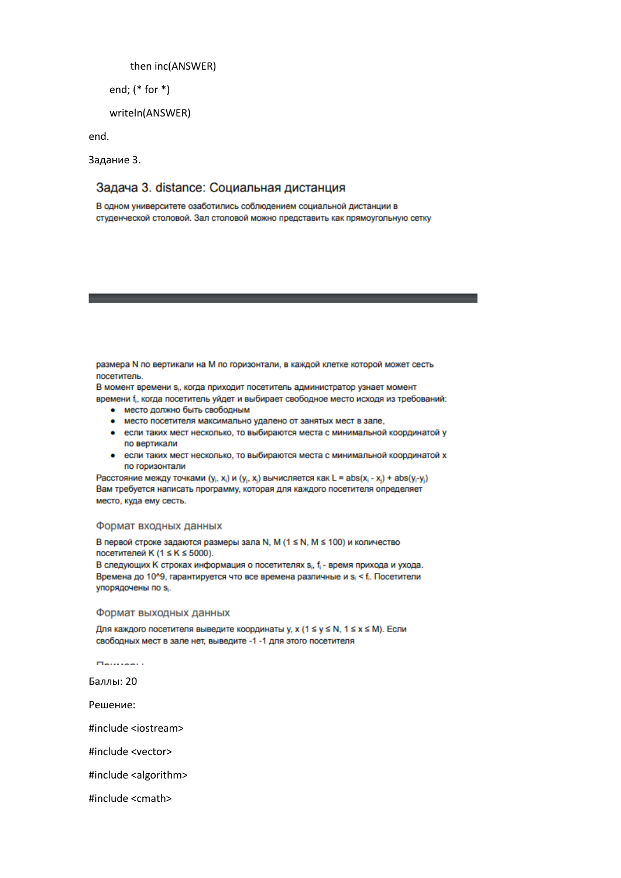```
        then inc(ANSWER)
    end; (* for *)
    writeln(ANSWER)
end.
```

Задание 3.

## Задача 3. distance: Социальная дистанция

В одном университете озаботились соблюдением социальной дистанции в студенческой столовой. Зал столовой можно представить как прямоугольную сетку

размера N по вертикали на M по горизонтали, в каждой клетке которой может сесть посетитель.

В момент времени $s_i$, когда приходит посетитель администратор узнает момент времени $f_i$, когда посетитель уйдет и выбирает свободное место исходя из требований:

- место должно быть свободным
- место посетителя максимально удалено от занятых мест в зале,
- если таких мест несколько, то выбираются места с минимальной координатой y по вертикали
- если таких мест несколько, то выбираются места с минимальной координатой x по горизонтали

Расстояние между точками $(y_i, x_i)$ и $(y_j, x_j)$ вычисляется как $L = abs(x_i - x_j) + abs(y_i - y_j)$

Вам требуется написать программу, которая для каждого посетителя определяет место, куда ему сесть.

### Формат входных данных

В первой строке задаются размеры зала N, M ($1 \leq N, M \leq 100$) и количество посетителей K ($1 \leq K \leq 5000$).

В следующих K строках информация о посетителях $s_i$, $f_i$ - время прихода и ухода. Времена до 10^9, гарантируется что все времена различные и $s_i < f_i$. Посетители упорядочены по $s_i$.

### Формат выходных данных

Для каждого посетителя выведите координаты y, x ($1 \leq y \leq N$, $1 \leq x \leq M$). Если свободных мест в зале нет, выведите -1 -1 для этого посетителя

Баллы: 20

Решение:

```
#include <iostream>
#include <vector>
#include <algorithm>
#include <cmath>
```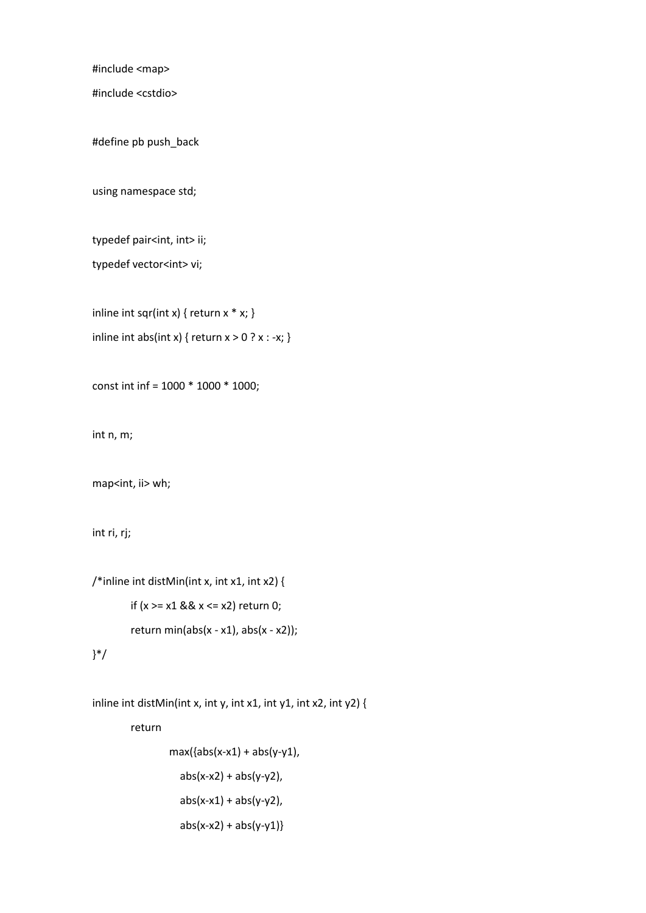```
#include <map>
#include <cstdio>

#define pb push_back

using namespace std;

typedef pair<int, int> ii;
typedef vector<int> vi;

inline int sqr(int x) { return x * x; }
inline int abs(int x) { return x > 0 ? x : -x; }

const int inf = 1000 * 1000 * 1000;

int n, m;

map<int, ii> wh;

int ri, rj;

/*inline int distMin(int x, int x1, int x2) {
	if (x >= x1 && x <= x2) return 0;
	return min(abs(x - x1), abs(x - x2));
}*/

inline int distMin(int x, int y, int x1, int y1, int x2, int y2) {
	return
		max({abs(x-x1) + abs(y-y1),
		   abs(x-x2) + abs(y-y2),
		   abs(x-x1) + abs(y-y2),
		   abs(x-x2) + abs(y-y1)}
```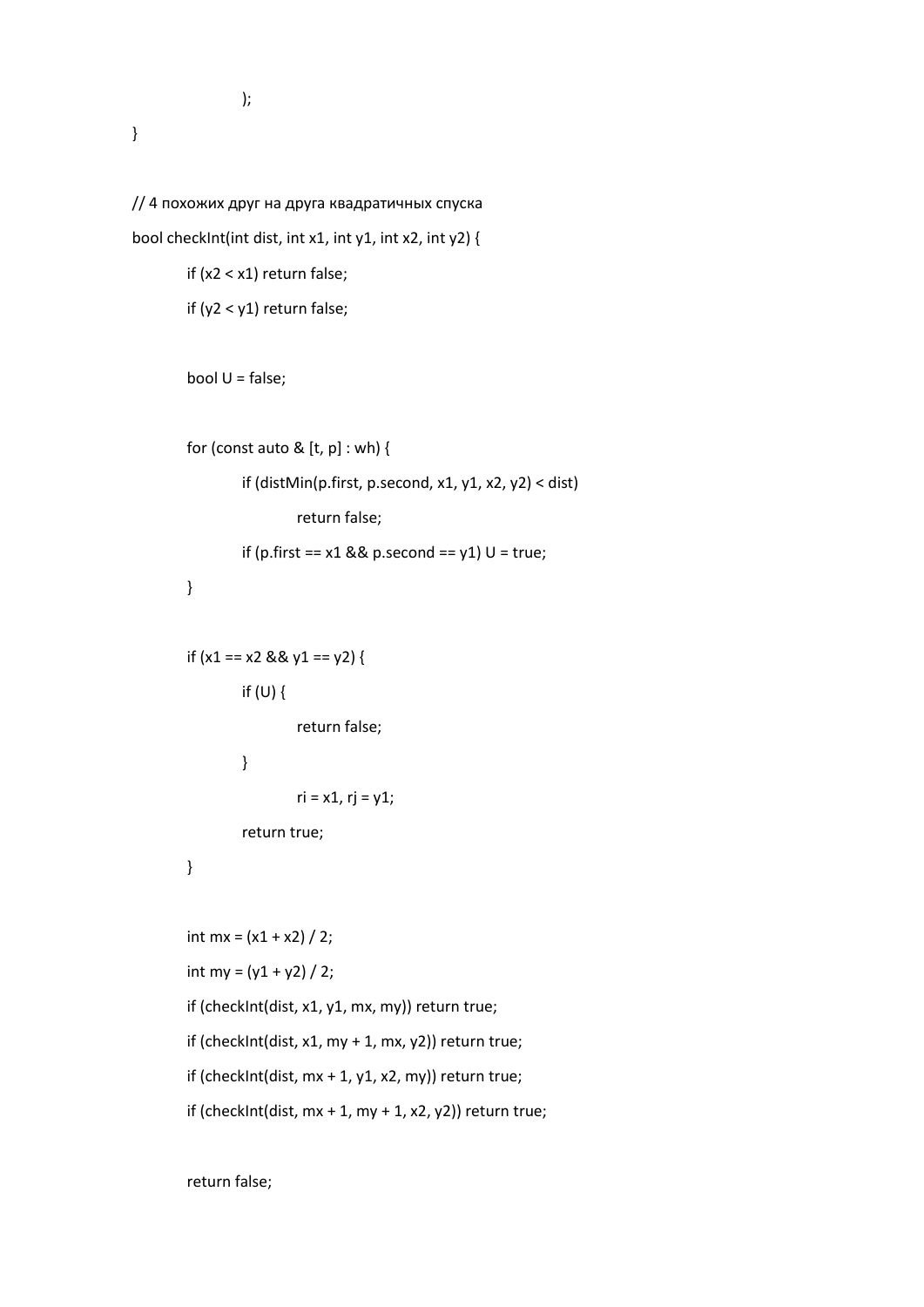```
            );
}

// 4 похожих друг на друга квадратичных спуска
bool checkInt(int dist, int x1, int y1, int x2, int y2) {
      if (x2 < x1) return false;
      if (y2 < y1) return false;

      bool U = false;

      for (const auto & [t, p] : wh) {
            if (distMin(p.first, p.second, x1, y1, x2, y2) < dist)
                  return false;
            if (p.first == x1 && p.second == y1) U = true;
      }

      if (x1 == x2 && y1 == y2) {
            if (U) {
                  return false;
            }
                  ri = x1, rj = y1;
            return true;
      }

      int mx = (x1 + x2) / 2;
      int my = (y1 + y2) / 2;
      if (checkInt(dist, x1, y1, mx, my)) return true;
      if (checkInt(dist, x1, my + 1, mx, y2)) return true;
      if (checkInt(dist, mx + 1, y1, x2, my)) return true;
      if (checkInt(dist, mx + 1, my + 1, x2, y2)) return true;

      return false;
```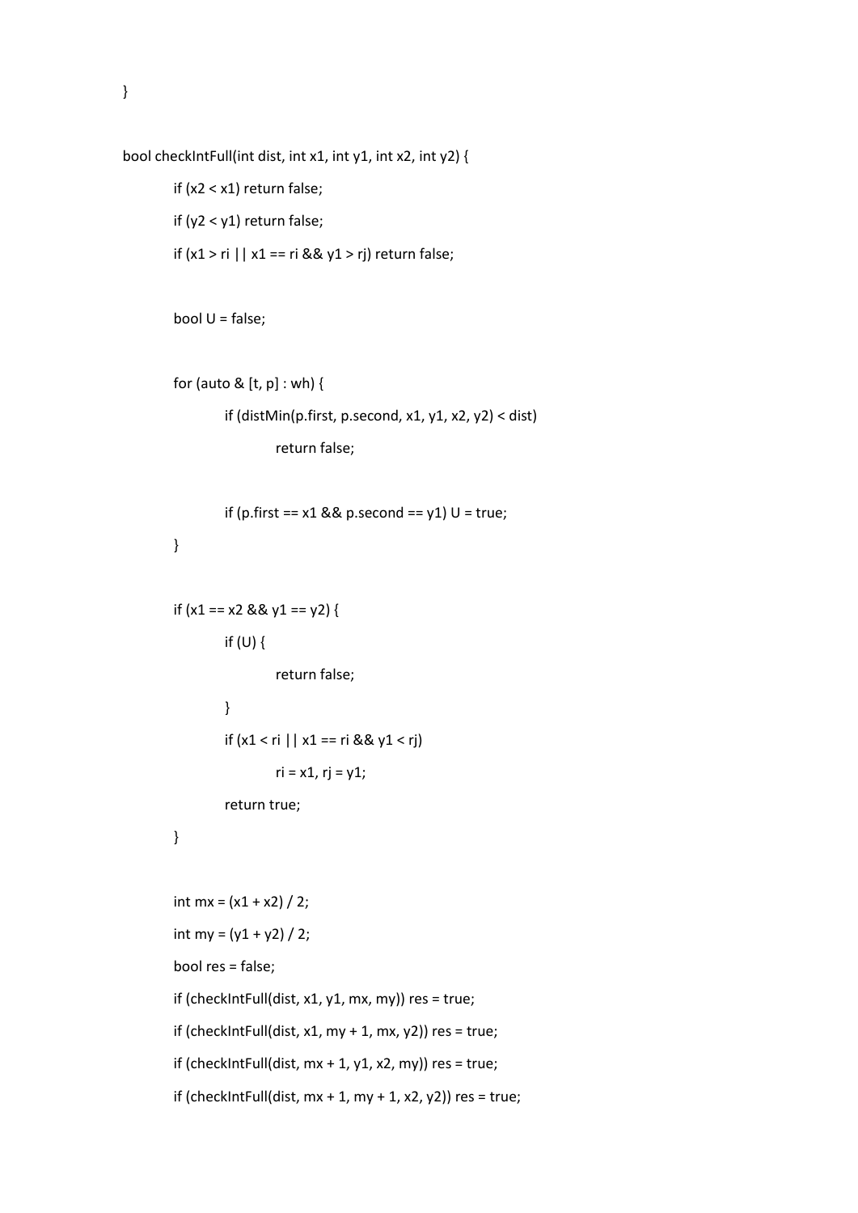```
}

bool checkIntFull(int dist, int x1, int y1, int x2, int y2) {
	if (x2 < x1) return false;
	if (y2 < y1) return false;
	if (x1 > ri || x1 == ri && y1 > rj) return false;

	bool U = false;

	for (auto & [t, p] : wh) {
		if (distMin(p.first, p.second, x1, y1, x2, y2) < dist)
			return false;

		if (p.first == x1 && p.second == y1) U = true;
	}

	if (x1 == x2 && y1 == y2) {
		if (U) {
			return false;
		}
		if (x1 < ri || x1 == ri && y1 < rj)
			ri = x1, rj = y1;
		return true;
	}

	int mx = (x1 + x2) / 2;
	int my = (y1 + y2) / 2;
	bool res = false;
	if (checkIntFull(dist, x1, y1, mx, my)) res = true;
	if (checkIntFull(dist, x1, my + 1, mx, y2)) res = true;
	if (checkIntFull(dist, mx + 1, y1, x2, my)) res = true;
	if (checkIntFull(dist, mx + 1, my + 1, x2, y2)) res = true;
```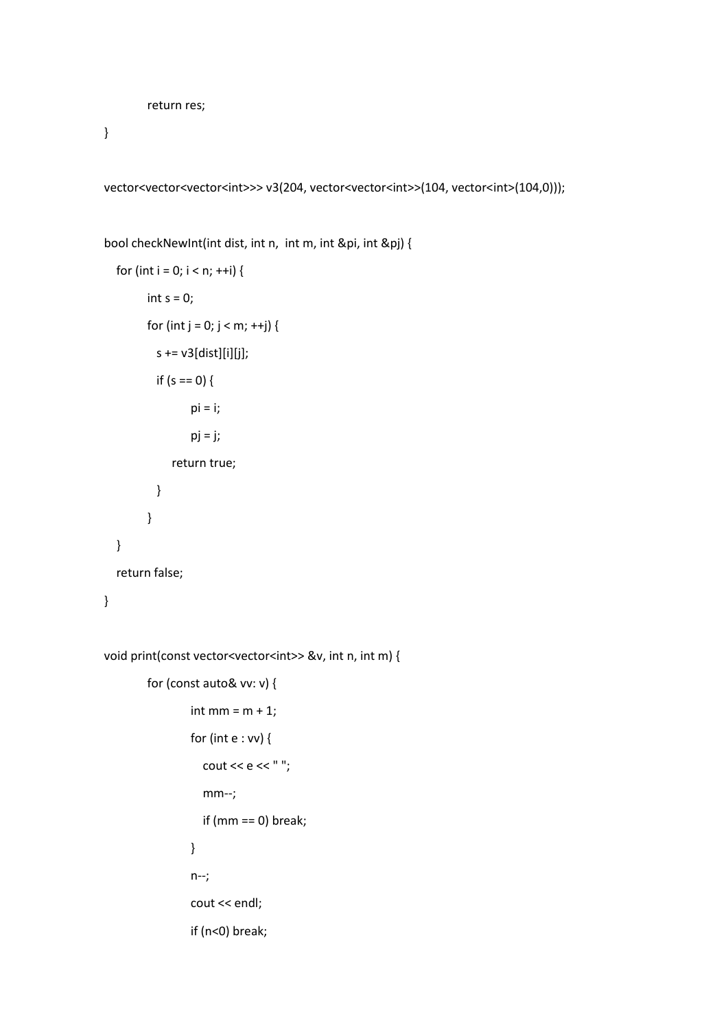```
        return res;
}

vector<vector<vector<int>>> v3(204, vector<vector<int>>(104, vector<int>(104,0)));

bool checkNewInt(int dist, int n,  int m, int &pi, int &pj) {
   for (int i = 0; i < n; ++i) {
        int s = 0;
        for (int j = 0; j < m; ++j) {
          s += v3[dist][i][j];
          if (s == 0) {
                pi = i;
                pj = j;
              return true;
          }
        }
   }
   return false;
}

void print(const vector<vector<int>> &v, int n, int m) {
        for (const auto& vv: v) {
                int mm = m + 1;
                for (int e : vv) {
                   cout << e << " ";
                   mm--;
                   if (mm == 0) break;
                }
                n--;
                cout << endl;
                if (n<0) break;
```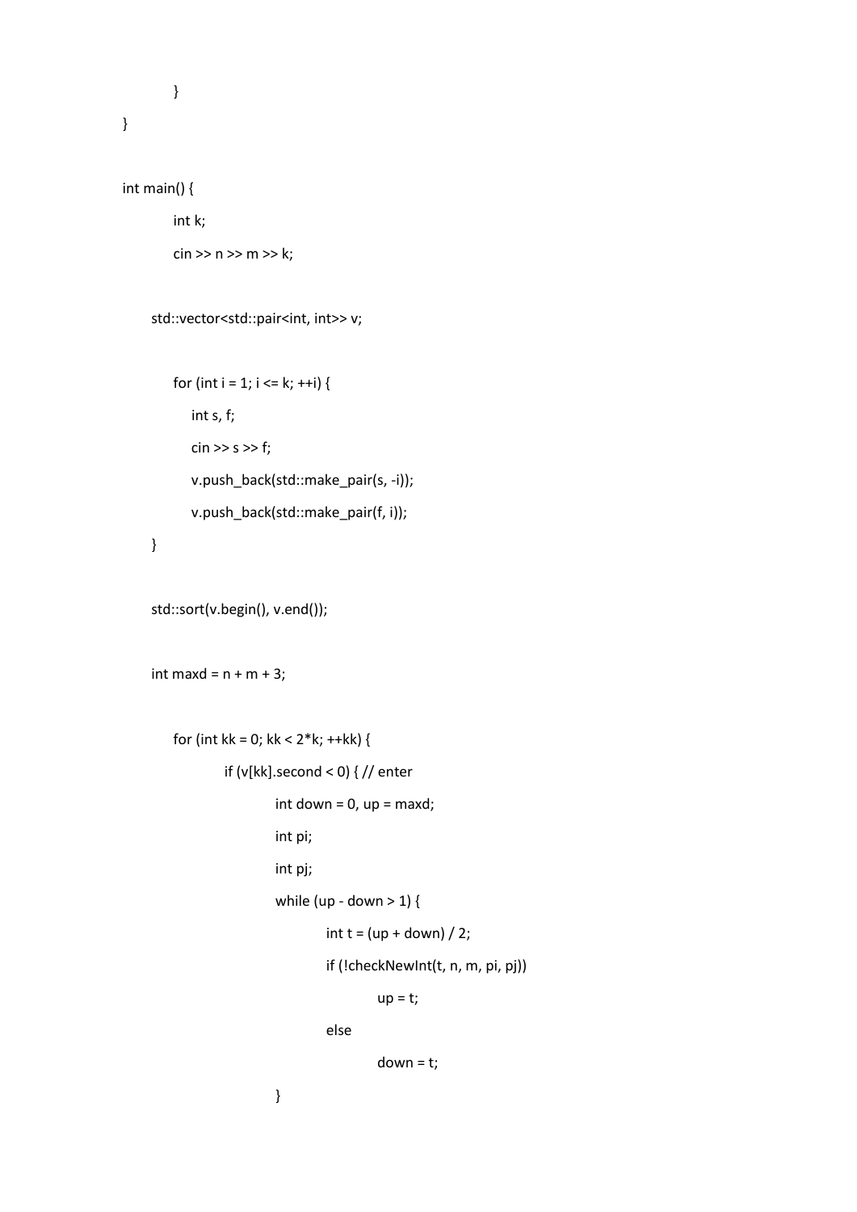```
        }
}

int main() {
        int k;
        cin >> n >> m >> k;

    std::vector<std::pair<int, int>> v;

        for (int i = 1; i <= k; ++i) {
            int s, f;
            cin >> s >> f;
            v.push_back(std::make_pair(s, -i));
            v.push_back(std::make_pair(f, i));
    }

    std::sort(v.begin(), v.end());

    int maxd = n + m + 3;

        for (int kk = 0; kk < 2*k; ++kk) {
                if (v[kk].second < 0) { // enter
                        int down = 0, up = maxd;
                        int pi;
                        int pj;
                        while (up - down > 1) {
                                int t = (up + down) / 2;
                                if (!checkNewInt(t, n, m, pi, pj))
                                        up = t;
                                else
                                        down = t;
                        }
```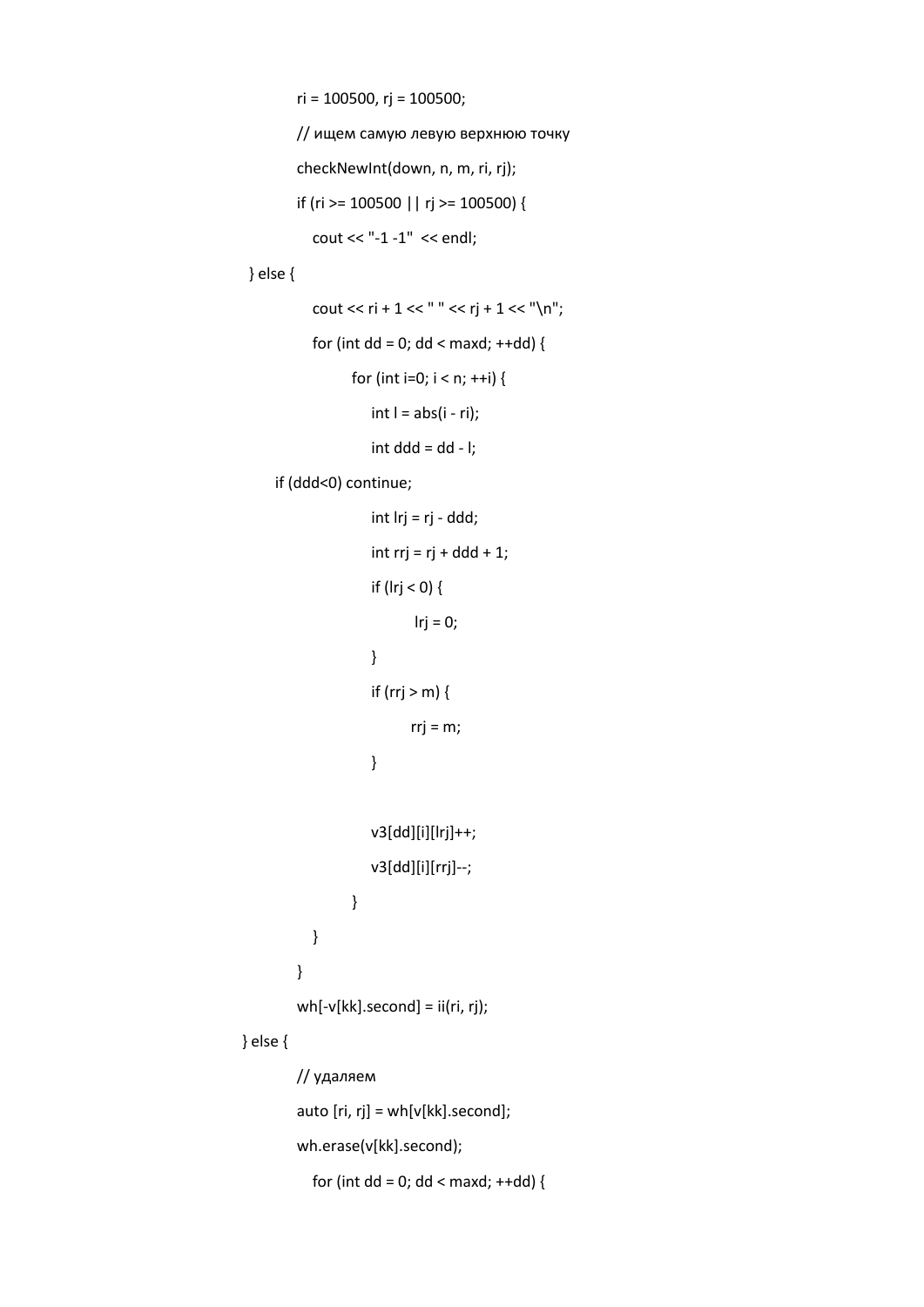```
            ri = 100500, rj = 100500;
            // ищем самую левую верхнюю точку
            checkNewInt(down, n, m, ri, rj);
            if (ri >= 100500 || rj >= 100500) {
               cout << "-1 -1"  << endl;
    } else {
               cout << ri + 1 << " " << rj + 1 << "\n";
               for (int dd = 0; dd < maxd; ++dd) {
                     for (int i=0; i < n; ++i) {
                        int l = abs(i - ri);
                        int ddd = dd - l;
        if (ddd<0) continue;
                        int lrj = rj - ddd;
                        int rrj = rj + ddd + 1;
                        if (lrj < 0) {
                                lrj = 0;
                        }
                        if (rrj > m) {
                               rrj = m;
                        }


                        v3[dd][i][lrj]++;
                        v3[dd][i][rrj]--;
                     }
               }
            }
            wh[-v[kk].second] = ii(ri, rj);
   } else {
            // удаляем
            auto [ri, rj] = wh[v[kk].second];
            wh.erase(v[kk].second);
               for (int dd = 0; dd < maxd; ++dd) {
```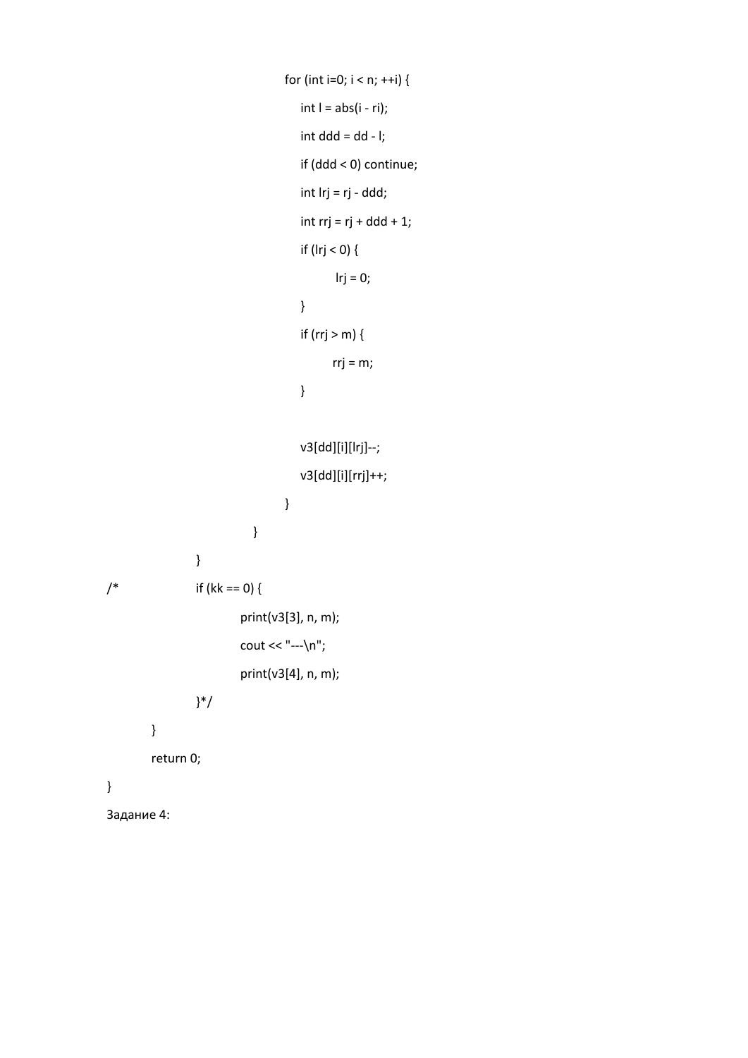```
                        for (int i=0; i < n; ++i) {
                            int l = abs(i - ri);
                            int ddd = dd - l;
                            if (ddd < 0) continue;
                            int lrj = rj - ddd;
                            int rrj = rj + ddd + 1;
                            if (lrj < 0) {
                                 lrj = 0;
                            }
                            if (rrj > m) {
                                 rrj = m;
                            }

                            v3[dd][i][lrj]--;
                            v3[dd][i][rrj]++;
                        }
                    }
            }
/*          if (kk == 0) {
                print(v3[3], n, m);
                cout << "---\n";
                print(v3[4], n, m);
            }*/
    }
    return 0;
}
```

Задание 4: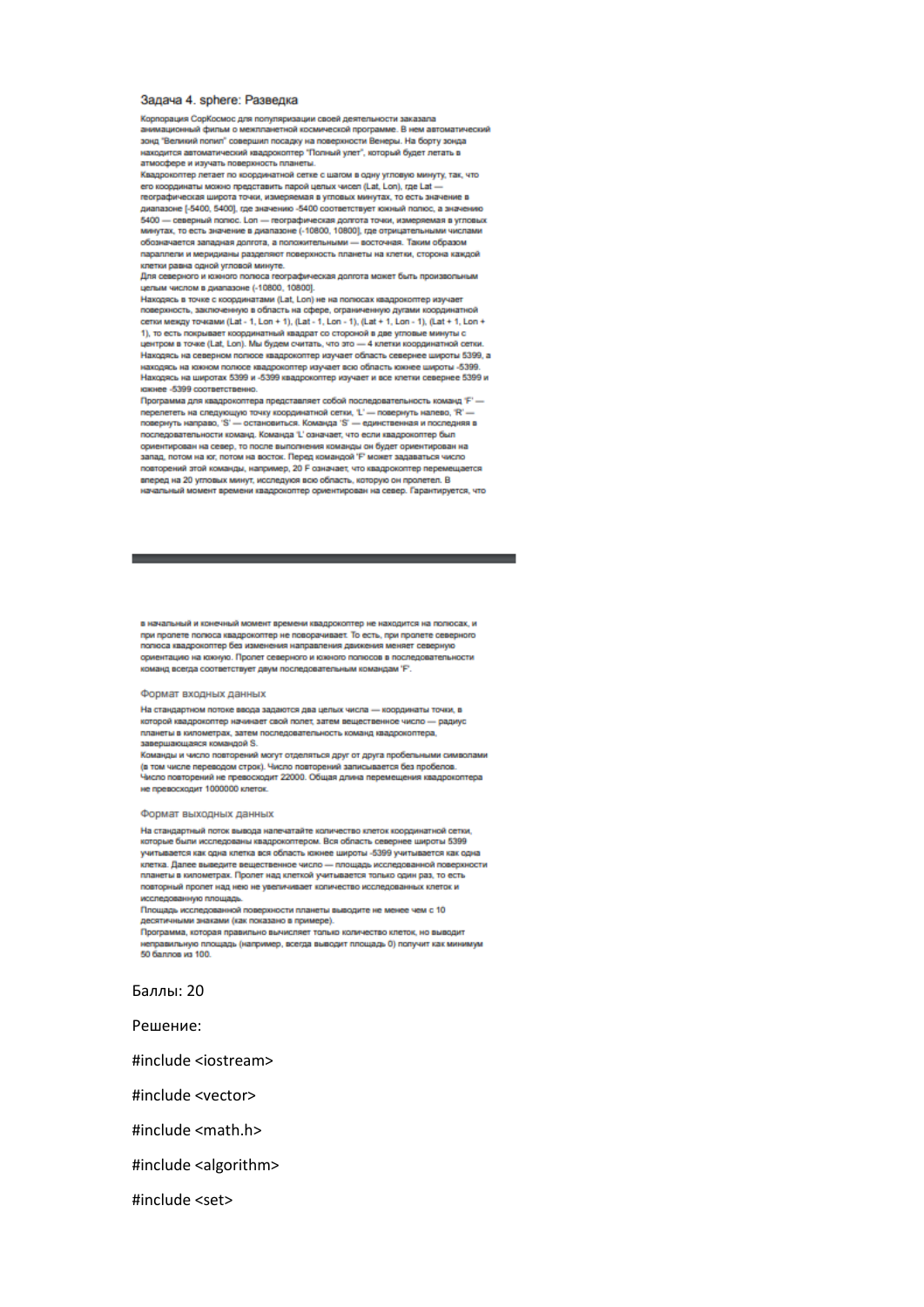## Задача 4. sphere: Разведка

Корпорация СорКосмос для популяризации своей деятельности заказала анимационный фильм о межпланетной космической программе. В нем автоматический зонд "Великий попил" совершил посадку на поверхности Венеры. На борту зонда находится автоматический квадрокоптер "Полный улет", который будет летать в атмосфере и изучать поверхность планеты.

Квадрокоптер летает по координатной сетке с шагом в одну угловую минуту, так, что его координаты можно представить парой целых чисел (Lat, Lon), где Lat — географическая широта точки, измеряемая в угловых минутах, то есть значение в диапазоне [-5400, 5400], где значению -5400 соответствует южный полюс, а значению 5400 — северный полюс. Lon — географическая долгота точки, измеряемая в угловых минутах, то есть значение в диапазоне (-10800, 10800], где отрицательными числами обозначается западная долгота, а положительными — восточная. Таким образом параллели и меридианы разделяют поверхность планеты на клетки, сторона каждой клетки равна одной угловой минуте.

Для северного и южного полюса географическая долгота может быть произвольным целым числом в диапазоне (-10800, 10800].

Находясь в точке с координатами (Lat, Lon) не на полюсах квадрокоптер изучает поверхность, заключенную в область на сфере, ограниченную дугами координатной сетки между точками (Lat - 1, Lon + 1), (Lat - 1, Lon - 1), (Lat + 1, Lon - 1), (Lat + 1, Lon + 1), то есть покрывает координатный квадрат со стороной в две угловые минуты с центром в точке (Lat, Lon). Мы будем считать, что это — 4 клетки координатной сетки. Находясь на северном полюсе квадрокоптер изучает область севернее широты 5399, а находясь на южном полюсе квадрокоптер изучает всю область южнее широты -5399. Находясь на широтах 5399 и -5399 квадрокоптер изучает и все клетки севернее 5399 и южнее -5399 соответственно.

Программа для квадрокоптера представляет собой последовательность команд 'F' — перелететь на следующую точку координатной сетки, 'L' — повернуть налево, 'R' — повернуть направо, 'S' — остановиться. Команда 'S' — единственная и последняя в последовательности команд. Команда 'L' означает, что если квадрокоптер был ориентирован на север, то после выполнения команды он будет ориентирован на запад, потом на юг, потом на восток. Перед командой 'F' может задаваться число повторений этой команды, например, 20 F означает, что квадрокоптер перемещается вперед на 20 угловых минут, исследуя всю область, которую он пролетел. В начальный момент времени квадрокоптер ориентирован на север. Гарантируется, что в начальный и конечный момент времени квадрокоптер не находится на полюсах, и при пролете полюса квадрокоптер не поворачивает. То есть, при пролете северного полюса квадрокоптер без изменения направления движения меняет северную ориентацию на южную. Пролет северного и южного полюсов в последовательности команд всегда соответствует двум последовательным командам 'F'.

### Формат входных данных

На стандартном потоке ввода задаются два целых числа — координаты точки, в которой квадрокоптер начинает свой полет, затем вещественное число — радиус планеты в километрах, затем последовательность команд квадрокоптера, завершающаяся командой S.

Команды и число повторений могут отделяться друг от друга пробельными символами (в том числе переводом строк). Число повторений записывается без пробелов. Число повторений не превосходит 22000. Общая длина перемещения квадрокоптера не превосходит 1000000 клеток.

### Формат выходных данных

На стандартный поток вывода напечатайте количество клеток координатной сетки, которые были исследованы квадрокоптером. Вся область севернее широты 5399 учитывается как одна клетка вся область южнее широты -5399 учитывается как одна клетка. Далее выведите вещественное число — площадь исследованной поверхности планеты в километрах. Пролет над клеткой учитывается только один раз, то есть повторный пролет над нею не увеличивает количество исследованных клеток и исследованную площадь.

Площадь исследованной поверхности планеты выводите не менее чем с 10 десятичными знаками (как показано в примере).

Программа, которая правильно вычисляет только количество клеток, но выводит неправильную площадь (например, всегда выводит площадь 0) получит как минимум 50 баллов из 100.

Баллы: 20

Решение:

```
#include <iostream>
#include <vector>
#include <math.h>
#include <algorithm>
#include <set>
```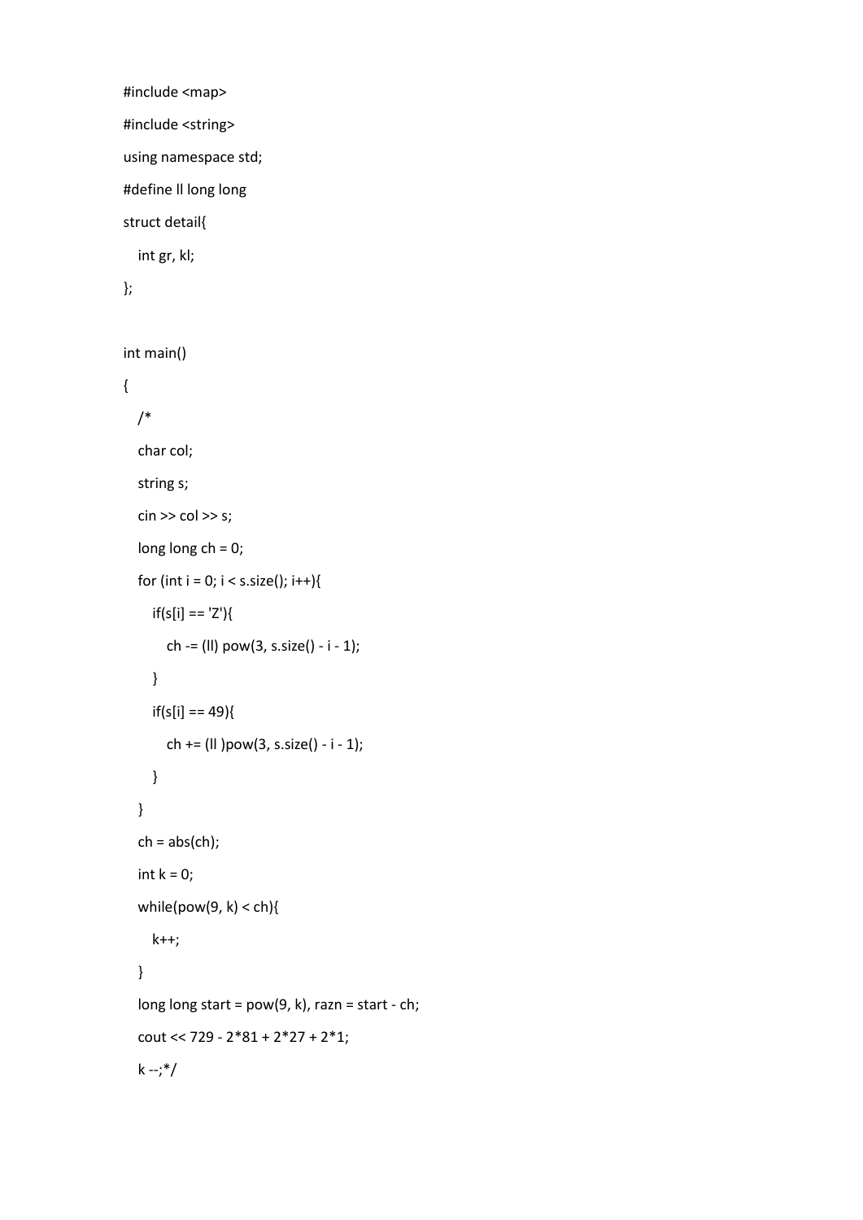```cpp
#include <map>
#include <string>
using namespace std;
#define ll long long
struct detail{
   int gr, kl;
};

int main()
{
   /*
   char col;
   string s;
   cin >> col >> s;
   long long ch = 0;
   for (int i = 0; i < s.size(); i++){
      if(s[i] == 'Z'){
         ch -= (ll) pow(3, s.size() - i - 1);
      }
      if(s[i] == 49){
         ch += (ll )pow(3, s.size() - i - 1);
      }
   }
   ch = abs(ch);
   int k = 0;
   while(pow(9, k) < ch){
      k++;
   }
   long long start = pow(9, k), razn = start - ch;
   cout << 729 - 2*81 + 2*27 + 2*1;
   k --;*/
```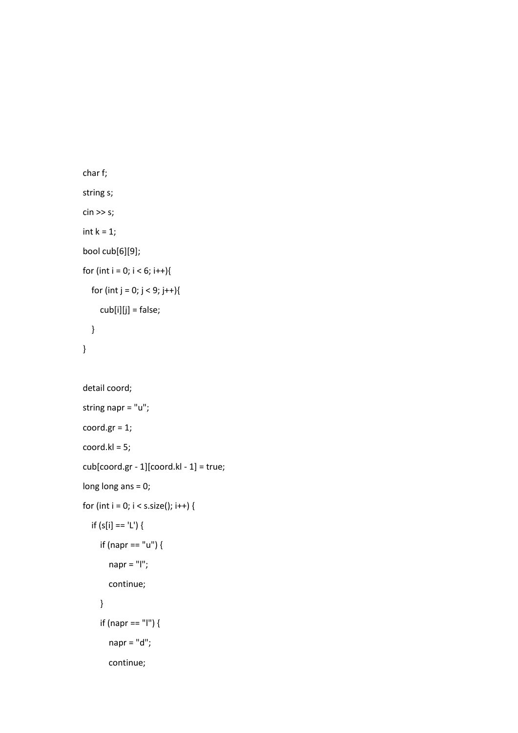```
char f;
string s;
cin >> s;
int k = 1;
bool cub[6][9];
for (int i = 0; i < 6; i++){
   for (int j = 0; j < 9; j++){
      cub[i][j] = false;
   }
}

detail coord;
string napr = "u";
coord.gr = 1;
coord.kl = 5;
cub[coord.gr - 1][coord.kl - 1] = true;
long long ans = 0;
for (int i = 0; i < s.size(); i++) {
   if (s[i] == 'L') {
      if (napr == "u") {
         napr = "l";
         continue;
      }
      if (napr == "l") {
         napr = "d";
         continue;
```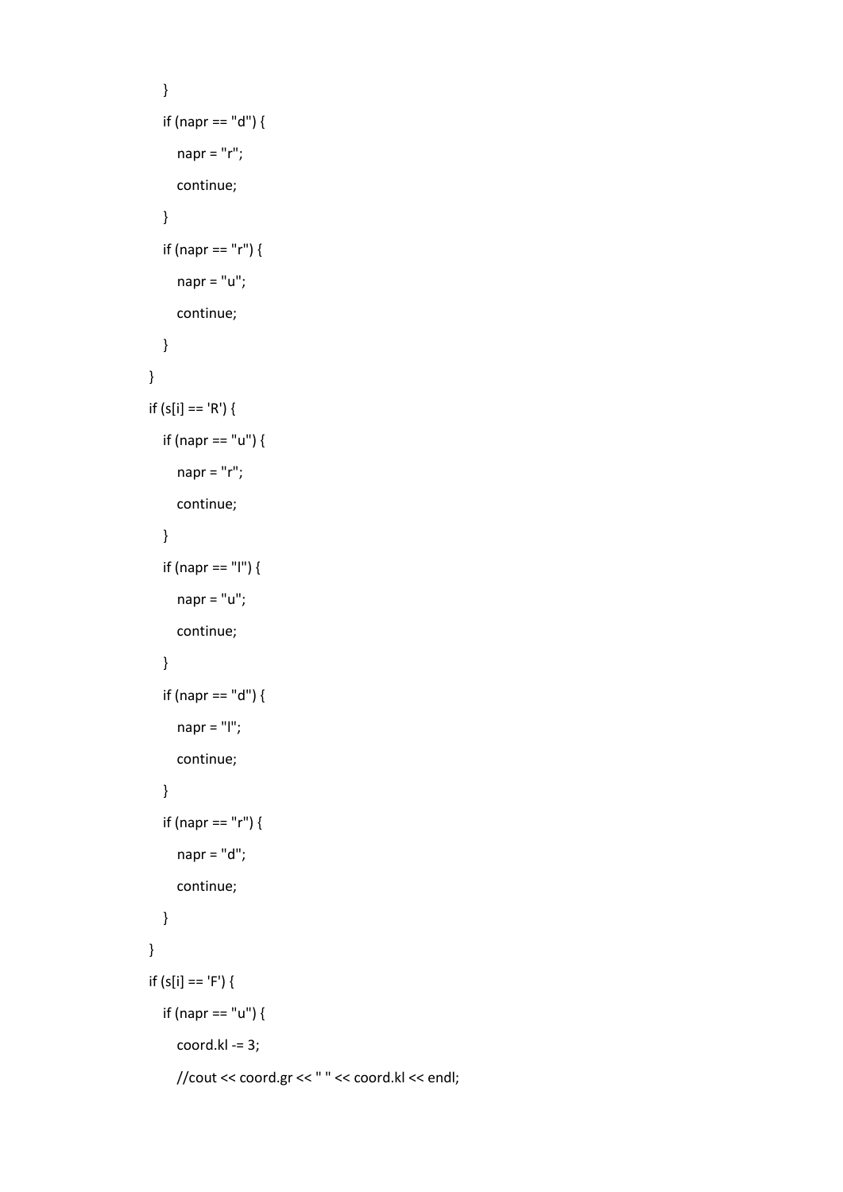```
    }
    if (napr == "d") {
        napr = "r";
        continue;
    }
    if (napr == "r") {
        napr = "u";
        continue;
    }
}
if (s[i] == 'R') {
    if (napr == "u") {
        napr = "r";
        continue;
    }
    if (napr == "l") {
        napr = "u";
        continue;
    }
    if (napr == "d") {
        napr = "l";
        continue;
    }
    if (napr == "r") {
        napr = "d";
        continue;
    }
}
if (s[i] == 'F') {
    if (napr == "u") {
        coord.kl -= 3;
        //cout << coord.gr << " " << coord.kl << endl;
```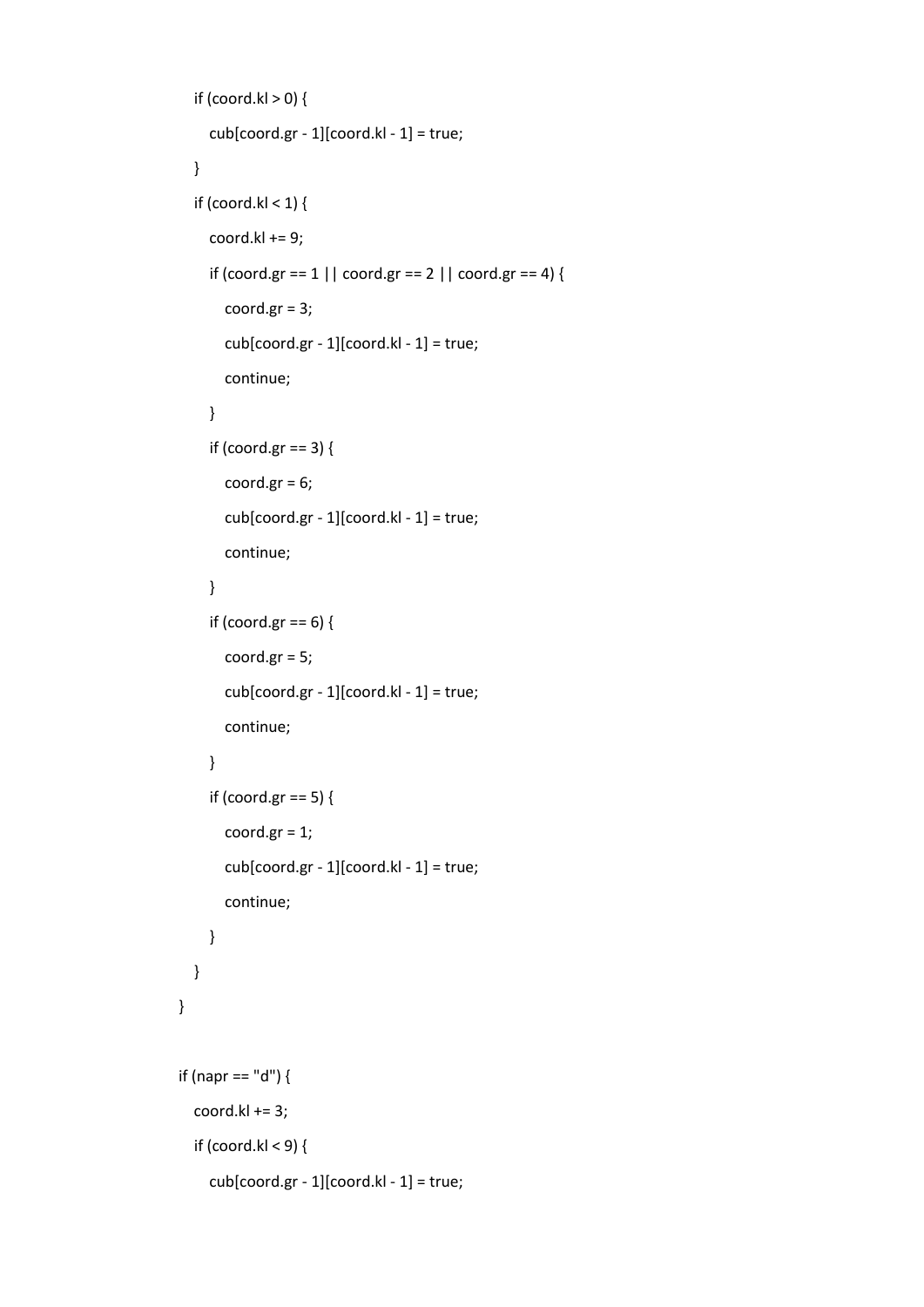```
    if (coord.kl > 0) {
        cub[coord.gr - 1][coord.kl - 1] = true;
    }
    if (coord.kl < 1) {
        coord.kl += 9;
        if (coord.gr == 1 || coord.gr == 2 || coord.gr == 4) {
            coord.gr = 3;
            cub[coord.gr - 1][coord.kl - 1] = true;
            continue;
        }
        if (coord.gr == 3) {
            coord.gr = 6;
            cub[coord.gr - 1][coord.kl - 1] = true;
            continue;
        }
        if (coord.gr == 6) {
            coord.gr = 5;
            cub[coord.gr - 1][coord.kl - 1] = true;
            continue;
        }
        if (coord.gr == 5) {
            coord.gr = 1;
            cub[coord.gr - 1][coord.kl - 1] = true;
            continue;
        }
    }
}

if (napr == "d") {
    coord.kl += 3;
    if (coord.kl < 9) {
        cub[coord.gr - 1][coord.kl - 1] = true;
```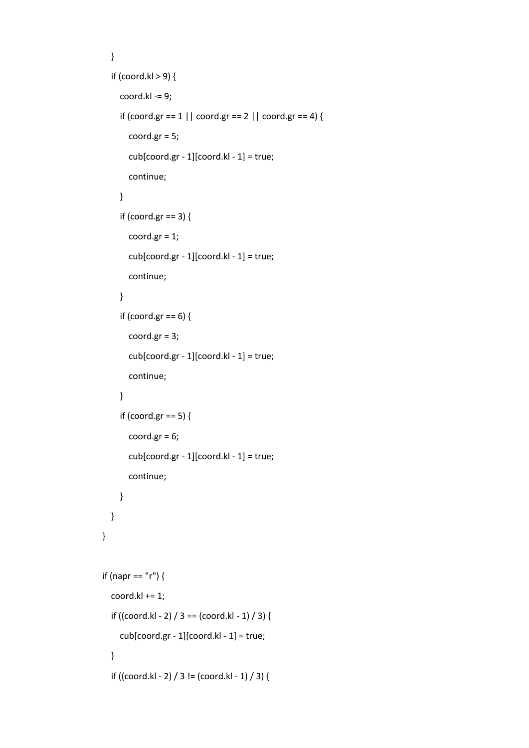```
    }
    if (coord.kl > 9) {
        coord.kl -= 9;
        if (coord.gr == 1 || coord.gr == 2 || coord.gr == 4) {
            coord.gr = 5;
            cub[coord.gr - 1][coord.kl - 1] = true;
            continue;
        }
        if (coord.gr == 3) {
            coord.gr = 1;
            cub[coord.gr - 1][coord.kl - 1] = true;
            continue;
        }
        if (coord.gr == 6) {
            coord.gr = 3;
            cub[coord.gr - 1][coord.kl - 1] = true;
            continue;
        }
        if (coord.gr == 5) {
            coord.gr = 6;
            cub[coord.gr - 1][coord.kl - 1] = true;
            continue;
        }
    }
}

if (napr == "r") {
    coord.kl += 1;
    if ((coord.kl - 2) / 3 == (coord.kl - 1) / 3) {
        cub[coord.gr - 1][coord.kl - 1] = true;
    }
    if ((coord.kl - 2) / 3 != (coord.kl - 1) / 3) {
```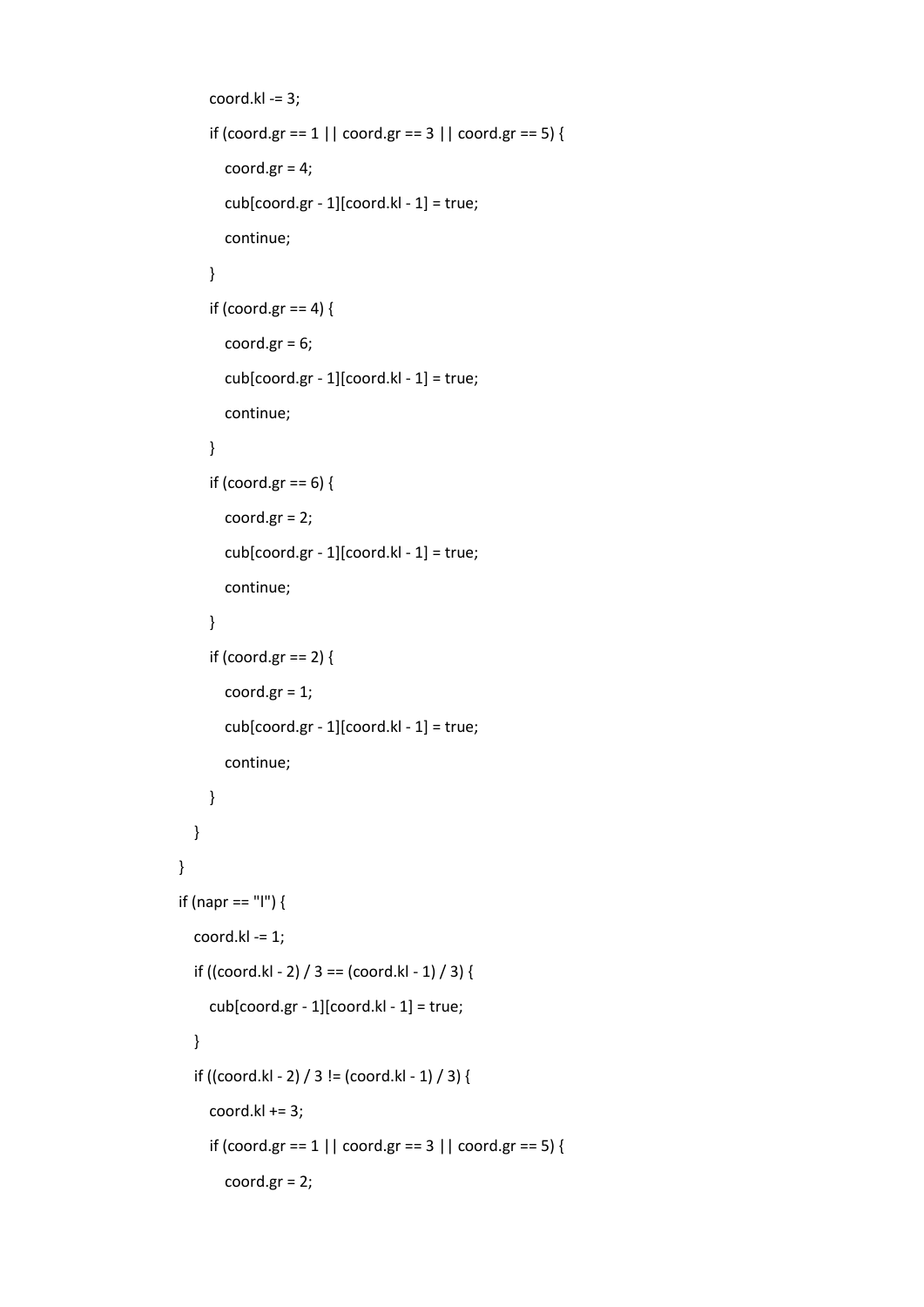```
            coord.kl -= 3;
            if (coord.gr == 1 || coord.gr == 3 || coord.gr == 5) {
                coord.gr = 4;
                cub[coord.gr - 1][coord.kl - 1] = true;
                continue;
            }
            if (coord.gr == 4) {
                coord.gr = 6;
                cub[coord.gr - 1][coord.kl - 1] = true;
                continue;
            }
            if (coord.gr == 6) {
                coord.gr = 2;
                cub[coord.gr - 1][coord.kl - 1] = true;
                continue;
            }
            if (coord.gr == 2) {
                coord.gr = 1;
                cub[coord.gr - 1][coord.kl - 1] = true;
                continue;
            }
        }
    }
    if (napr == "l") {
        coord.kl -= 1;
        if ((coord.kl - 2) / 3 == (coord.kl - 1) / 3) {
            cub[coord.gr - 1][coord.kl - 1] = true;
        }
        if ((coord.kl - 2) / 3 != (coord.kl - 1) / 3) {
            coord.kl += 3;
            if (coord.gr == 1 || coord.gr == 3 || coord.gr == 5) {
                coord.gr = 2;
```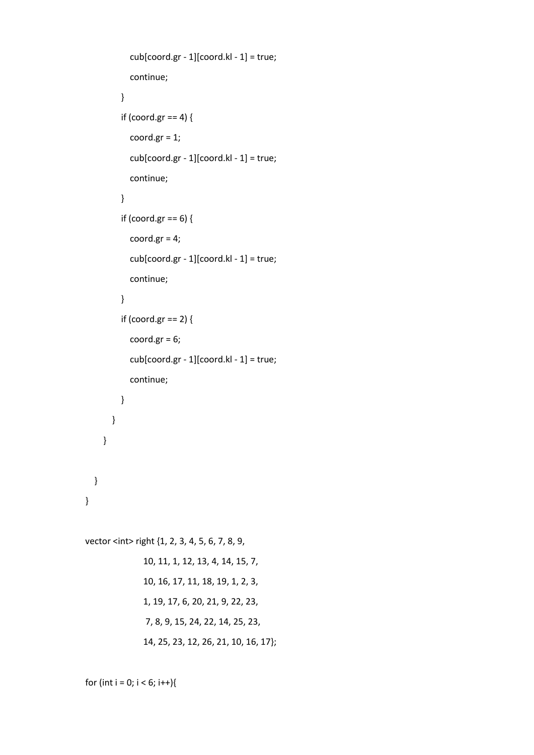```
                cub[coord.gr - 1][coord.kl - 1] = true;
                continue;
            }
            if (coord.gr == 4) {
                coord.gr = 1;
                cub[coord.gr - 1][coord.kl - 1] = true;
                continue;
            }
            if (coord.gr == 6) {
                coord.gr = 4;
                cub[coord.gr - 1][coord.kl - 1] = true;
                continue;
            }
            if (coord.gr == 2) {
                coord.gr = 6;
                cub[coord.gr - 1][coord.kl - 1] = true;
                continue;
            }
        }
    }

  }
}

vector <int> right {1, 2, 3, 4, 5, 6, 7, 8, 9,
                    10, 11, 1, 12, 13, 4, 14, 15, 7,
                    10, 16, 17, 11, 18, 19, 1, 2, 3,
                    1, 19, 17, 6, 20, 21, 9, 22, 23,
                     7, 8, 9, 15, 24, 22, 14, 25, 23,
                    14, 25, 23, 12, 26, 21, 10, 16, 17};

for (int i = 0; i < 6; i++){
```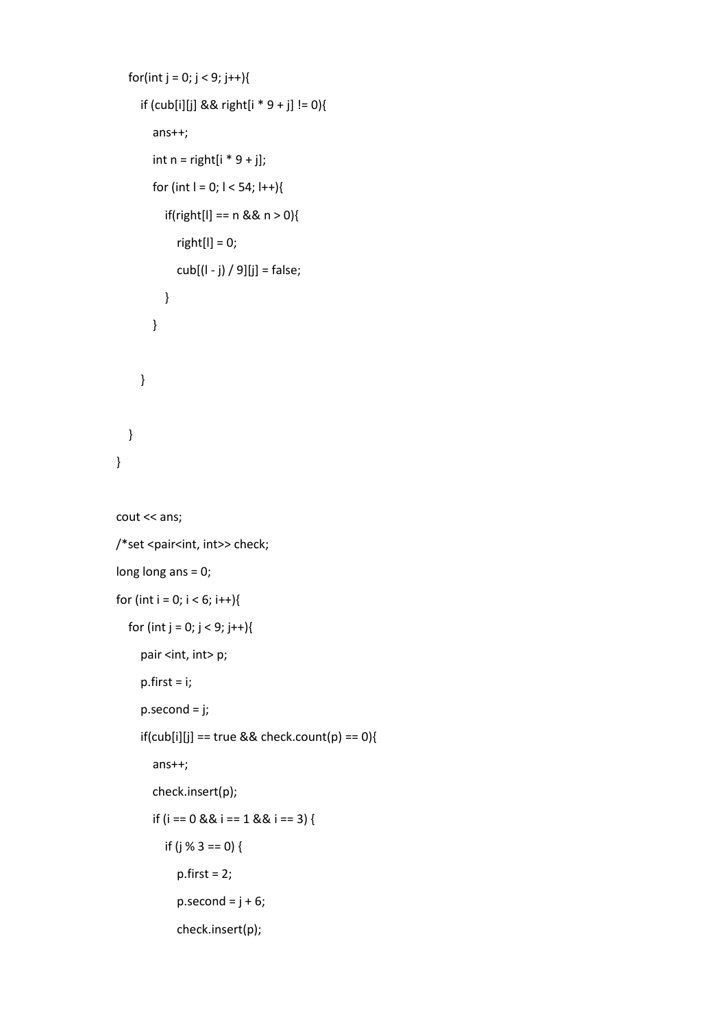```
    for(int j = 0; j < 9; j++){
        if (cub[i][j] && right[i * 9 + j] != 0){
            ans++;
            int n = right[i * 9 + j];
            for (int l = 0; l < 54; l++){
                if(right[l] == n && n > 0){
                    right[l] = 0;
                    cub[(l - j) / 9][j] = false;
                }
            }

        }

    }
}

cout << ans;
/*set <pair<int, int>> check;
long long ans = 0;
for (int i = 0; i < 6; i++){
    for (int j = 0; j < 9; j++){
        pair <int, int> p;
        p.first = i;
        p.second = j;
        if(cub[i][j] == true && check.count(p) == 0){
            ans++;
            check.insert(p);
            if (i == 0 && i == 1 && i == 3) {
                if (j % 3 == 0) {
                    p.first = 2;
                    p.second = j + 6;
                    check.insert(p);
```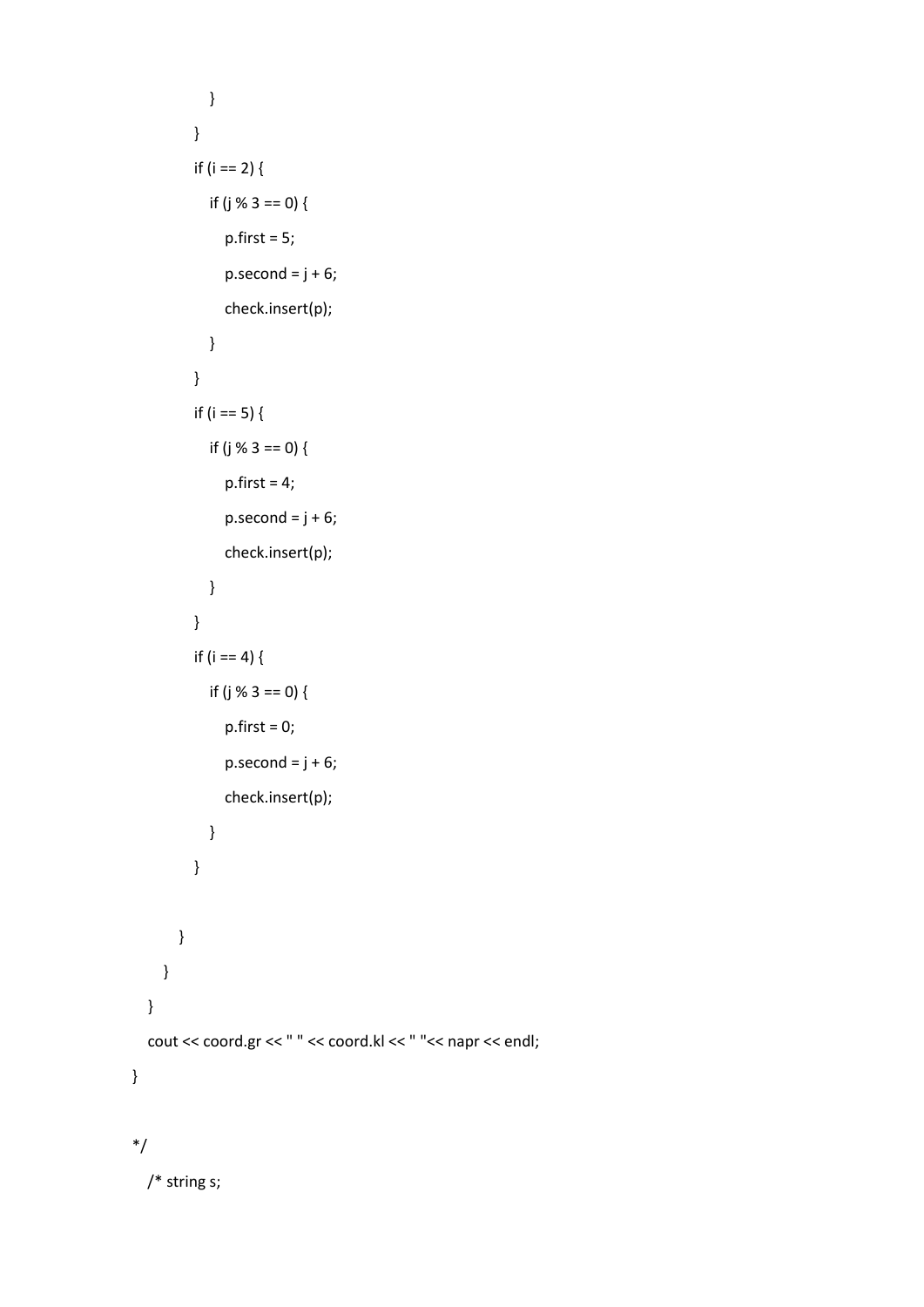```
                }
            }
            if (i == 2) {
                if (j % 3 == 0) {
                    p.first = 5;
                    p.second = j + 6;
                    check.insert(p);
                }
            }
            if (i == 5) {
                if (j % 3 == 0) {
                    p.first = 4;
                    p.second = j + 6;
                    check.insert(p);
                }
            }
            if (i == 4) {
                if (j % 3 == 0) {
                    p.first = 0;
                    p.second = j + 6;
                    check.insert(p);
                }
            }

        }
    }
  }
  cout << coord.gr << " " << coord.kl << " "<< napr << endl;
}

*/
  /* string s;
```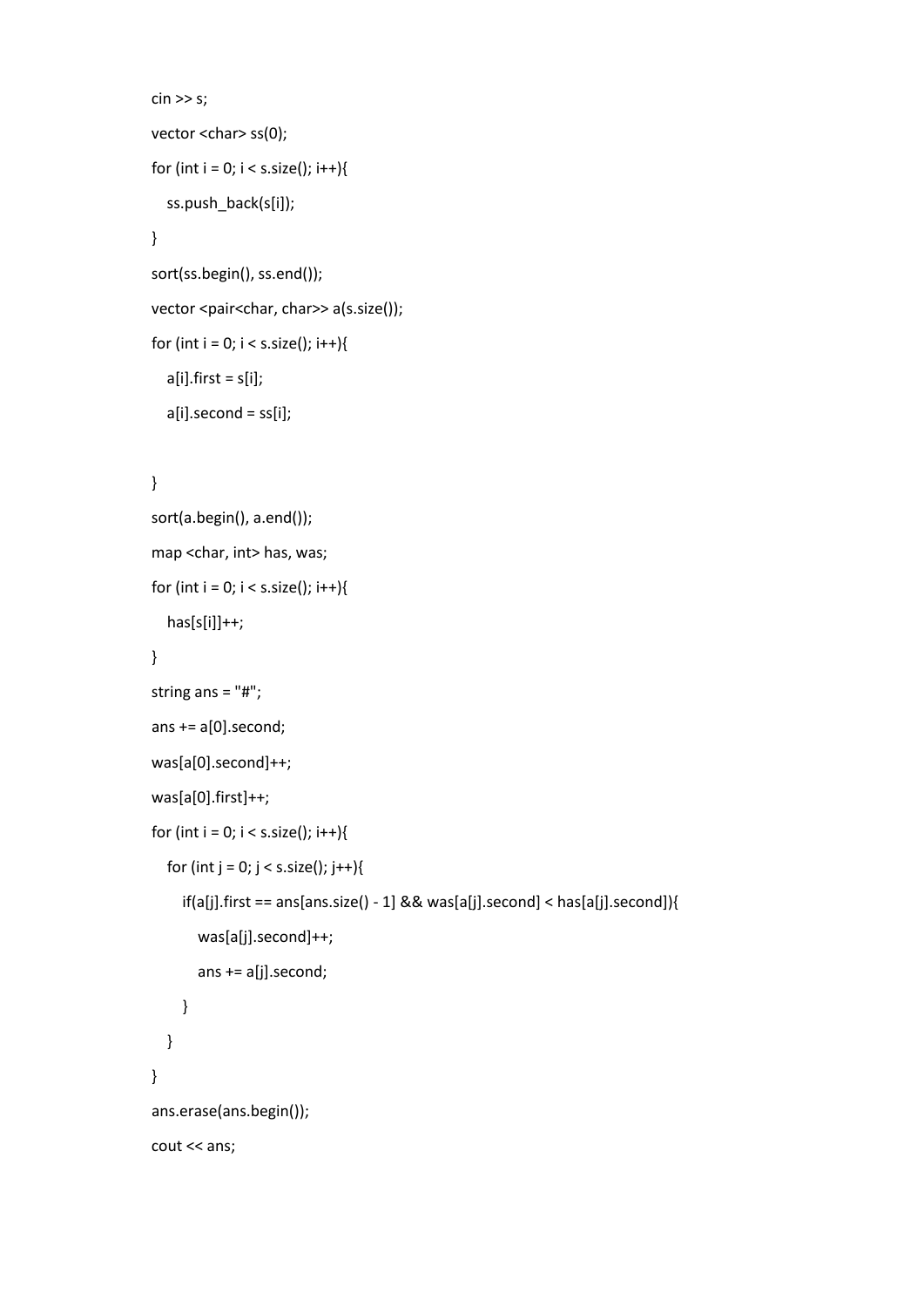```
cin >> s;
vector <char> ss(0);
for (int i = 0; i < s.size(); i++){
   ss.push_back(s[i]);
}
sort(ss.begin(), ss.end());
vector <pair<char, char>> a(s.size());
for (int i = 0; i < s.size(); i++){
   a[i].first = s[i];
   a[i].second = ss[i];

}
sort(a.begin(), a.end());
map <char, int> has, was;
for (int i = 0; i < s.size(); i++){
   has[s[i]]++;
}
string ans = "#";
ans += a[0].second;
was[a[0].second]++;
was[a[0].first]++;
for (int i = 0; i < s.size(); i++){
   for (int j = 0; j < s.size(); j++){
      if(a[j].first == ans[ans.size() - 1] && was[a[j].second] < has[a[j].second]){
         was[a[j].second]++;
         ans += a[j].second;
      }
   }
}
ans.erase(ans.begin());
cout << ans;
```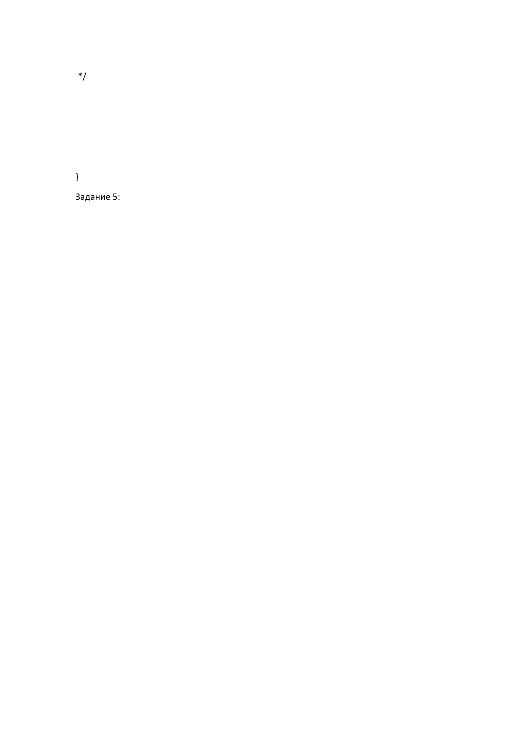```
 */



}
```

Задание 5: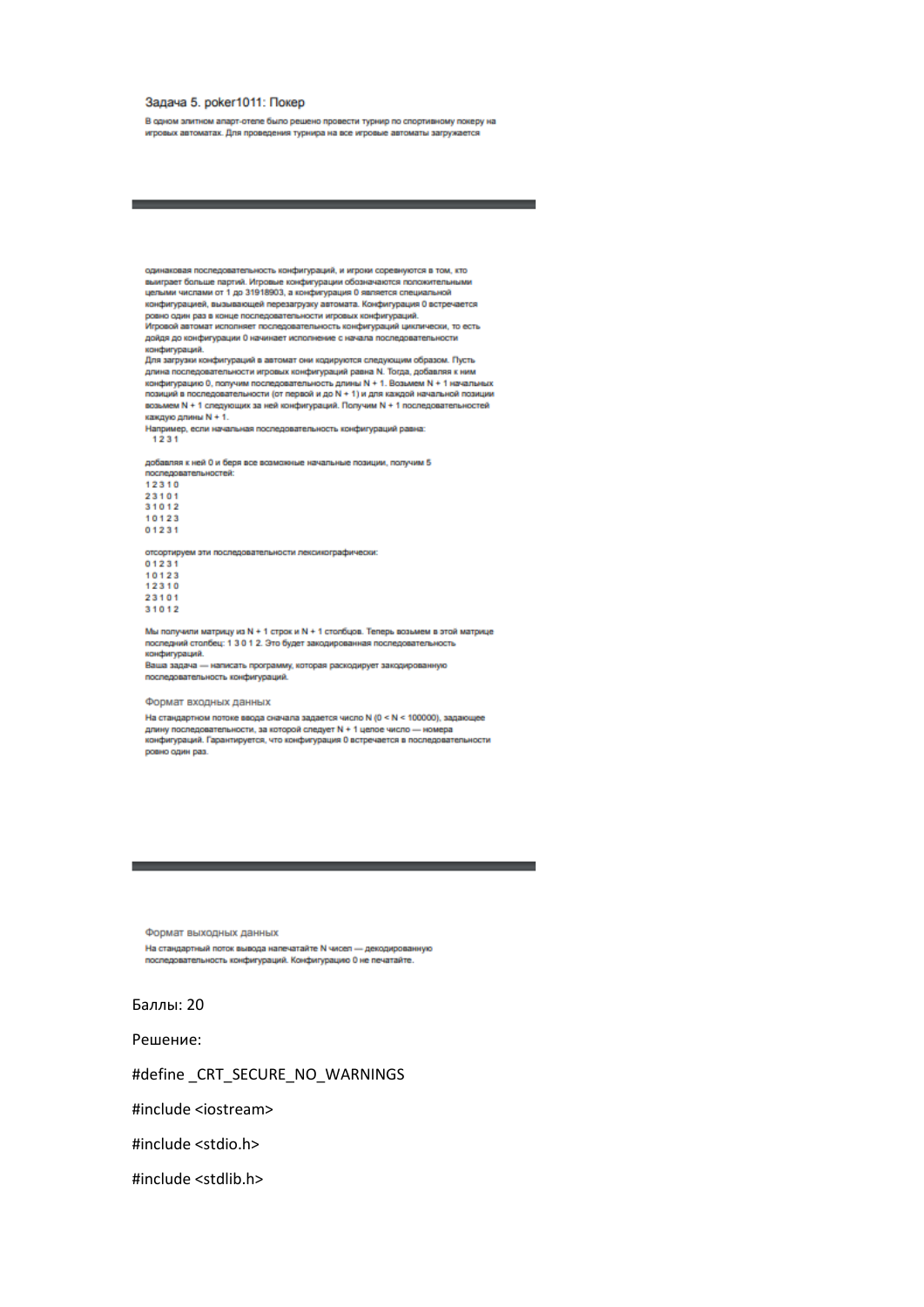Задача 5. poker1011: Покер

В одном элитном апарт-отеле было решено провести турнир по спортивному покеру на игровых автоматах. Для проведения турнира на все игровые автоматы загружается

одинаковая последовательность конфигураций, и игроки соревнуются в том, кто выиграет больше партий. Игровые конфигурации обозначаются положительными целыми числами от 1 до 31918903, а конфигурация 0 является специальной конфигурацией, вызывающей перезагрузку автомата. Конфигурация 0 встречается ровно один раз в конце последовательности игровых конфигураций.

Игровой автомат исполняет последовательность конфигураций циклически, то есть дойдя до конфигурации 0 начинает исполнение с начала последовательности конфигураций.

Для загрузки конфигураций в автомат они кодируются следующим образом. Пусть длина последовательности игровых конфигураций равна N. Тогда, добавляя к ним конфигурацию 0, получим последовательность длины N + 1. Возьмем N + 1 начальных позиций в последовательности (от первой и до N + 1) и для каждой начальной позиции возьмем N + 1 следующих за ней конфигураций. Получим N + 1 последовательностей каждую длины N + 1.

Например, если начальная последовательность конфигураций равна:

```
1 2 3 1
```

добавляя к ней 0 и беря все возможные начальные позиции, получим 5 последовательностей:

```
1 2 3 1 0
2 3 1 0 1
3 1 0 1 2
1 0 1 2 3
0 1 2 3 1
```

отсортируем эти последовательности лексикографически:

```
0 1 2 3 1
1 0 1 2 3
1 2 3 1 0
2 3 1 0 1
3 1 0 1 2
```

Мы получили матрицу из N + 1 строк и N + 1 столбцов. Теперь возьмем в этой матрице последний столбец: 1 3 0 1 2. Это будет закодированная последовательность конфигураций.

Ваша задача — написать программу, которая раскодирует закодированную последовательность конфигураций.

Формат входных данных

На стандартном потоке ввода сначала задается число N (0 < N < 100000), задающее длину последовательности, за которой следует N + 1 целое число — номера конфигураций. Гарантируется, что конфигурация 0 встречается в последовательности ровно один раз.

Формат выходных данных

На стандартный поток вывода напечатайте N чисел — декодированную последовательность конфигураций. Конфигурацию 0 не печатайте.

Баллы: 20

Решение:

```
#define _CRT_SECURE_NO_WARNINGS
#include <iostream>
#include <stdio.h>
#include <stdlib.h>
```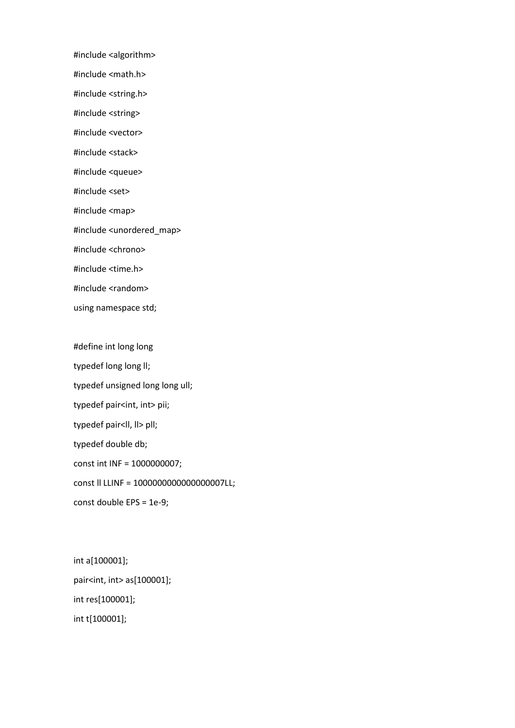```
#include <algorithm>
#include <math.h>
#include <string.h>
#include <string>
#include <vector>
#include <stack>
#include <queue>
#include <set>
#include <map>
#include <unordered_map>
#include <chrono>
#include <time.h>
#include <random>
using namespace std;

#define int long long
typedef long long ll;
typedef unsigned long long ull;
typedef pair<int, int> pii;
typedef pair<ll, ll> pll;
typedef double db;
const int INF = 1000000007;
const ll LLINF = 1000000000000000007LL;
const double EPS = 1e-9;


int a[100001];
pair<int, int> as[100001];
int res[100001];
int t[100001];
```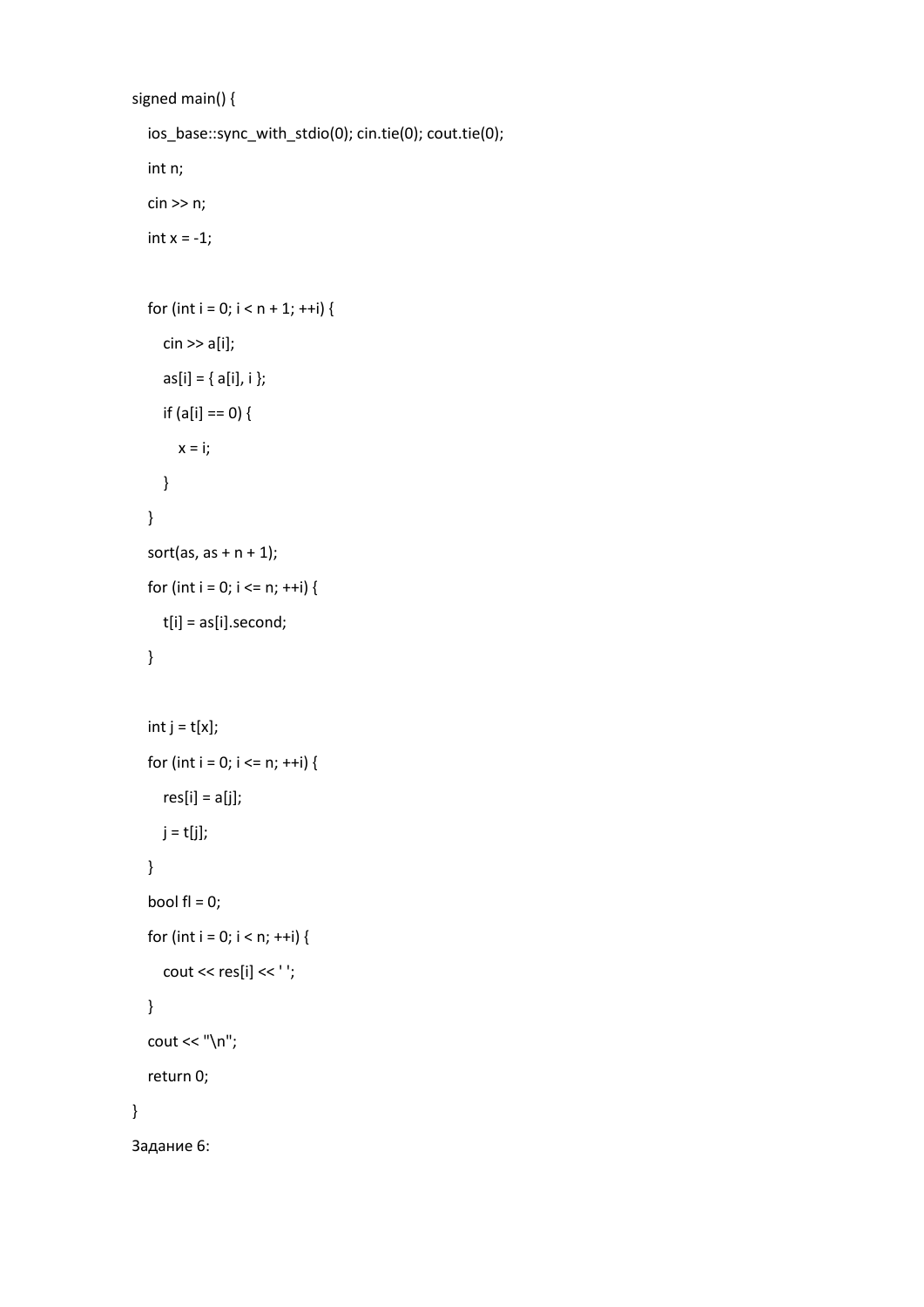```
signed main() {
    ios_base::sync_with_stdio(0); cin.tie(0); cout.tie(0);
    int n;
    cin >> n;
    int x = -1;

    for (int i = 0; i < n + 1; ++i) {
        cin >> a[i];
        as[i] = { a[i], i };
        if (a[i] == 0) {
            x = i;
        }
    }
    sort(as, as + n + 1);
    for (int i = 0; i <= n; ++i) {
        t[i] = as[i].second;
    }

    int j = t[x];
    for (int i = 0; i <= n; ++i) {
        res[i] = a[j];
        j = t[j];
    }
    bool fl = 0;
    for (int i = 0; i < n; ++i) {
        cout << res[i] << ' ';
    }
    cout << "\n";
    return 0;
}
```

Задание 6: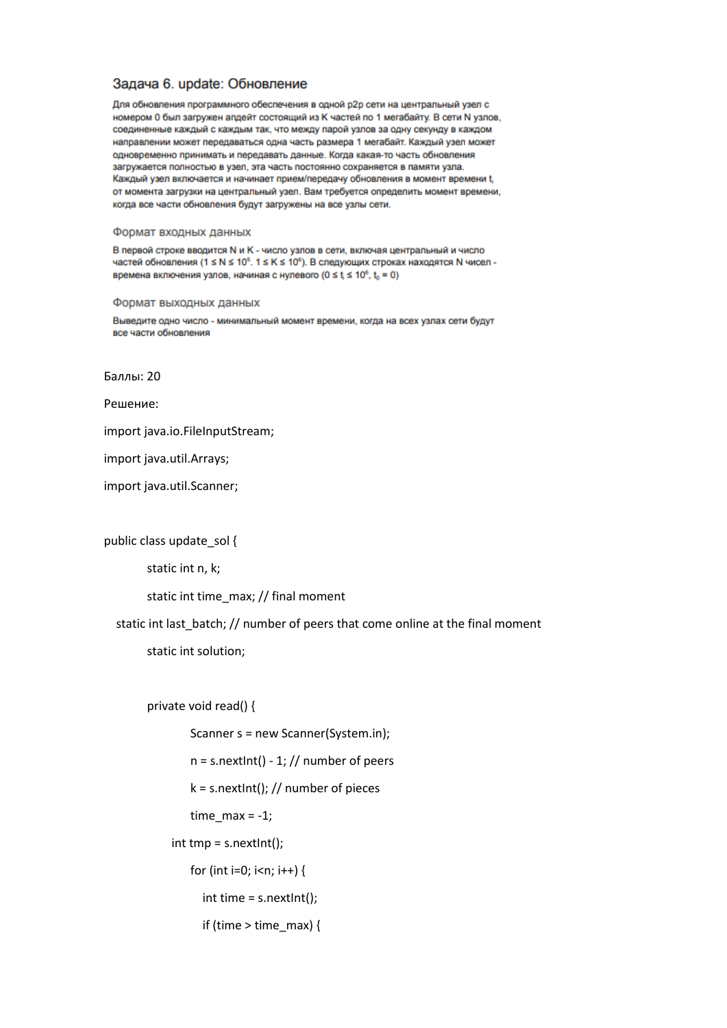## Задача 6. update: Обновление

Для обновления программного обеспечения в одной p2p сети на центральный узел с номером 0 был загружен апдейт состоящий из K частей по 1 мегабайту. В сети N узлов, соединенные каждый с каждым так, что между парой узлов за одну секунду в каждом направлении может передаваться одна часть размера 1 мегабайт. Каждый узел может одновременно принимать и передавать данные. Когда какая-то часть обновления загружается полностью в узел, эта часть постоянно сохраняется в памяти узла. Каждый узел включается и начинает прием/передачу обновления в момент времени $t_i$ от момента загрузки на центральный узел. Вам требуется определить момент времени, когда все части обновления будут загружены на все узлы сети.

### Формат входных данных

В первой строке вводится N и K - число узлов в сети, включая центральный и число частей обновления ($1 \le N \le 10^5$. $1 \le K \le 10^6$). В следующих строках находятся N чисел - времена включения узлов, начиная с нулевого ($0 \le t_i \le 10^6$, $t_0 = 0$)

### Формат выходных данных

Выведите одно число - минимальный момент времени, когда на всех узлах сети будут все части обновления

Баллы: 20

Решение:

```java
import java.io.FileInputStream;

import java.util.Arrays;

import java.util.Scanner;


public class update_sol {

	static int n, k;

	static int time_max; // final moment

  static int last_batch; // number of peers that come online at the final moment

	static int solution;


	private void read() {

		Scanner s = new Scanner(System.in);

		n = s.nextInt() - 1; // number of peers

		k = s.nextInt(); // number of pieces

		time_max = -1;

	    int tmp = s.nextInt();

		for (int i=0; i<n; i++) {

		   int time = s.nextInt();

		   if (time > time_max) {
```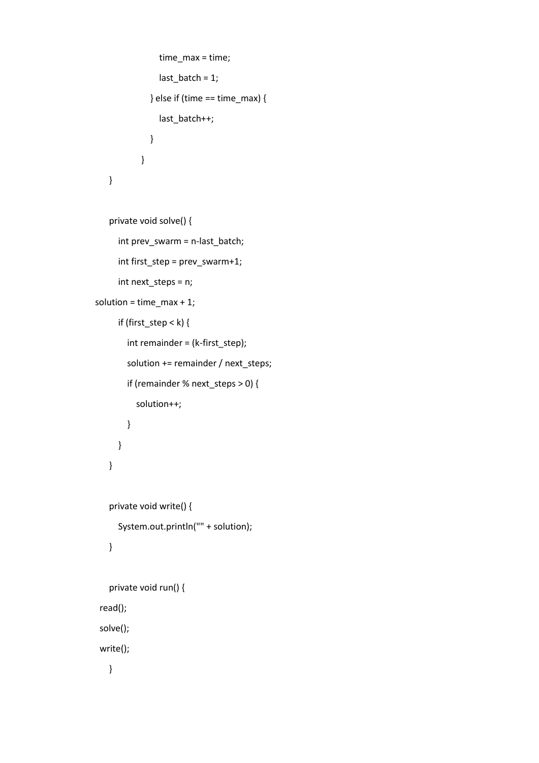```
                    time_max = time;
                    last_batch = 1;
                } else if (time == time_max) {
                    last_batch++;
                }
            }
    }

    private void solve() {
        int prev_swarm = n-last_batch;
        int first_step = prev_swarm+1;
        int next_steps = n;
solution = time_max + 1;
        if (first_step < k) {
            int remainder = (k-first_step);
            solution += remainder / next_steps;
            if (remainder % next_steps > 0) {
                solution++;
            }
        }
    }

    private void write() {
        System.out.println("" + solution);
    }

    private void run() {
  read();
  solve();
  write();
    }
```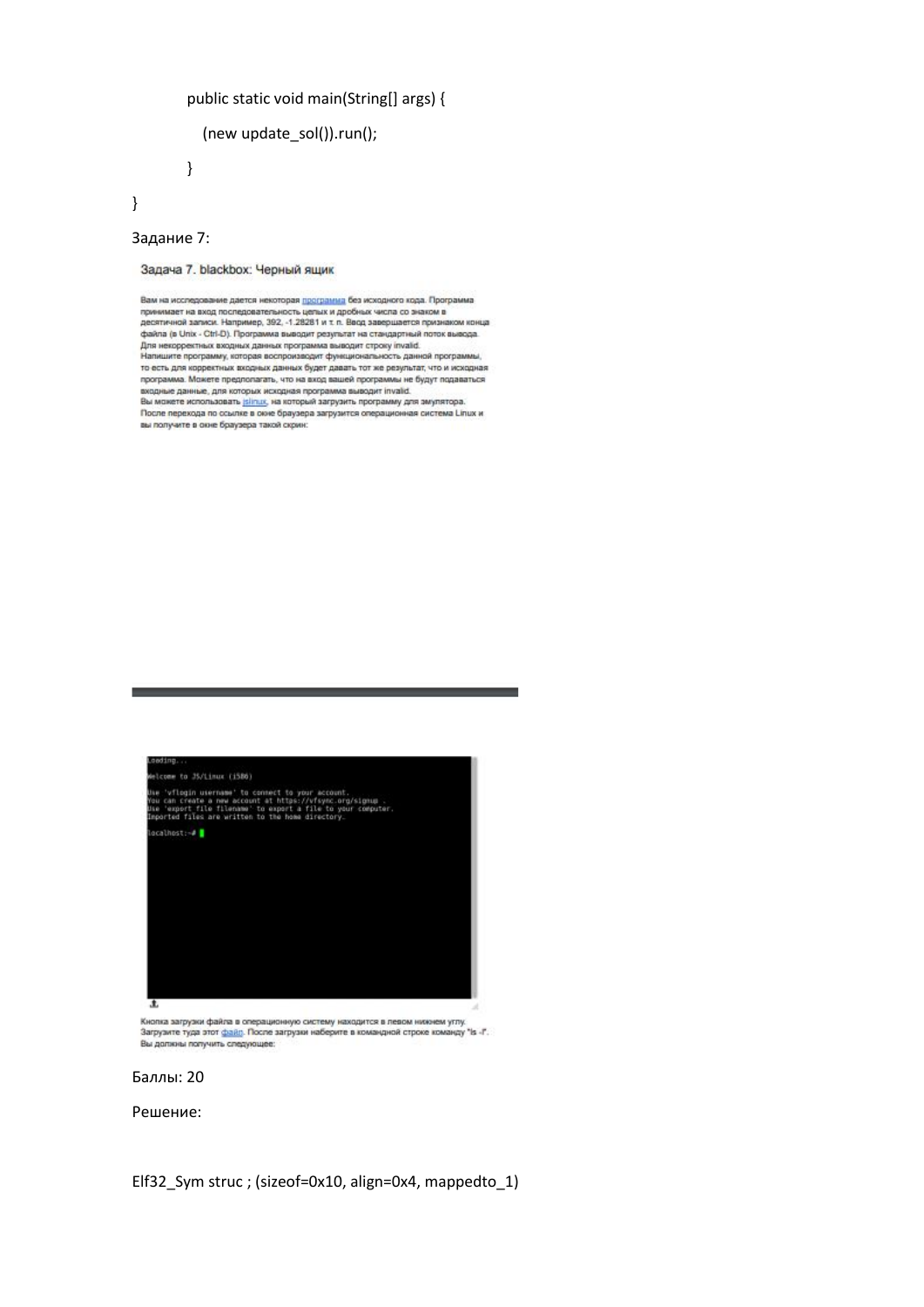```java
    public static void main(String[] args) {
        (new update_sol()).run();
    }
}
```

Задание 7:

### Задача 7. blackbox: Черный ящик

Вам на исследование дается некоторая программа без исходного кода. Программа принимает на вход последовательность целых и дробных числа со знаком в десятичной записи. Например, 392, -1.28281 и т. п. Ввод завершается признаком конца файла (в Unix - Ctrl-D). Программа выводит результат на стандартный поток вывода. Для некорректных входных данных программа выводит строку invalid.
Напишите программу, которая воспроизводит функциональность данной программы, то есть для корректных входных данных будет давать тот же результат, что и исходная программа. Можете предполагать, что на вход вашей программы не будут подаваться входные данные, для которых исходная программа выводит invalid.
Вы можете использовать jslinux, на который загрузить программу для эмулятора.
После перехода по ссылке в окне браузера загрузится операционная система Linux и вы получите в окне браузера такой скрин:

```
Loading...
Welcome to JS/Linux (i586)

Use 'vflogin username' to connect to your account.
You can create a new account at https://vfsync.org/signup .
Use 'export_file filename' to export a file to your computer.
Imported files are written to the home directory.

localhost:~#
```

Кнопка загрузки файла в операционную систему находится в левом нижнем углу.
Загрузите туда этот файл. После загрузки наберите в командной строке команду "ls -l".
Вы должны получить следующее:

Баллы: 20

Решение:

Elf32_Sym struc ; (sizeof=0x10, align=0x4, mappedto_1)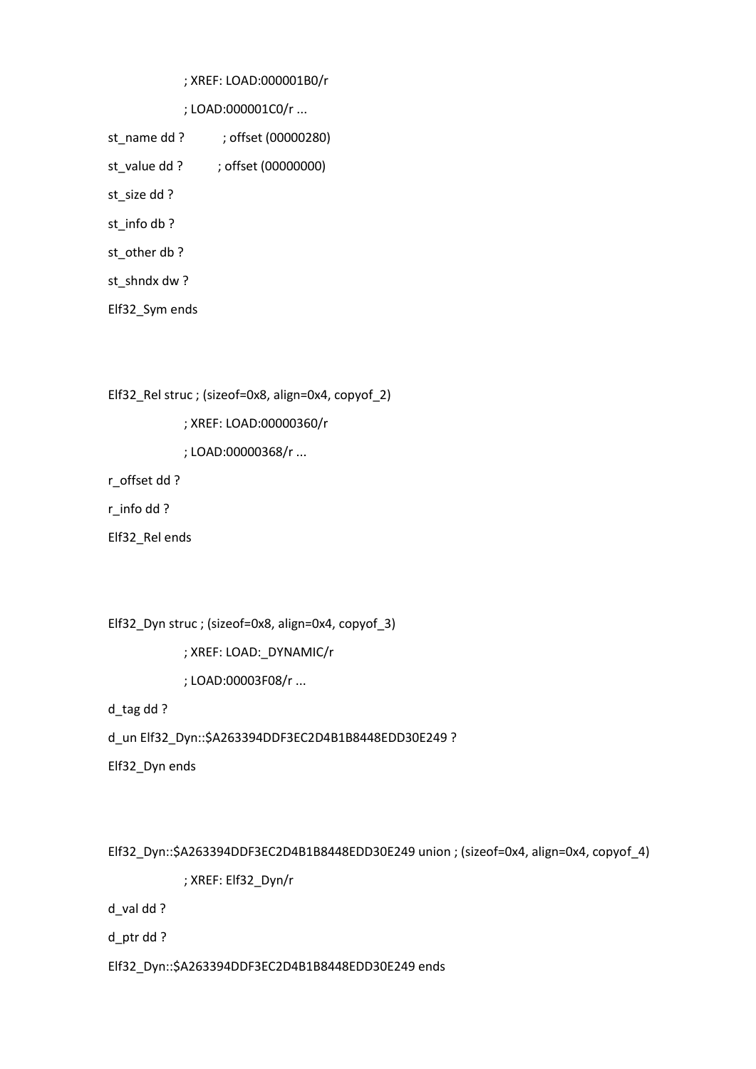```
                ; XREF: LOAD:000001B0/r
                ; LOAD:000001C0/r ...
st_name dd ?        ; offset (00000280)
st_value dd ?       ; offset (00000000)
st_size dd ?
st_info db ?
st_other db ?
st_shndx dw ?
Elf32_Sym ends


Elf32_Rel struc ; (sizeof=0x8, align=0x4, copyof_2)
                ; XREF: LOAD:00000360/r
                ; LOAD:00000368/r ...
r_offset dd ?
r_info dd ?
Elf32_Rel ends


Elf32_Dyn struc ; (sizeof=0x8, align=0x4, copyof_3)
                ; XREF: LOAD:_DYNAMIC/r
                ; LOAD:00003F08/r ...
d_tag dd ?
d_un Elf32_Dyn::$A263394DDF3EC2D4B1B8448EDD30E249 ?
Elf32_Dyn ends


Elf32_Dyn::$A263394DDF3EC2D4B1B8448EDD30E249 union ; (sizeof=0x4, align=0x4, copyof_4)
                ; XREF: Elf32_Dyn/r
d_val dd ?
d_ptr dd ?
Elf32_Dyn::$A263394DDF3EC2D4B1B8448EDD30E249 ends
```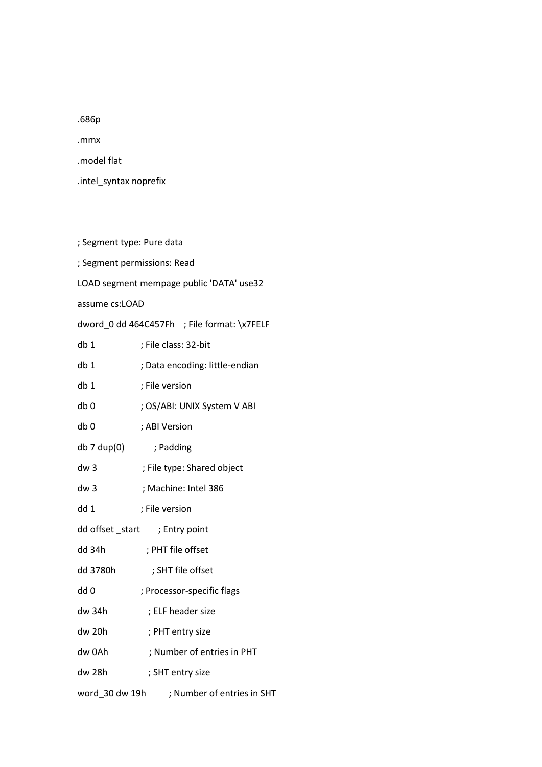```
.686p
.mmx
.model flat
.intel_syntax noprefix


; Segment type: Pure data
; Segment permissions: Read
LOAD segment mempage public 'DATA' use32
assume cs:LOAD
dword_0 dd 464C457Fh    ; File format: \x7FELF
db 1                ; File class: 32-bit
db 1                ; Data encoding: little-endian
db 1                ; File version
db 0                ; OS/ABI: UNIX System V ABI
db 0                ; ABI Version
db 7 dup(0)         ; Padding
dw 3                ; File type: Shared object
dw 3                ; Machine: Intel 386
dd 1                ; File version
dd offset _start    ; Entry point
dd 34h              ; PHT file offset
dd 3780h            ; SHT file offset
dd 0                ; Processor-specific flags
dw 34h              ; ELF header size
dw 20h              ; PHT entry size
dw 0Ah              ; Number of entries in PHT
dw 28h              ; SHT entry size
word_30 dw 19h      ; Number of entries in SHT
```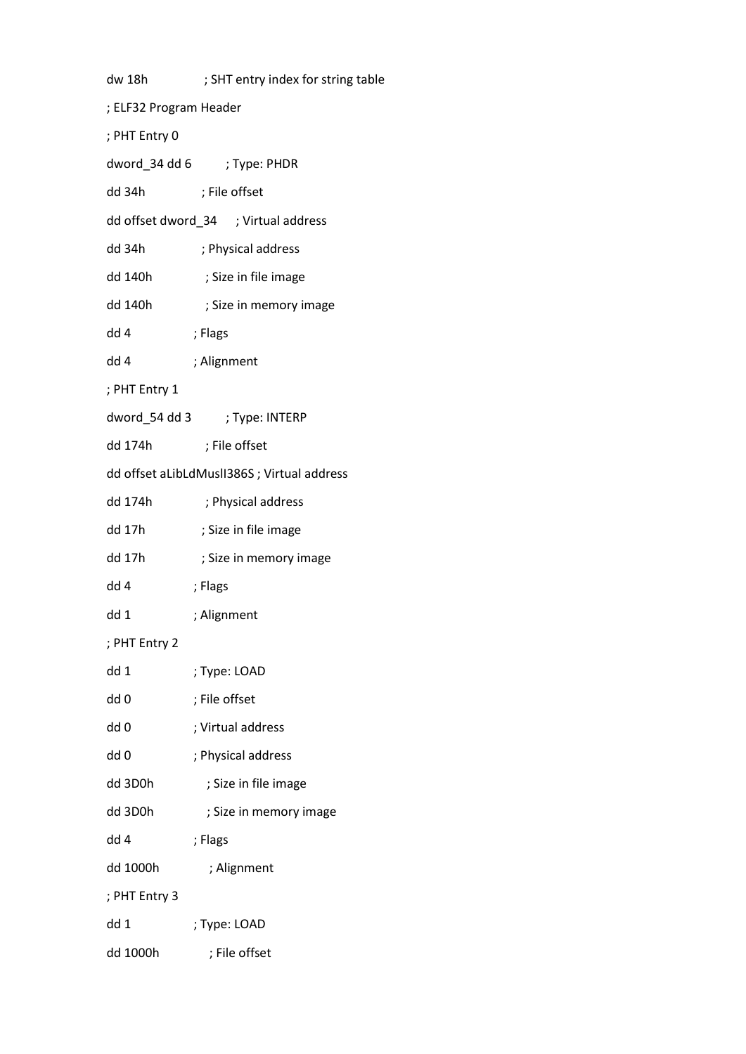dw 18h ; SHT entry index for string table

; ELF32 Program Header

; PHT Entry 0

dword_34 dd 6 ; Type: PHDR

dd 34h ; File offset

dd offset dword_34 ; Virtual address

dd 34h ; Physical address

dd 140h ; Size in file image

dd 140h ; Size in memory image

dd 4 ; Flags

dd 4 ; Alignment

; PHT Entry 1

dword_54 dd 3 ; Type: INTERP

dd 174h ; File offset

dd offset aLibLdMuslI386S ; Virtual address

dd 174h ; Physical address

dd 17h ; Size in file image

dd 17h ; Size in memory image

dd 4 ; Flags

dd 1 ; Alignment

; PHT Entry 2

dd 1 ; Type: LOAD

dd 0 ; File offset

dd 0 ; Virtual address

dd 0 ; Physical address

dd 3D0h ; Size in file image

dd 3D0h ; Size in memory image

dd 4 ; Flags

dd 1000h ; Alignment

; PHT Entry 3

dd 1 ; Type: LOAD

dd 1000h ; File offset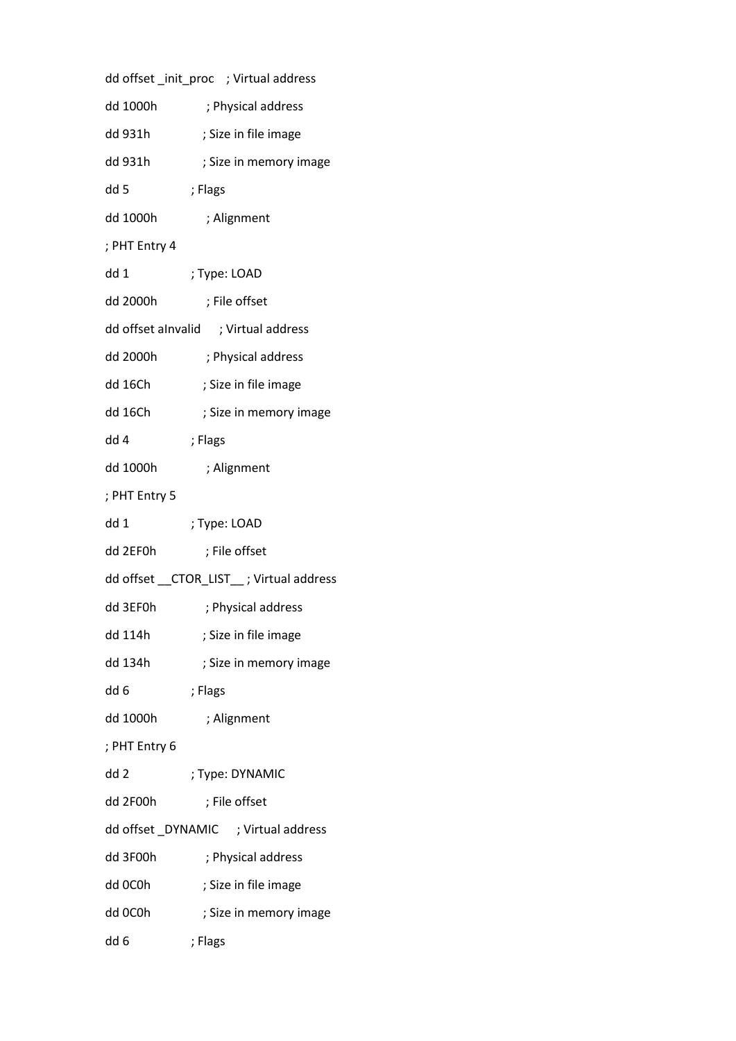```
dd offset _init_proc    ; Virtual address
dd 1000h                ; Physical address
dd 931h                 ; Size in file image
dd 931h                 ; Size in memory image
dd 5                    ; Flags
dd 1000h                ; Alignment
; PHT Entry 4
dd 1                    ; Type: LOAD
dd 2000h                ; File offset
dd offset aInvalid      ; Virtual address
dd 2000h                ; Physical address
dd 16Ch                 ; Size in file image
dd 16Ch                 ; Size in memory image
dd 4                    ; Flags
dd 1000h                ; Alignment
; PHT Entry 5
dd 1                    ; Type: LOAD
dd 2EF0h                ; File offset
dd offset __CTOR_LIST__ ; Virtual address
dd 3EF0h                ; Physical address
dd 114h                 ; Size in file image
dd 134h                 ; Size in memory image
dd 6                    ; Flags
dd 1000h                ; Alignment
; PHT Entry 6
dd 2                    ; Type: DYNAMIC
dd 2F00h                ; File offset
dd offset _DYNAMIC      ; Virtual address
dd 3F00h                ; Physical address
dd 0C0h                 ; Size in file image
dd 0C0h                 ; Size in memory image
dd 6                    ; Flags
```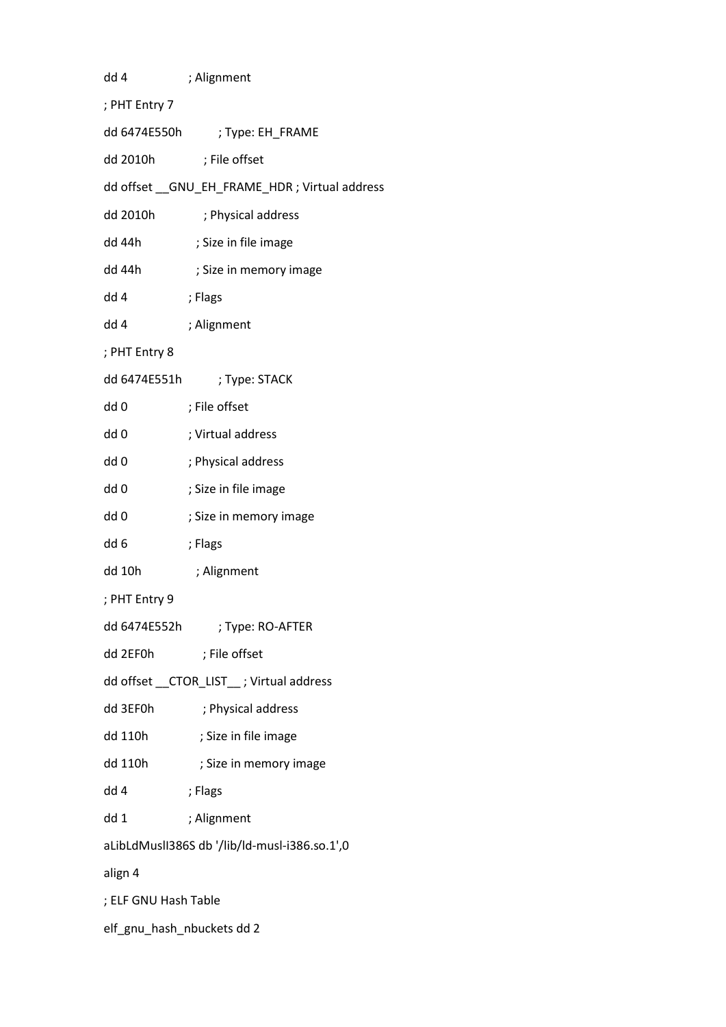```
dd 4                ; Alignment
; PHT Entry 7
dd 6474E550h        ; Type: EH_FRAME
dd 2010h            ; File offset
dd offset __GNU_EH_FRAME_HDR ; Virtual address
dd 2010h            ; Physical address
dd 44h              ; Size in file image
dd 44h              ; Size in memory image
dd 4                ; Flags
dd 4                ; Alignment
; PHT Entry 8
dd 6474E551h        ; Type: STACK
dd 0                ; File offset
dd 0                ; Virtual address
dd 0                ; Physical address
dd 0                ; Size in file image
dd 0                ; Size in memory image
dd 6                ; Flags
dd 10h              ; Alignment
; PHT Entry 9
dd 6474E552h        ; Type: RO-AFTER
dd 2EF0h            ; File offset
dd offset __CTOR_LIST__ ; Virtual address
dd 3EF0h            ; Physical address
dd 110h             ; Size in file image
dd 110h             ; Size in memory image
dd 4                ; Flags
dd 1                ; Alignment
aLibLdMusl386S db '/lib/ld-musl-i386.so.1',0
align 4
; ELF GNU Hash Table
elf_gnu_hash_nbuckets dd 2
```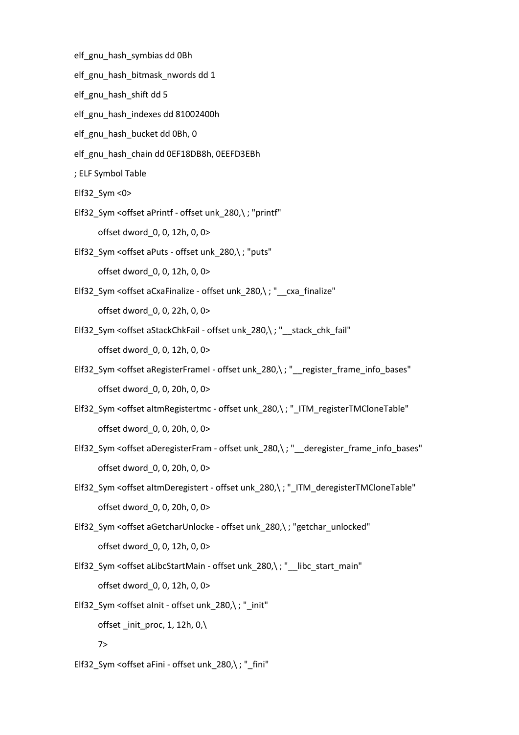```
elf_gnu_hash_symbias dd 0Bh

elf_gnu_hash_bitmask_nwords dd 1

elf_gnu_hash_shift dd 5

elf_gnu_hash_indexes dd 81002400h

elf_gnu_hash_bucket dd 0Bh, 0

elf_gnu_hash_chain dd 0EF18DB8h, 0EEFD3EBh

; ELF Symbol Table

Elf32_Sym <0>

Elf32_Sym <offset aPrintf - offset unk_280,\ ; "printf"

        offset dword_0, 0, 12h, 0, 0>

Elf32_Sym <offset aPuts - offset unk_280,\ ; "puts"

        offset dword_0, 0, 12h, 0, 0>

Elf32_Sym <offset aCxaFinalize - offset unk_280,\ ; "__cxa_finalize"

        offset dword_0, 0, 22h, 0, 0>

Elf32_Sym <offset aStackChkFail - offset unk_280,\ ; "__stack_chk_fail"

        offset dword_0, 0, 12h, 0, 0>

Elf32_Sym <offset aRegisterFrameI - offset unk_280,\ ; "__register_frame_info_bases"

        offset dword_0, 0, 20h, 0, 0>

Elf32_Sym <offset aItmRegistertmc - offset unk_280,\ ; "_ITM_registerTMCloneTable"

        offset dword_0, 0, 20h, 0, 0>

Elf32_Sym <offset aDeregisterFram - offset unk_280,\ ; "__deregister_frame_info_bases"

        offset dword_0, 0, 20h, 0, 0>

Elf32_Sym <offset aItmDeregistert - offset unk_280,\ ; "_ITM_deregisterTMCloneTable"

        offset dword_0, 0, 20h, 0, 0>

Elf32_Sym <offset aGetcharUnlocke - offset unk_280,\ ; "getchar_unlocked"

        offset dword_0, 0, 12h, 0, 0>

Elf32_Sym <offset aLibcStartMain - offset unk_280,\ ; "__libc_start_main"

        offset dword_0, 0, 12h, 0, 0>

Elf32_Sym <offset aInit - offset unk_280,\ ; "_init"

        offset _init_proc, 1, 12h, 0,\

        7>

Elf32_Sym <offset aFini - offset unk_280,\ ; "_fini"
```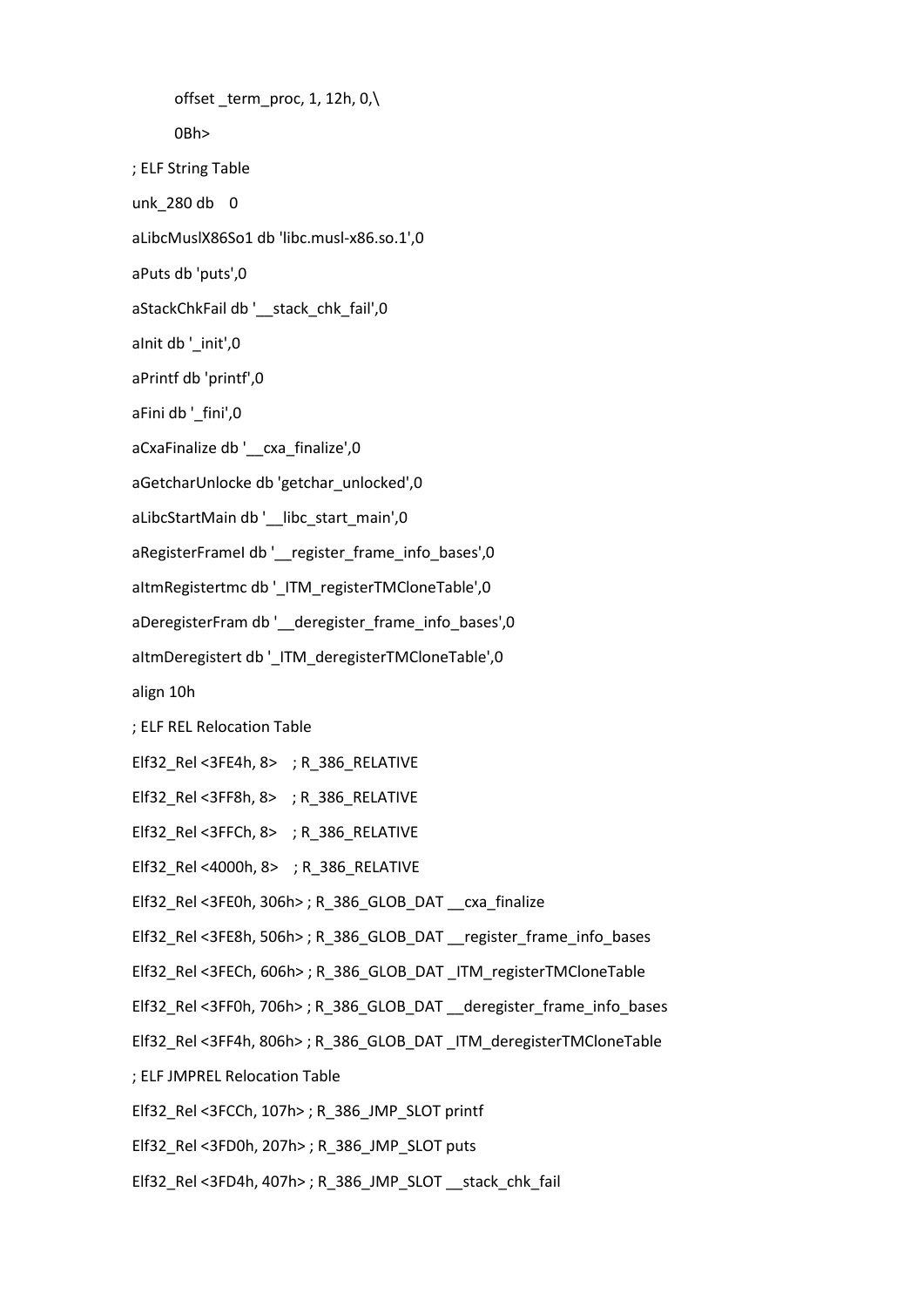```
        offset _term_proc, 1, 12h, 0,\
        0Bh>
; ELF String Table
unk_280 db    0
aLibcMuslX86So1 db 'libc.musl-x86.so.1',0
aPuts db 'puts',0
aStackChkFail db '__stack_chk_fail',0
aInit db '_init',0
aPrintf db 'printf',0
aFini db '_fini',0
aCxaFinalize db '__cxa_finalize',0
aGetcharUnlocke db 'getchar_unlocked',0
aLibcStartMain db '__libc_start_main',0
aRegisterFrameI db '__register_frame_info_bases',0
aItmRegistertmc db '_ITM_registerTMCloneTable',0
aDeregisterFram db '__deregister_frame_info_bases',0
aItmDeregistert db '_ITM_deregisterTMCloneTable',0
align 10h
; ELF REL Relocation Table
Elf32_Rel <3FE4h, 8>    ; R_386_RELATIVE
Elf32_Rel <3FF8h, 8>    ; R_386_RELATIVE
Elf32_Rel <3FFCh, 8>    ; R_386_RELATIVE
Elf32_Rel <4000h, 8>    ; R_386_RELATIVE
Elf32_Rel <3FE0h, 306h> ; R_386_GLOB_DAT __cxa_finalize
Elf32_Rel <3FE8h, 506h> ; R_386_GLOB_DAT __register_frame_info_bases
Elf32_Rel <3FECh, 606h> ; R_386_GLOB_DAT _ITM_registerTMCloneTable
Elf32_Rel <3FF0h, 706h> ; R_386_GLOB_DAT __deregister_frame_info_bases
Elf32_Rel <3FF4h, 806h> ; R_386_GLOB_DAT _ITM_deregisterTMCloneTable
; ELF JMPREL Relocation Table
Elf32_Rel <3FCCh, 107h> ; R_386_JMP_SLOT printf
Elf32_Rel <3FD0h, 207h> ; R_386_JMP_SLOT puts
Elf32_Rel <3FD4h, 407h> ; R_386_JMP_SLOT __stack_chk_fail
```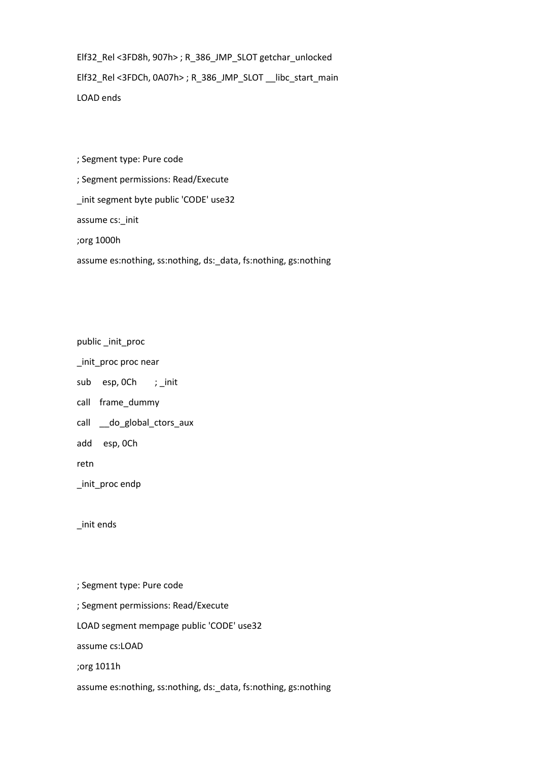```
Elf32_Rel <3FD8h, 907h> ; R_386_JMP_SLOT getchar_unlocked
Elf32_Rel <3FDCh, 0A07h> ; R_386_JMP_SLOT __libc_start_main
LOAD ends


; Segment type: Pure code
; Segment permissions: Read/Execute
_init segment byte public 'CODE' use32
assume cs:_init
;org 1000h
assume es:nothing, ss:nothing, ds:_data, fs:nothing, gs:nothing



public _init_proc
_init_proc proc near
sub     esp, 0Ch       ; _init
call    frame_dummy
call    __do_global_ctors_aux
add     esp, 0Ch
retn
_init_proc endp

_init ends


; Segment type: Pure code
; Segment permissions: Read/Execute
LOAD segment mempage public 'CODE' use32
assume cs:LOAD
;org 1011h
assume es:nothing, ss:nothing, ds:_data, fs:nothing, gs:nothing
```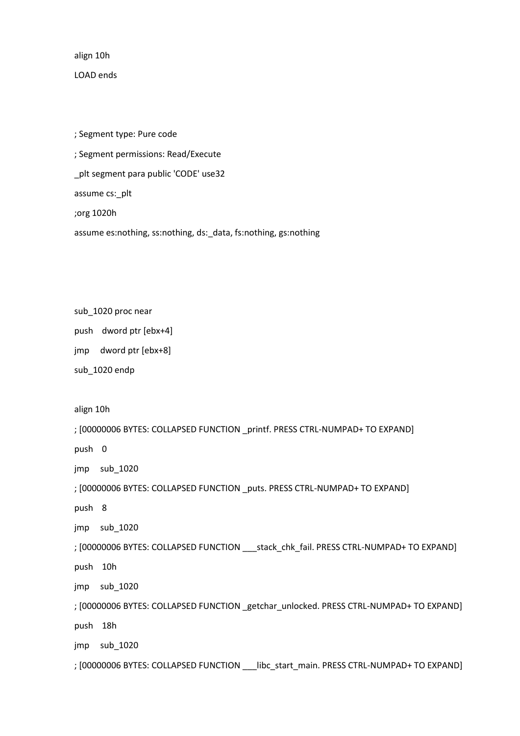```
align 10h
LOAD ends



; Segment type: Pure code
; Segment permissions: Read/Execute
_plt segment para public 'CODE' use32
assume cs:_plt
;org 1020h
assume es:nothing, ss:nothing, ds:_data, fs:nothing, gs:nothing




sub_1020 proc near
push    dword ptr [ebx+4]
jmp     dword ptr [ebx+8]
sub_1020 endp

align 10h
; [00000006 BYTES: COLLAPSED FUNCTION _printf. PRESS CTRL-NUMPAD+ TO EXPAND]
push    0
jmp     sub_1020
; [00000006 BYTES: COLLAPSED FUNCTION _puts. PRESS CTRL-NUMPAD+ TO EXPAND]
push    8
jmp     sub_1020
; [00000006 BYTES: COLLAPSED FUNCTION ___stack_chk_fail. PRESS CTRL-NUMPAD+ TO EXPAND]
push    10h
jmp     sub_1020
; [00000006 BYTES: COLLAPSED FUNCTION _getchar_unlocked. PRESS CTRL-NUMPAD+ TO EXPAND]
push    18h
jmp     sub_1020
; [00000006 BYTES: COLLAPSED FUNCTION ___libc_start_main. PRESS CTRL-NUMPAD+ TO EXPAND]
```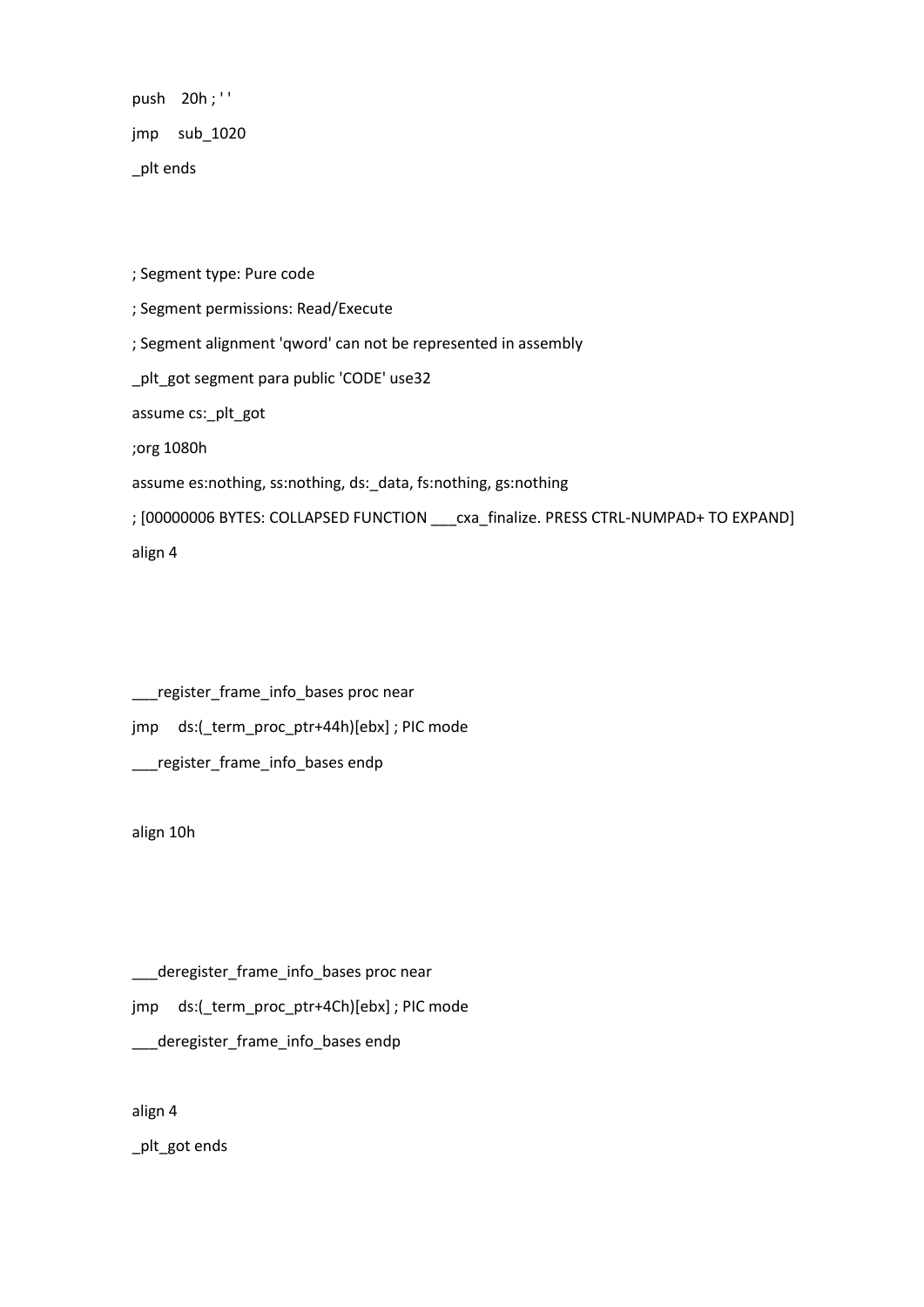```
push    20h ; ' '
jmp     sub_1020
_plt ends



; Segment type: Pure code
; Segment permissions: Read/Execute
; Segment alignment 'qword' can not be represented in assembly
_plt_got segment para public 'CODE' use32
assume cs:_plt_got
;org 1080h
assume es:nothing, ss:nothing, ds:_data, fs:nothing, gs:nothing
; [00000006 BYTES: COLLAPSED FUNCTION ___cxa_finalize. PRESS CTRL-NUMPAD+ TO EXPAND]
align 4



___register_frame_info_bases proc near
jmp     ds:(_term_proc_ptr+44h)[ebx] ; PIC mode
___register_frame_info_bases endp

align 10h



___deregister_frame_info_bases proc near
jmp     ds:(_term_proc_ptr+4Ch)[ebx] ; PIC mode
___deregister_frame_info_bases endp

align 4
_plt_got ends
```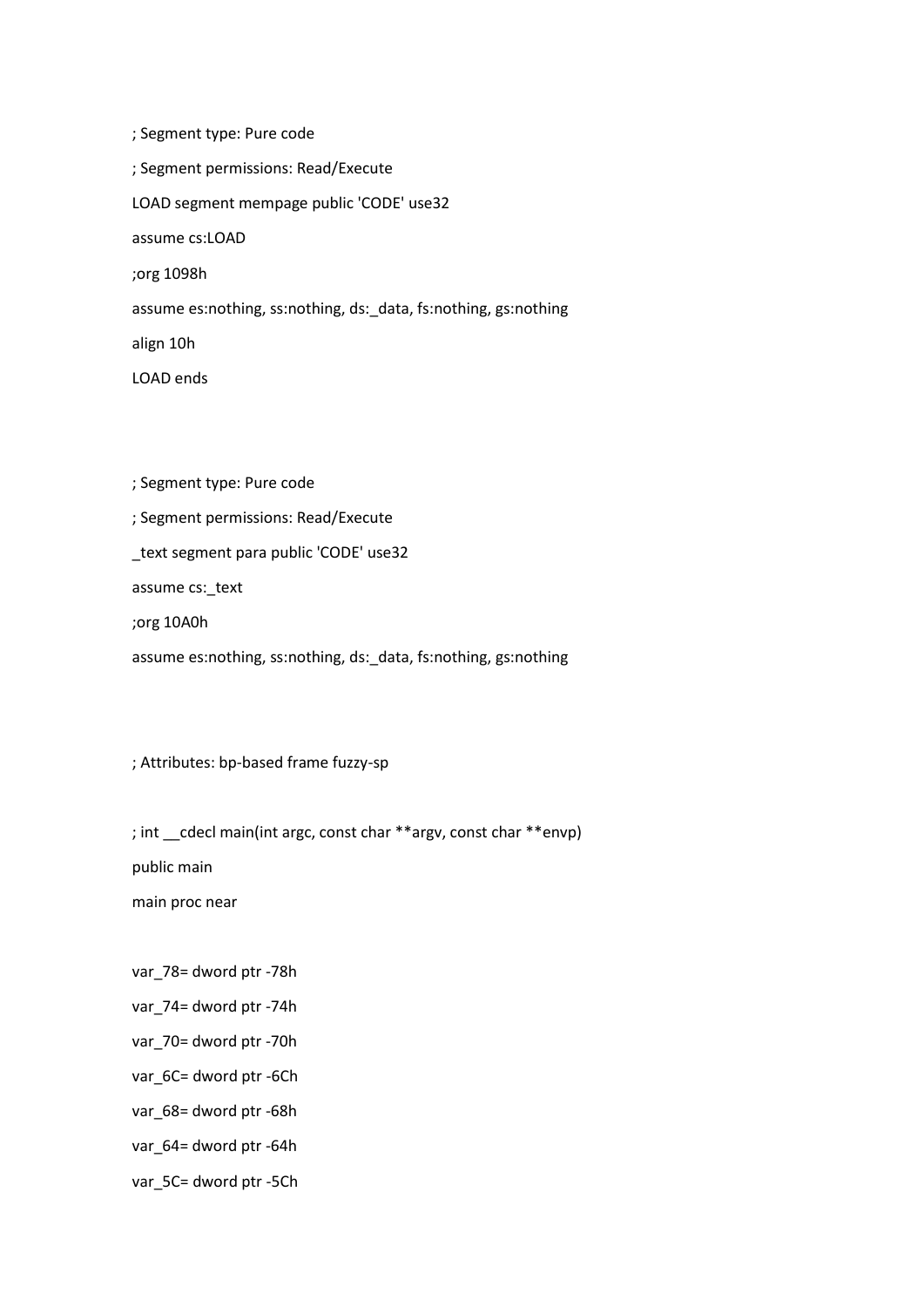```
; Segment type: Pure code
; Segment permissions: Read/Execute
LOAD segment mempage public 'CODE' use32
assume cs:LOAD
;org 1098h
assume es:nothing, ss:nothing, ds:_data, fs:nothing, gs:nothing
align 10h
LOAD ends


; Segment type: Pure code
; Segment permissions: Read/Execute
_text segment para public 'CODE' use32
assume cs:_text
;org 10A0h
assume es:nothing, ss:nothing, ds:_data, fs:nothing, gs:nothing


; Attributes: bp-based frame fuzzy-sp

; int __cdecl main(int argc, const char **argv, const char **envp)
public main
main proc near

var_78= dword ptr -78h
var_74= dword ptr -74h
var_70= dword ptr -70h
var_6C= dword ptr -6Ch
var_68= dword ptr -68h
var_64= dword ptr -64h
var_5C= dword ptr -5Ch
```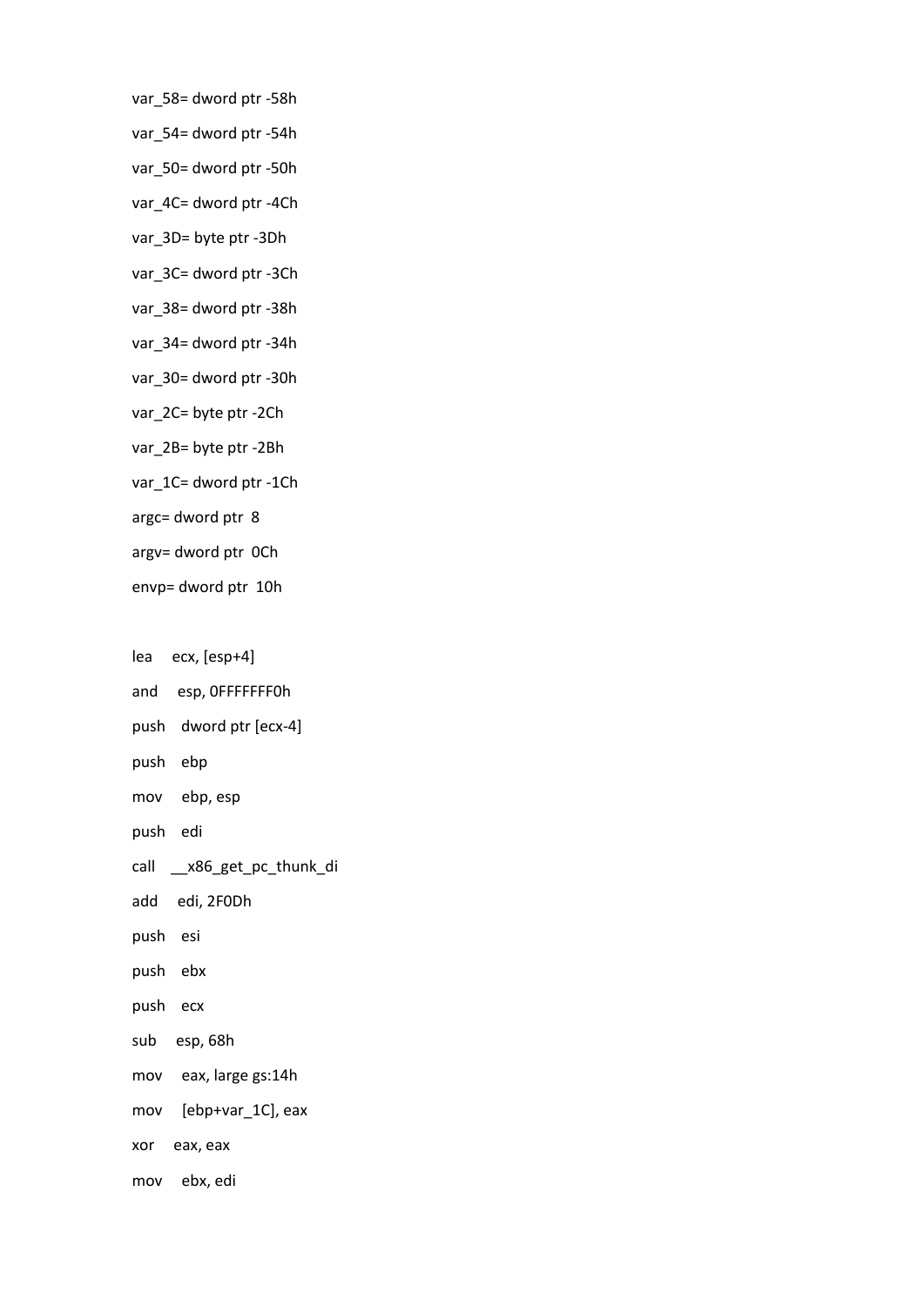```
var_58= dword ptr -58h
var_54= dword ptr -54h
var_50= dword ptr -50h
var_4C= dword ptr -4Ch
var_3D= byte ptr -3Dh
var_3C= dword ptr -3Ch
var_38= dword ptr -38h
var_34= dword ptr -34h
var_30= dword ptr -30h
var_2C= byte ptr -2Ch
var_2B= byte ptr -2Bh
var_1C= dword ptr -1Ch
argc= dword ptr  8
argv= dword ptr  0Ch
envp= dword ptr  10h

lea     ecx, [esp+4]
and     esp, 0FFFFFFF0h
push    dword ptr [ecx-4]
push    ebp
mov     ebp, esp
push    edi
call    __x86_get_pc_thunk_di
add     edi, 2F0Dh
push    esi
push    ebx
push    ecx
sub     esp, 68h
mov     eax, large gs:14h
mov     [ebp+var_1C], eax
xor     eax, eax
mov     ebx, edi
```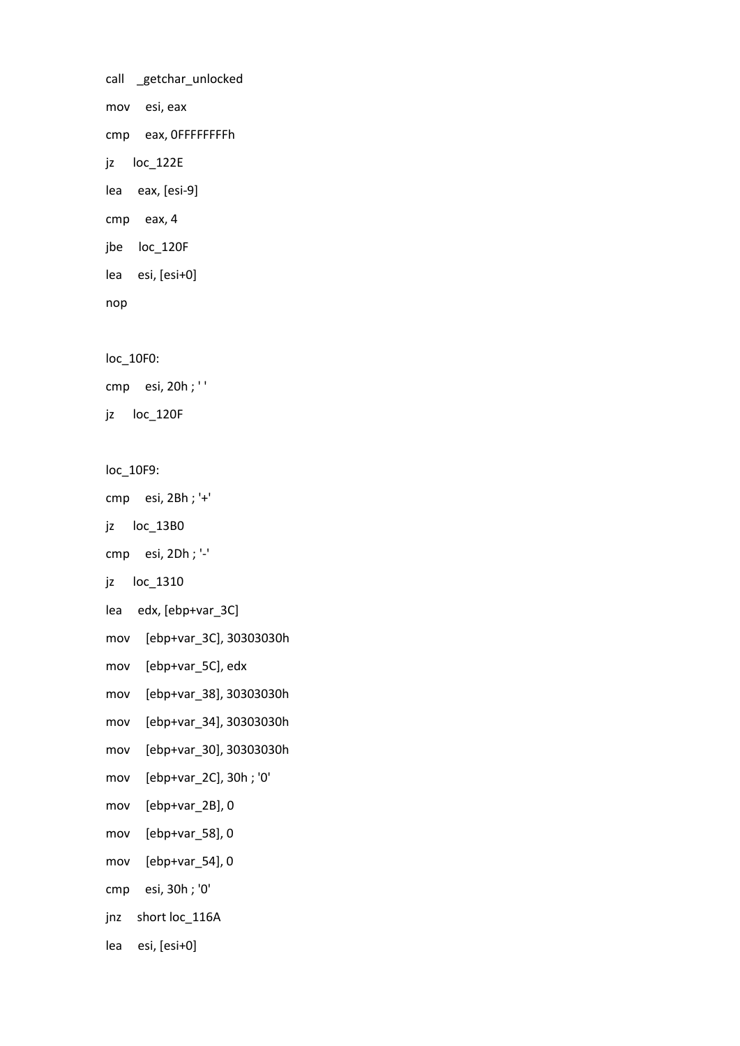```
call    _getchar_unlocked
mov     esi, eax
cmp     eax, 0FFFFFFFFh
jz      loc_122E
lea     eax, [esi-9]
cmp     eax, 4
jbe     loc_120F
lea     esi, [esi+0]
nop

loc_10F0:
cmp     esi, 20h ; ' '
jz      loc_120F

loc_10F9:
cmp     esi, 2Bh ; '+'
jz      loc_13B0
cmp     esi, 2Dh ; '-'
jz      loc_1310
lea     edx, [ebp+var_3C]
mov     [ebp+var_3C], 30303030h
mov     [ebp+var_5C], edx
mov     [ebp+var_38], 30303030h
mov     [ebp+var_34], 30303030h
mov     [ebp+var_30], 30303030h
mov     [ebp+var_2C], 30h ; '0'
mov     [ebp+var_2B], 0
mov     [ebp+var_58], 0
mov     [ebp+var_54], 0
cmp     esi, 30h ; '0'
jnz     short loc_116A
lea     esi, [esi+0]
```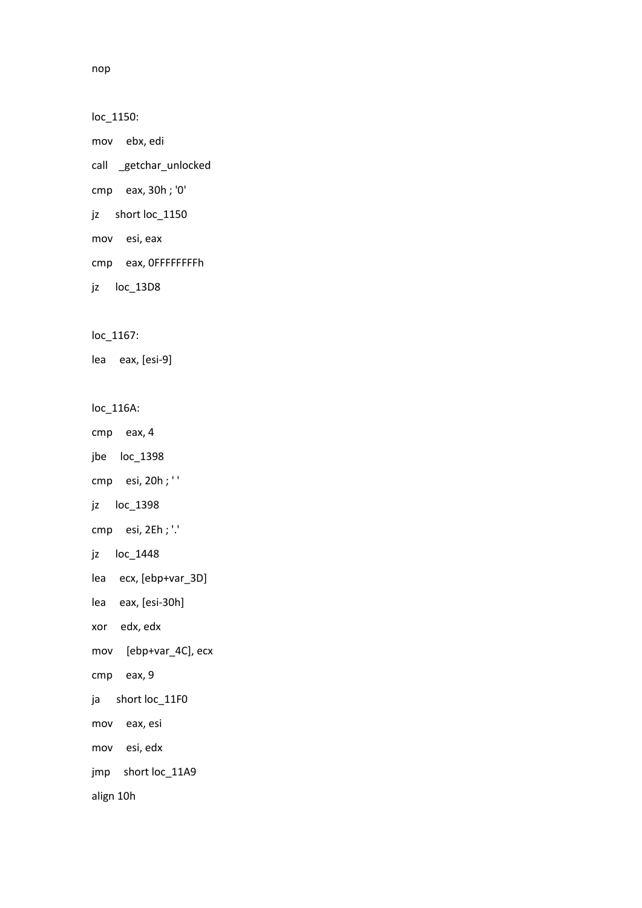```
nop

loc_1150:
mov     ebx, edi
call    _getchar_unlocked
cmp     eax, 30h ; '0'
jz      short loc_1150
mov     esi, eax
cmp     eax, 0FFFFFFFFh
jz      loc_13D8

loc_1167:
lea     eax, [esi-9]

loc_116A:
cmp     eax, 4
jbe     loc_1398
cmp     esi, 20h ; ' '
jz      loc_1398
cmp     esi, 2Eh ; '.'
jz      loc_1448
lea     ecx, [ebp+var_3D]
lea     eax, [esi-30h]
xor     edx, edx
mov     [ebp+var_4C], ecx
cmp     eax, 9
ja      short loc_11F0
mov     eax, esi
mov     esi, edx
jmp     short loc_11A9
align 10h
```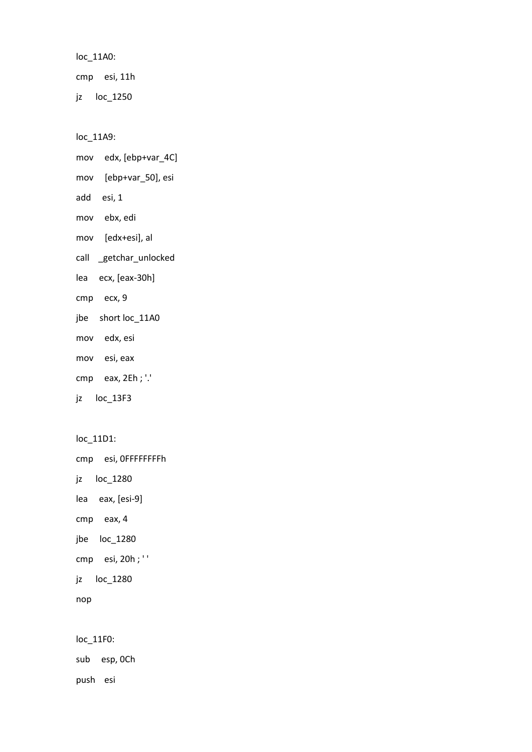```
loc_11A0:
cmp     esi, 11h
jz      loc_1250

loc_11A9:
mov     edx, [ebp+var_4C]
mov     [ebp+var_50], esi
add     esi, 1
mov     ebx, edi
mov     [edx+esi], al
call    _getchar_unlocked
lea     ecx, [eax-30h]
cmp     ecx, 9
jbe     short loc_11A0
mov     edx, esi
mov     esi, eax
cmp     eax, 2Eh ; '.'
jz      loc_13F3

loc_11D1:
cmp     esi, 0FFFFFFFFh
jz      loc_1280
lea     eax, [esi-9]
cmp     eax, 4
jbe     loc_1280
cmp     esi, 20h ; ' '
jz      loc_1280
nop

loc_11F0:
sub     esp, 0Ch
push    esi
```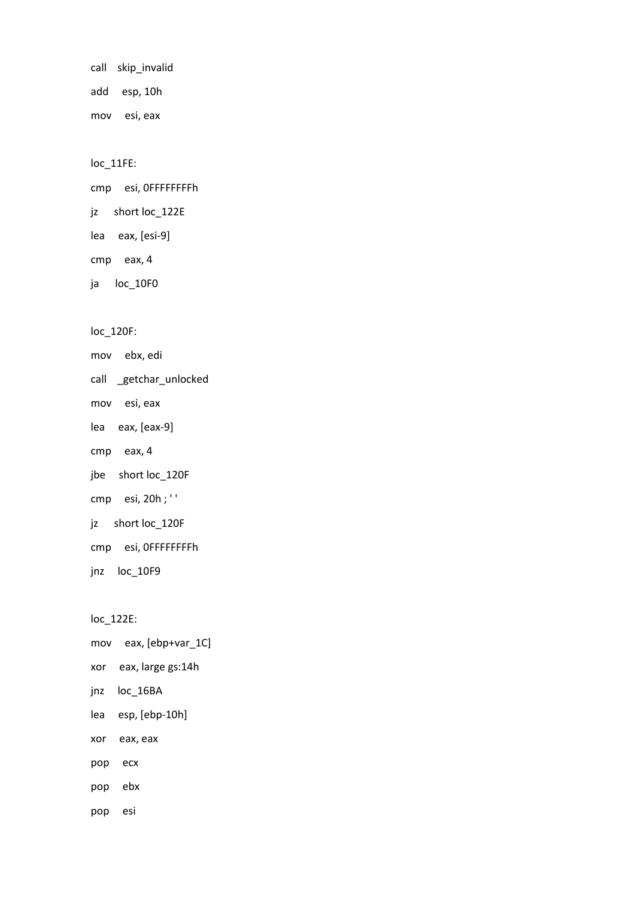```
call    skip_invalid
add     esp, 10h
mov     esi, eax

loc_11FE:
cmp     esi, 0FFFFFFFFh
jz      short loc_122E
lea     eax, [esi-9]
cmp     eax, 4
ja      loc_10F0

loc_120F:
mov     ebx, edi
call    _getchar_unlocked
mov     esi, eax
lea     eax, [eax-9]
cmp     eax, 4
jbe     short loc_120F
cmp     esi, 20h ; ' '
jz      short loc_120F
cmp     esi, 0FFFFFFFFh
jnz     loc_10F9

loc_122E:
mov     eax, [ebp+var_1C]
xor     eax, large gs:14h
jnz     loc_16BA
lea     esp, [ebp-10h]
xor     eax, eax
pop     ecx
pop     ebx
pop     esi
```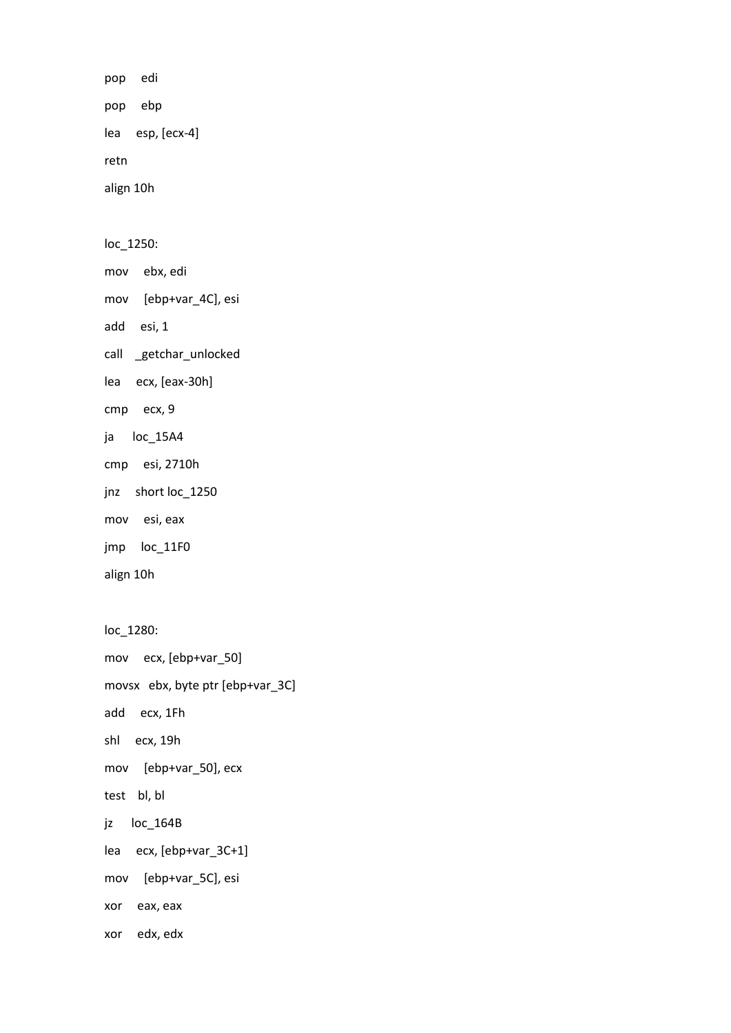```
pop     edi
pop     ebp
lea     esp, [ecx-4]
retn
align 10h

loc_1250:
mov     ebx, edi
mov     [ebp+var_4C], esi
add     esi, 1
call    _getchar_unlocked
lea     ecx, [eax-30h]
cmp     ecx, 9
ja      loc_15A4
cmp     esi, 2710h
jnz     short loc_1250
mov     esi, eax
jmp     loc_11F0
align 10h

loc_1280:
mov     ecx, [ebp+var_50]
movsx   ebx, byte ptr [ebp+var_3C]
add     ecx, 1Fh
shl     ecx, 19h
mov     [ebp+var_50], ecx
test    bl, bl
jz      loc_164B
lea     ecx, [ebp+var_3C+1]
mov     [ebp+var_5C], esi
xor     eax, eax
xor     edx, edx
```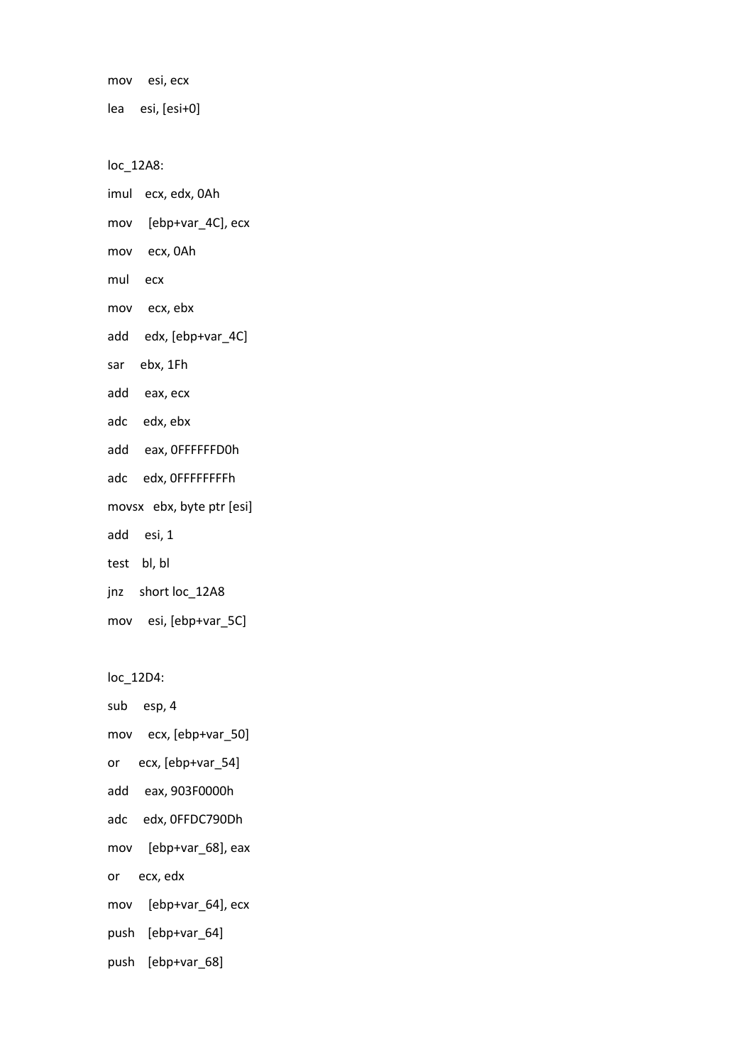```
mov     esi, ecx
lea     esi, [esi+0]

loc_12A8:
imul    ecx, edx, 0Ah
mov     [ebp+var_4C], ecx
mov     ecx, 0Ah
mul     ecx
mov     ecx, ebx
add     edx, [ebp+var_4C]
sar     ebx, 1Fh
add     eax, ecx
adc     edx, ebx
add     eax, 0FFFFFFD0h
adc     edx, 0FFFFFFFFh
movsx   ebx, byte ptr [esi]
add     esi, 1
test    bl, bl
jnz     short loc_12A8
mov     esi, [ebp+var_5C]

loc_12D4:
sub     esp, 4
mov     ecx, [ebp+var_50]
or      ecx, [ebp+var_54]
add     eax, 903F0000h
adc     edx, 0FFDC790Dh
mov     [ebp+var_68], eax
or      ecx, edx
mov     [ebp+var_64], ecx
push    [ebp+var_64]
push    [ebp+var_68]
```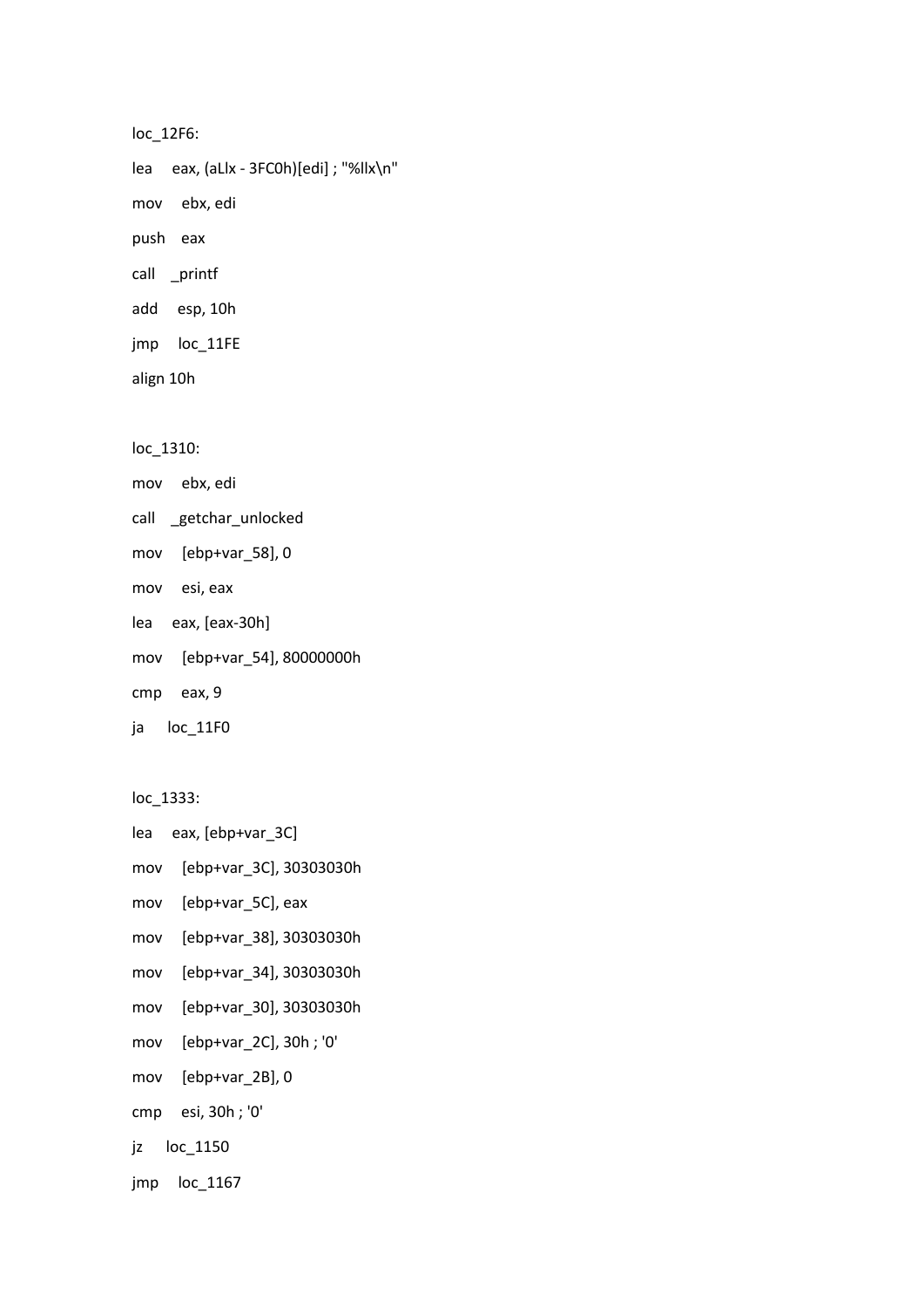```
loc_12F6:
lea     eax, (aLlx - 3FC0h)[edi] ; "%llx\n"
mov     ebx, edi
push    eax
call    _printf
add     esp, 10h
jmp     loc_11FE
align 10h

loc_1310:
mov     ebx, edi
call    _getchar_unlocked
mov     [ebp+var_58], 0
mov     esi, eax
lea     eax, [eax-30h]
mov     [ebp+var_54], 80000000h
cmp     eax, 9
ja      loc_11F0

loc_1333:
lea     eax, [ebp+var_3C]
mov     [ebp+var_3C], 30303030h
mov     [ebp+var_5C], eax
mov     [ebp+var_38], 30303030h
mov     [ebp+var_34], 30303030h
mov     [ebp+var_30], 30303030h
mov     [ebp+var_2C], 30h ; '0'
mov     [ebp+var_2B], 0
cmp     esi, 30h ; '0'
jz      loc_1150
jmp     loc_1167
```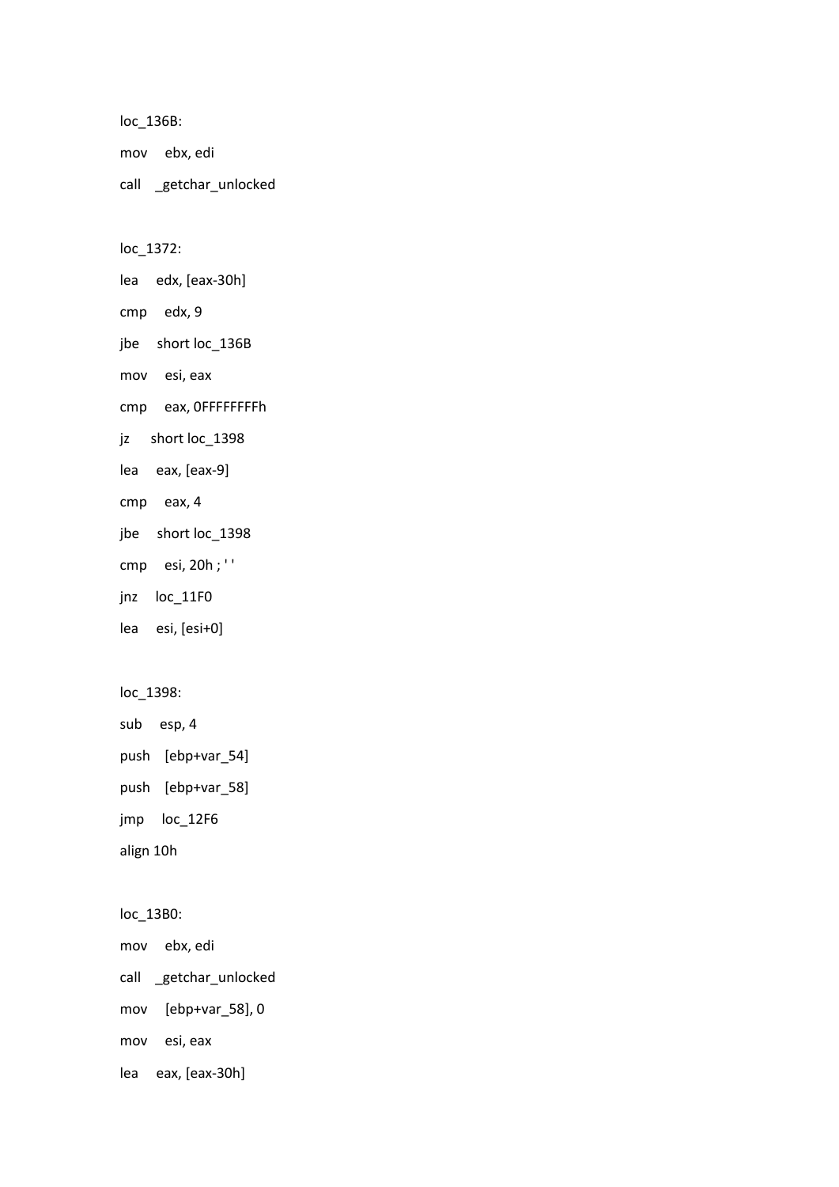```
loc_136B:
mov     ebx, edi
call    _getchar_unlocked

loc_1372:
lea     edx, [eax-30h]
cmp     edx, 9
jbe     short loc_136B
mov     esi, eax
cmp     eax, 0FFFFFFFFh
jz      short loc_1398
lea     eax, [eax-9]
cmp     eax, 4
jbe     short loc_1398
cmp     esi, 20h ; ' '
jnz     loc_11F0
lea     esi, [esi+0]

loc_1398:
sub     esp, 4
push    [ebp+var_54]
push    [ebp+var_58]
jmp     loc_12F6
align 10h

loc_13B0:
mov     ebx, edi
call    _getchar_unlocked
mov     [ebp+var_58], 0
mov     esi, eax
lea     eax, [eax-30h]
```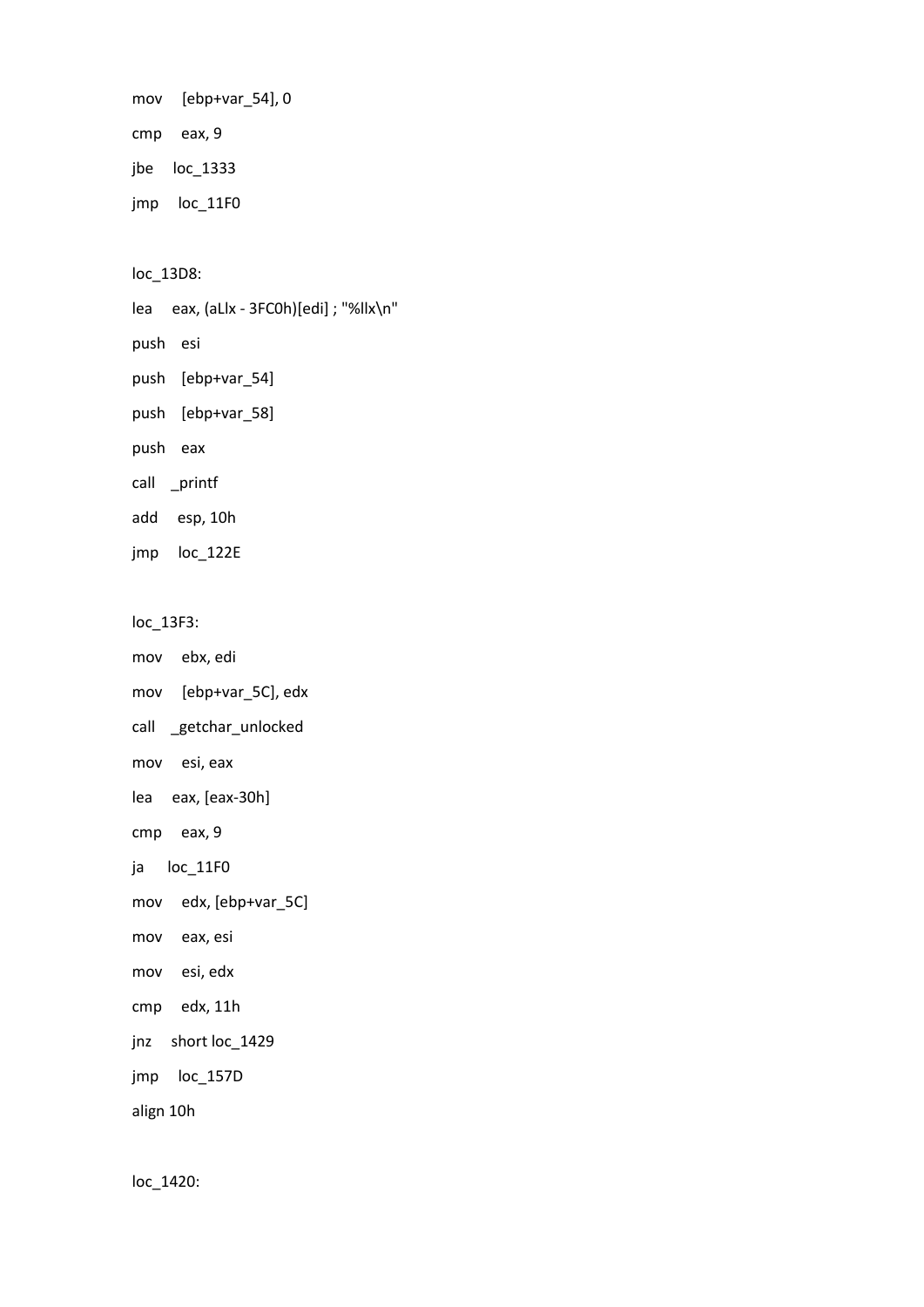```
mov     [ebp+var_54], 0
cmp     eax, 9
jbe     loc_1333
jmp     loc_11F0

loc_13D8:
lea     eax, (aLlx - 3FC0h)[edi] ; "%llx\n"
push    esi
push    [ebp+var_54]
push    [ebp+var_58]
push    eax
call    _printf
add     esp, 10h
jmp     loc_122E

loc_13F3:
mov     ebx, edi
mov     [ebp+var_5C], edx
call    _getchar_unlocked
mov     esi, eax
lea     eax, [eax-30h]
cmp     eax, 9
ja      loc_11F0
mov     edx, [ebp+var_5C]
mov     eax, esi
mov     esi, edx
cmp     edx, 11h
jnz     short loc_1429
jmp     loc_157D
align 10h

loc_1420:
```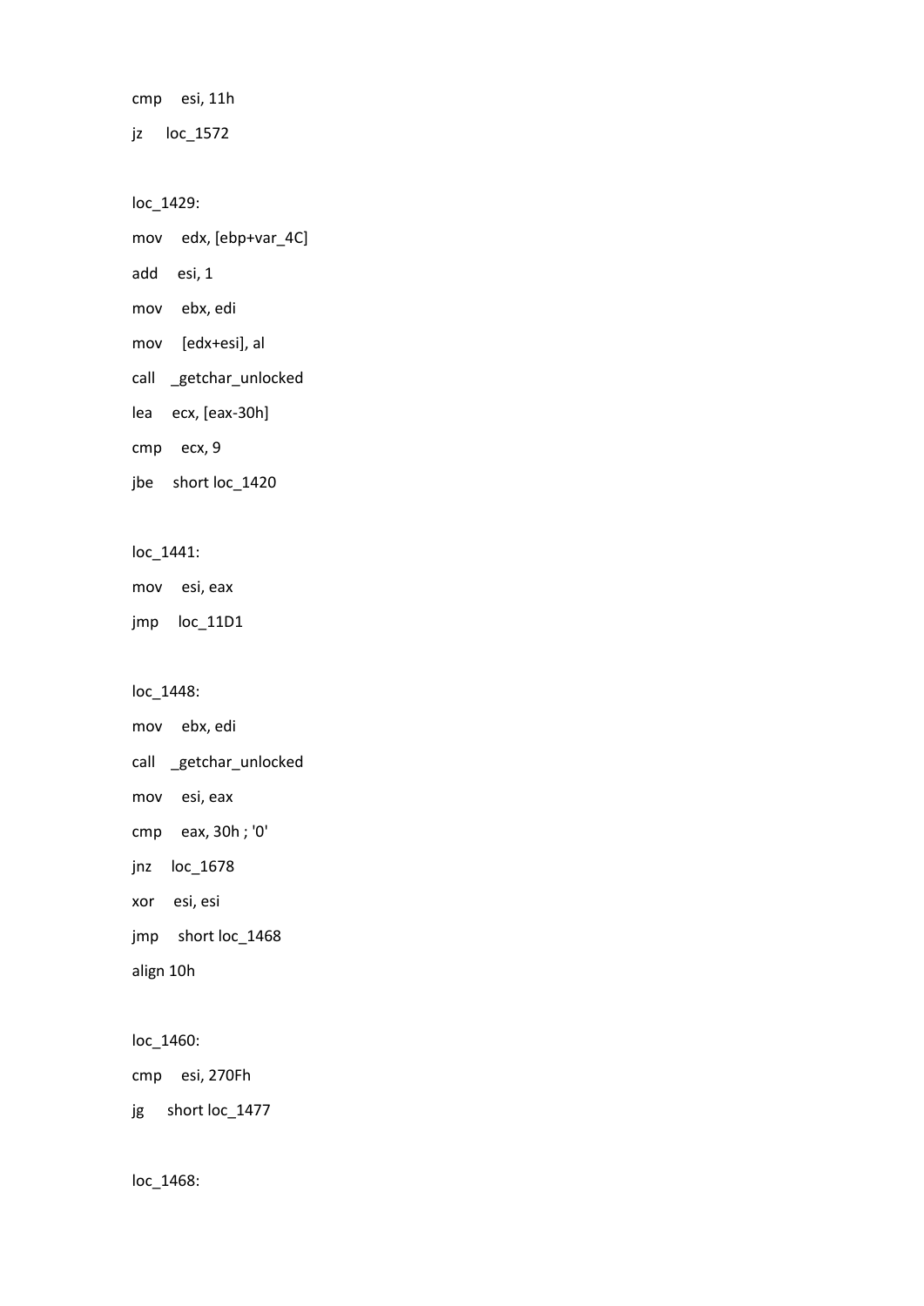```
cmp     esi, 11h
jz      loc_1572

loc_1429:
mov     edx, [ebp+var_4C]
add     esi, 1
mov     ebx, edi
mov     [edx+esi], al
call    _getchar_unlocked
lea     ecx, [eax-30h]
cmp     ecx, 9
jbe     short loc_1420

loc_1441:
mov     esi, eax
jmp     loc_11D1

loc_1448:
mov     ebx, edi
call    _getchar_unlocked
mov     esi, eax
cmp     eax, 30h ; '0'
jnz     loc_1678
xor     esi, esi
jmp     short loc_1468
align 10h

loc_1460:
cmp     esi, 270Fh
jg      short loc_1477

loc_1468:
```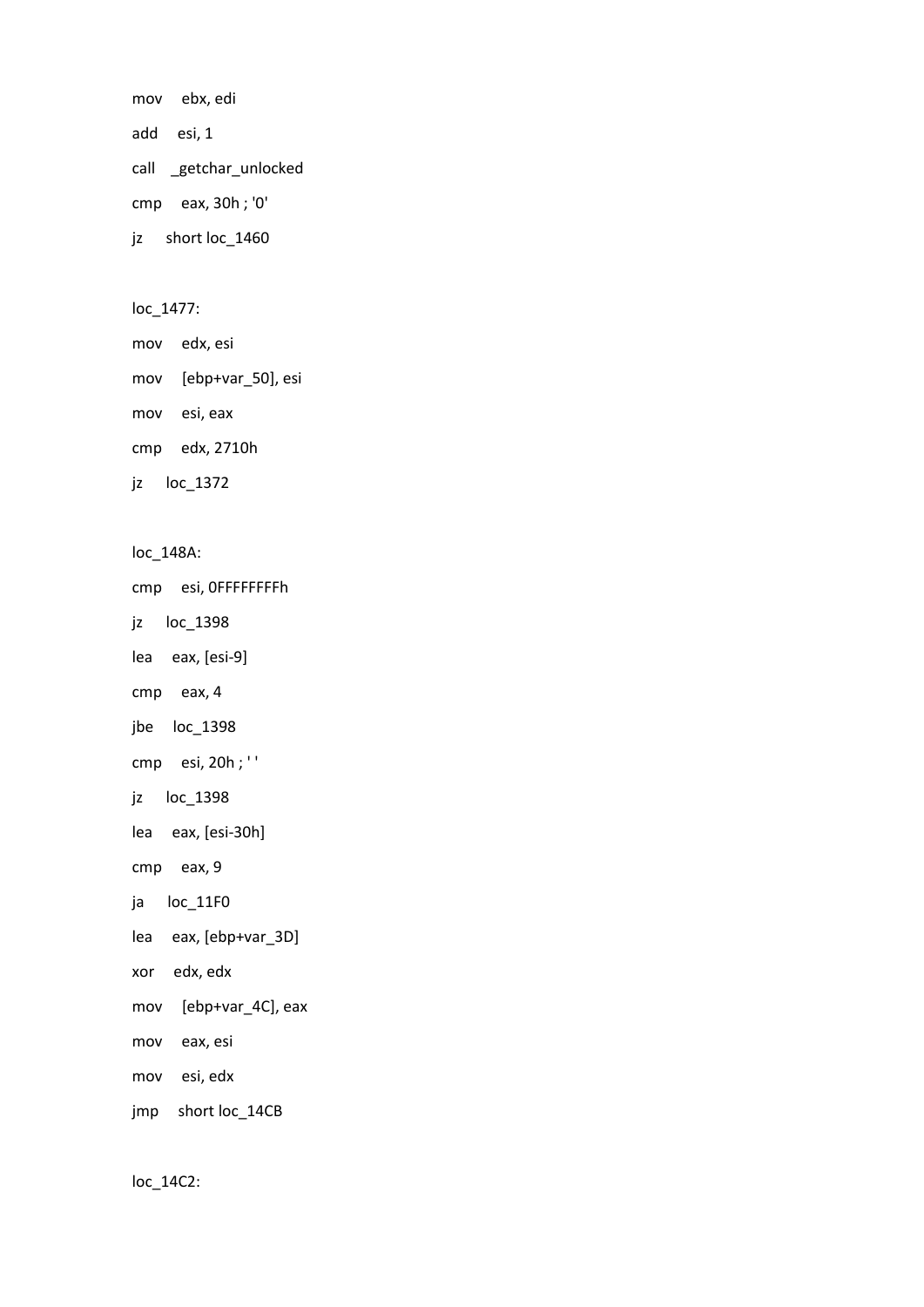```
mov     ebx, edi
add     esi, 1
call    _getchar_unlocked
cmp     eax, 30h ; '0'
jz      short loc_1460

loc_1477:
mov     edx, esi
mov     [ebp+var_50], esi
mov     esi, eax
cmp     edx, 2710h
jz      loc_1372

loc_148A:
cmp     esi, 0FFFFFFFFh
jz      loc_1398
lea     eax, [esi-9]
cmp     eax, 4
jbe     loc_1398
cmp     esi, 20h ; ' '
jz      loc_1398
lea     eax, [esi-30h]
cmp     eax, 9
ja      loc_11F0
lea     eax, [ebp+var_3D]
xor     edx, edx
mov     [ebp+var_4C], eax
mov     eax, esi
mov     esi, edx
jmp     short loc_14CB

loc_14C2:
```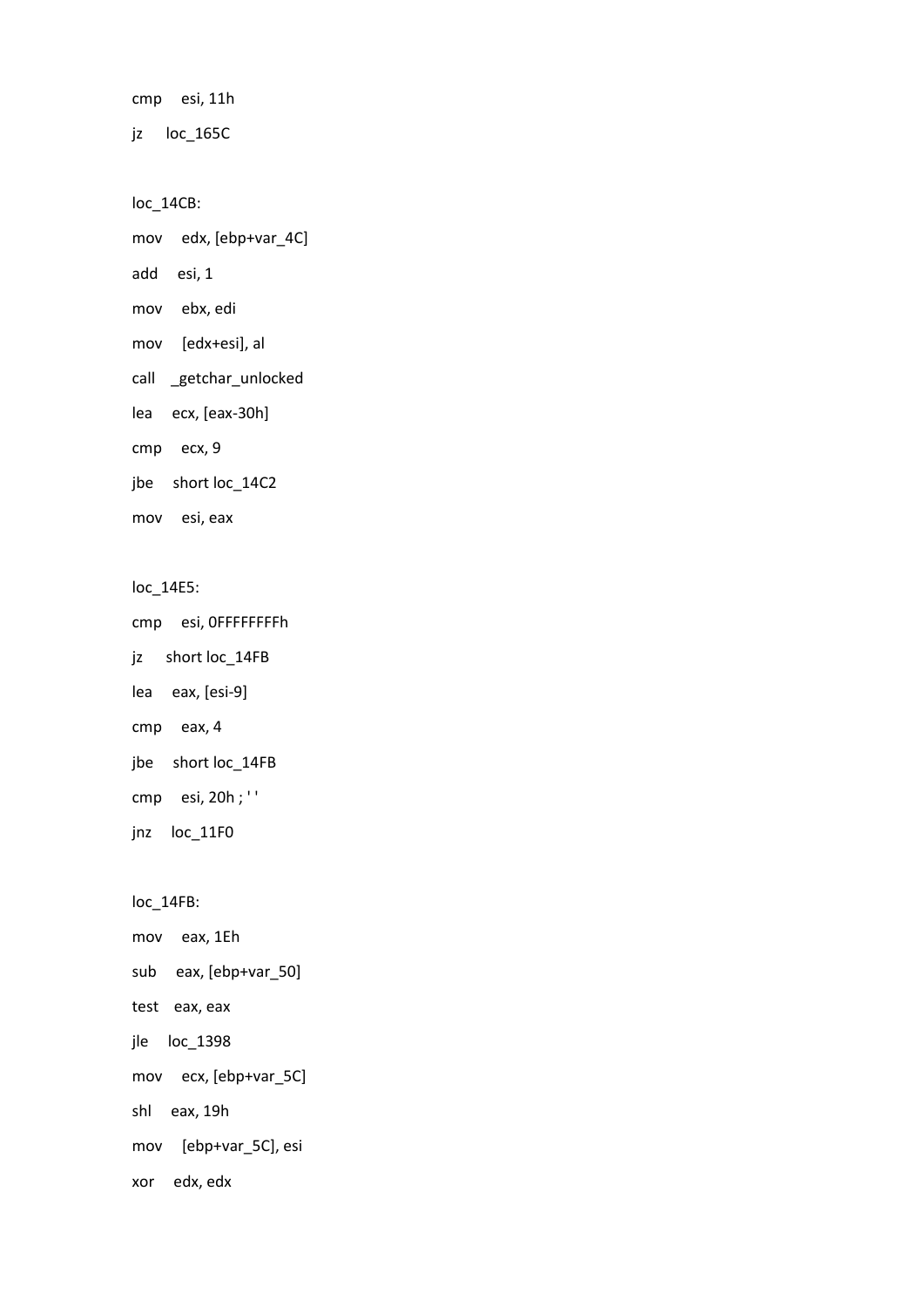```
cmp     esi, 11h
jz      loc_165C

loc_14CB:
mov     edx, [ebp+var_4C]
add     esi, 1
mov     ebx, edi
mov     [edx+esi], al
call    _getchar_unlocked
lea     ecx, [eax-30h]
cmp     ecx, 9
jbe     short loc_14C2
mov     esi, eax

loc_14E5:
cmp     esi, 0FFFFFFFFh
jz      short loc_14FB
lea     eax, [esi-9]
cmp     eax, 4
jbe     short loc_14FB
cmp     esi, 20h ; ' '
jnz     loc_11F0

loc_14FB:
mov     eax, 1Eh
sub     eax, [ebp+var_50]
test    eax, eax
jle     loc_1398
mov     ecx, [ebp+var_5C]
shl     eax, 19h
mov     [ebp+var_5C], esi
xor     edx, edx
```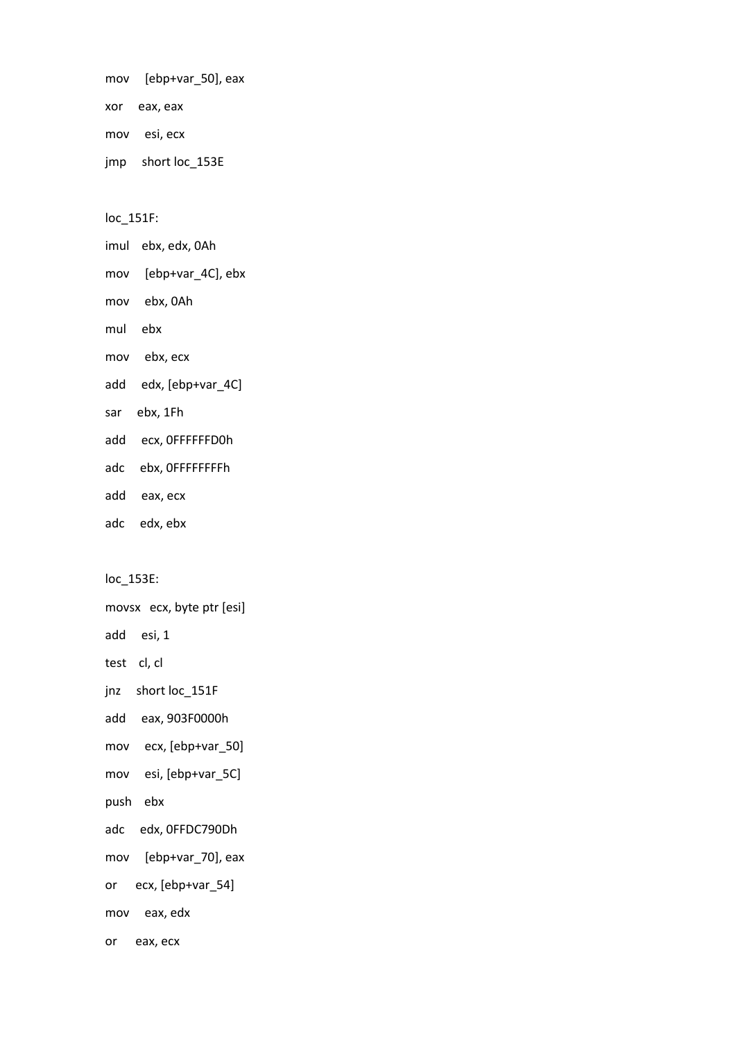```
mov     [ebp+var_50], eax
xor     eax, eax
mov     esi, ecx
jmp     short loc_153E

loc_151F:
imul    ebx, edx, 0Ah
mov     [ebp+var_4C], ebx
mov     ebx, 0Ah
mul     ebx
mov     ebx, ecx
add     edx, [ebp+var_4C]
sar     ebx, 1Fh
add     ecx, 0FFFFFFD0h
adc     ebx, 0FFFFFFFFh
add     eax, ecx
adc     edx, ebx

loc_153E:
movsx   ecx, byte ptr [esi]
add     esi, 1
test    cl, cl
jnz     short loc_151F
add     eax, 903F0000h
mov     ecx, [ebp+var_50]
mov     esi, [ebp+var_5C]
push    ebx
adc     edx, 0FFDC790Dh
mov     [ebp+var_70], eax
or      ecx, [ebp+var_54]
mov     eax, edx
or      eax, ecx
```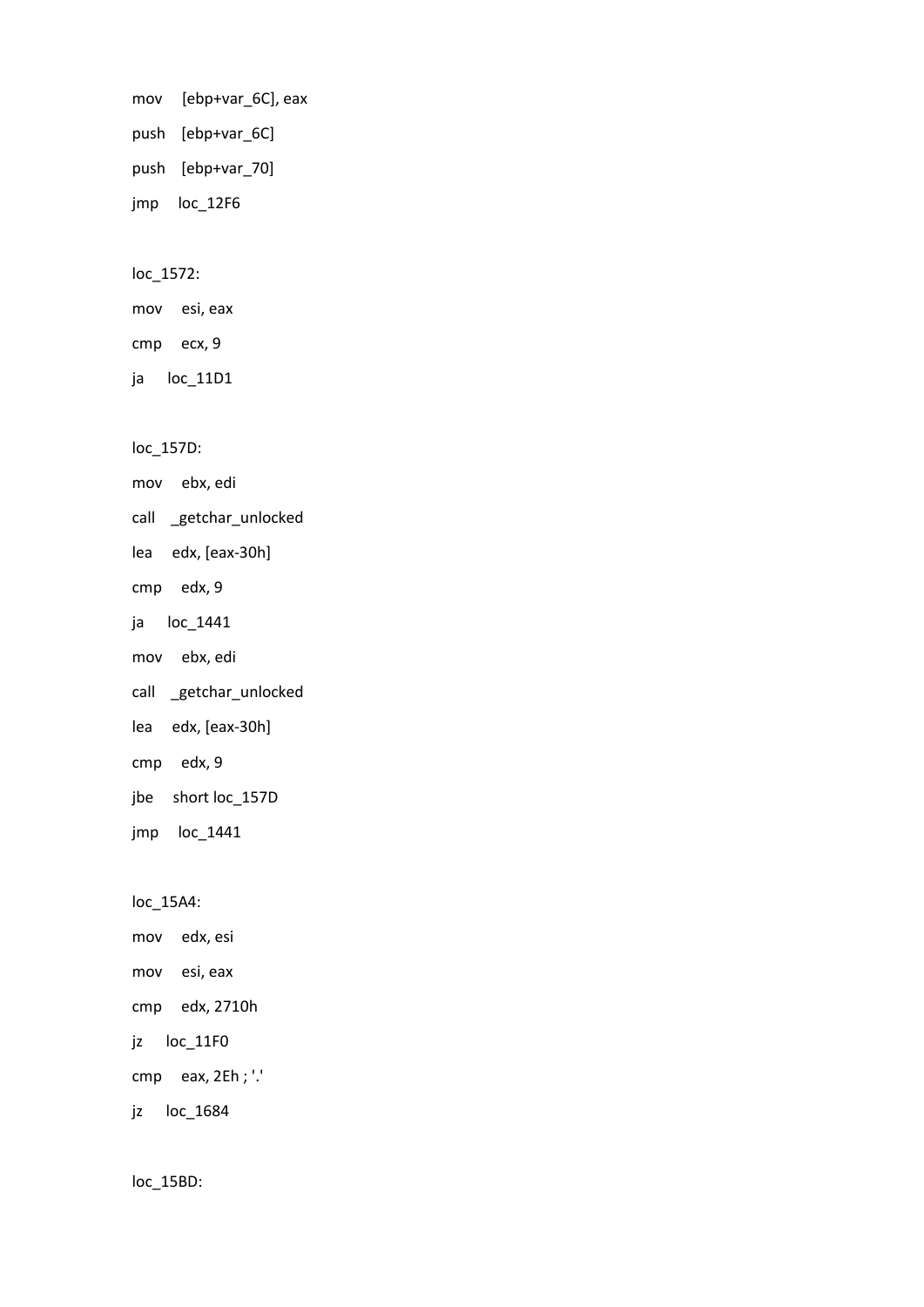```
mov     [ebp+var_6C], eax
push    [ebp+var_6C]
push    [ebp+var_70]
jmp     loc_12F6

loc_1572:
mov     esi, eax
cmp     ecx, 9
ja      loc_11D1

loc_157D:
mov     ebx, edi
call    _getchar_unlocked
lea     edx, [eax-30h]
cmp     edx, 9
ja      loc_1441
mov     ebx, edi
call    _getchar_unlocked
lea     edx, [eax-30h]
cmp     edx, 9
jbe     short loc_157D
jmp     loc_1441

loc_15A4:
mov     edx, esi
mov     esi, eax
cmp     edx, 2710h
jz      loc_11F0
cmp     eax, 2Eh ; '.'
jz      loc_1684

loc_15BD:
```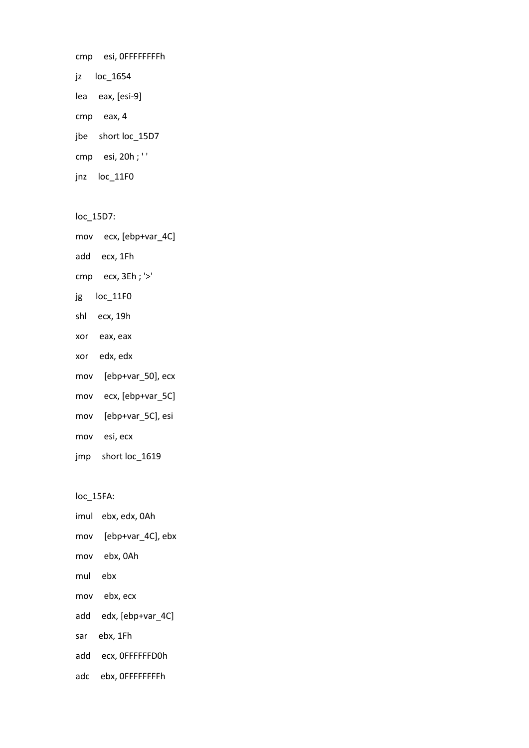```
cmp     esi, 0FFFFFFFFh
jz      loc_1654
lea     eax, [esi-9]
cmp     eax, 4
jbe     short loc_15D7
cmp     esi, 20h ; ' '
jnz     loc_11F0

loc_15D7:
mov     ecx, [ebp+var_4C]
add     ecx, 1Fh
cmp     ecx, 3Eh ; '>'
jg      loc_11F0
shl     ecx, 19h
xor     eax, eax
xor     edx, edx
mov     [ebp+var_50], ecx
mov     ecx, [ebp+var_5C]
mov     [ebp+var_5C], esi
mov     esi, ecx
jmp     short loc_1619

loc_15FA:
imul    ebx, edx, 0Ah
mov     [ebp+var_4C], ebx
mov     ebx, 0Ah
mul     ebx
mov     ebx, ecx
add     edx, [ebp+var_4C]
sar     ebx, 1Fh
add     ecx, 0FFFFFFD0h
adc     ebx, 0FFFFFFFFh
```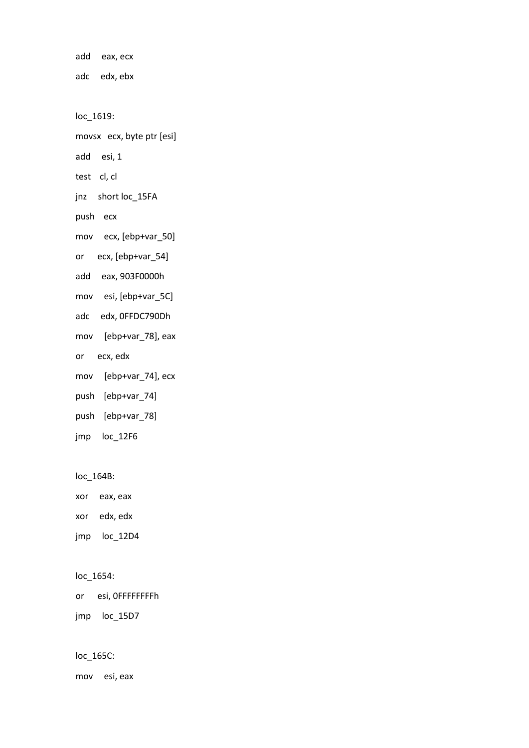```
add     eax, ecx
adc     edx, ebx

loc_1619:
movsx   ecx, byte ptr [esi]
add     esi, 1
test    cl, cl
jnz     short loc_15FA
push    ecx
mov     ecx, [ebp+var_50]
or      ecx, [ebp+var_54]
add     eax, 903F0000h
mov     esi, [ebp+var_5C]
adc     edx, 0FFDC790Dh
mov     [ebp+var_78], eax
or      ecx, edx
mov     [ebp+var_74], ecx
push    [ebp+var_74]
push    [ebp+var_78]
jmp     loc_12F6

loc_164B:
xor     eax, eax
xor     edx, edx
jmp     loc_12D4

loc_1654:
or      esi, 0FFFFFFFFh
jmp     loc_15D7

loc_165C:
mov     esi, eax
```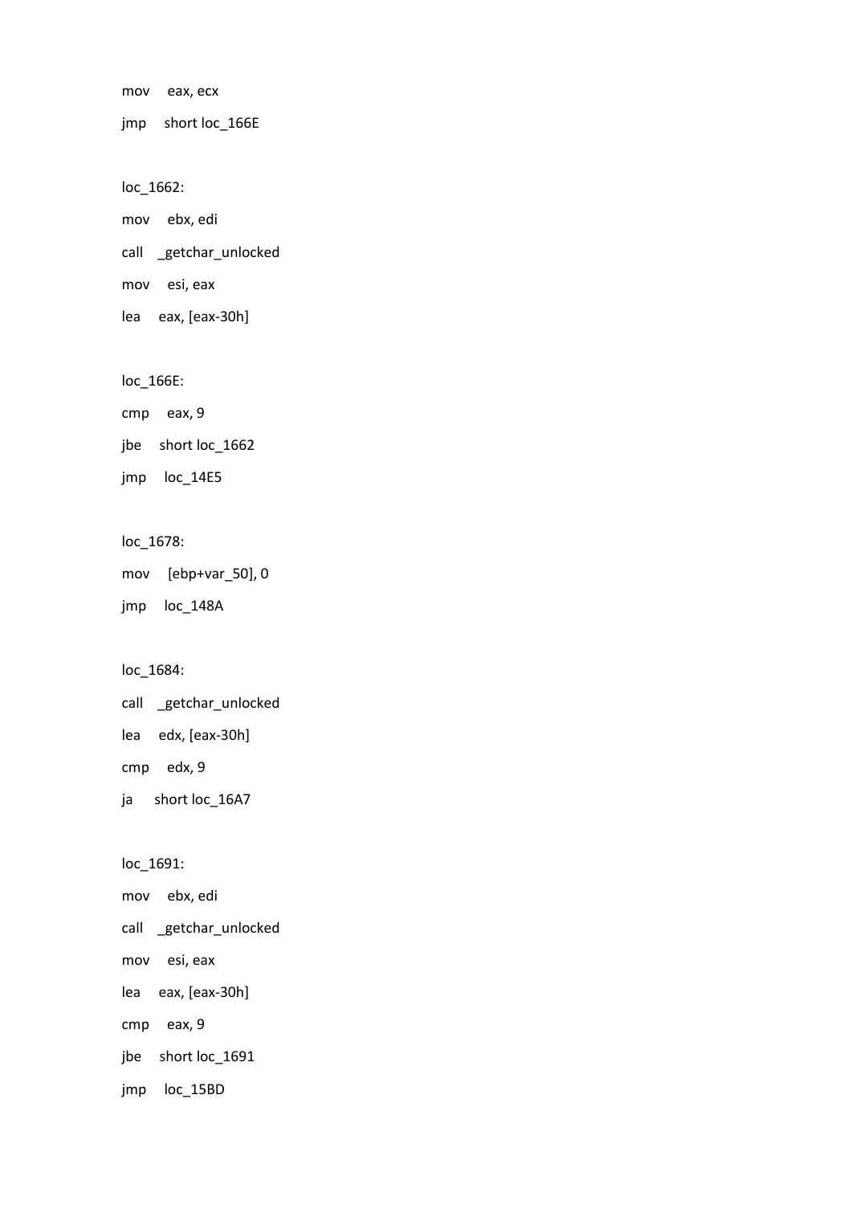```
mov     eax, ecx
jmp     short loc_166E

loc_1662:
mov     ebx, edi
call    _getchar_unlocked
mov     esi, eax
lea     eax, [eax-30h]

loc_166E:
cmp     eax, 9
jbe     short loc_1662
jmp     loc_14E5

loc_1678:
mov     [ebp+var_50], 0
jmp     loc_148A

loc_1684:
call    _getchar_unlocked
lea     edx, [eax-30h]
cmp     edx, 9
ja      short loc_16A7

loc_1691:
mov     ebx, edi
call    _getchar_unlocked
mov     esi, eax
lea     eax, [eax-30h]
cmp     eax, 9
jbe     short loc_1691
jmp     loc_15BD
```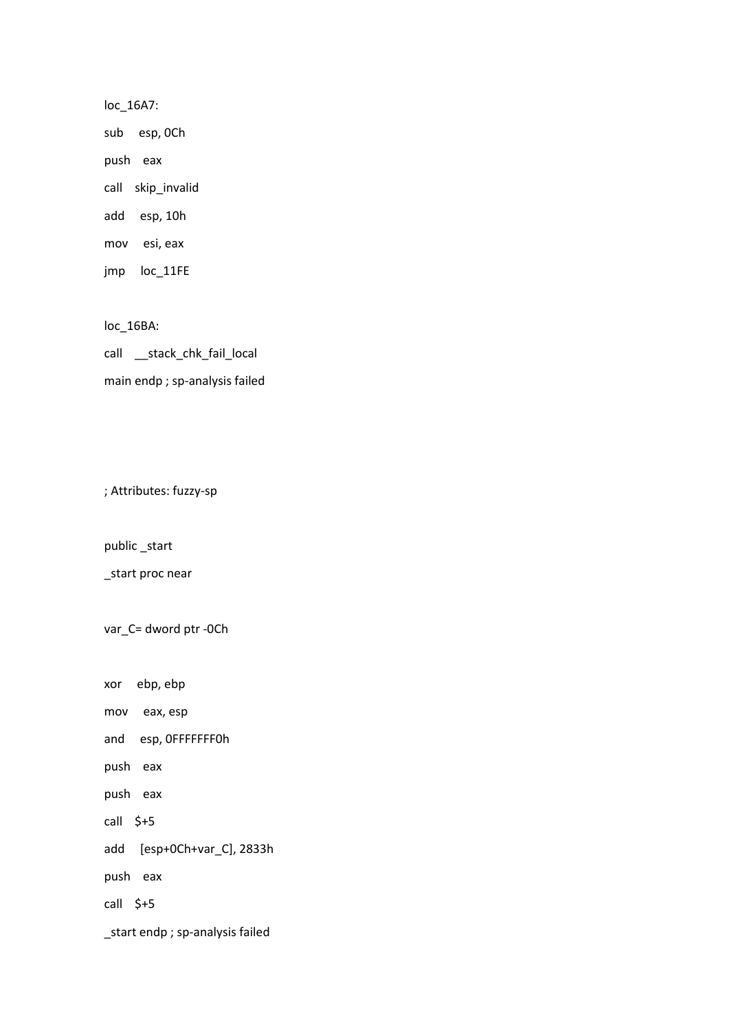```
loc_16A7:
sub     esp, 0Ch
push    eax
call    skip_invalid
add     esp, 10h
mov     esi, eax
jmp     loc_11FE

loc_16BA:
call    __stack_chk_fail_local
main endp ; sp-analysis failed



; Attributes: fuzzy-sp

public _start
_start proc near

var_C= dword ptr -0Ch

xor     ebp, ebp
mov     eax, esp
and     esp, 0FFFFFFF0h
push    eax
push    eax
call    $+5
add     [esp+0Ch+var_C], 2833h
push    eax
call    $+5
_start endp ; sp-analysis failed
```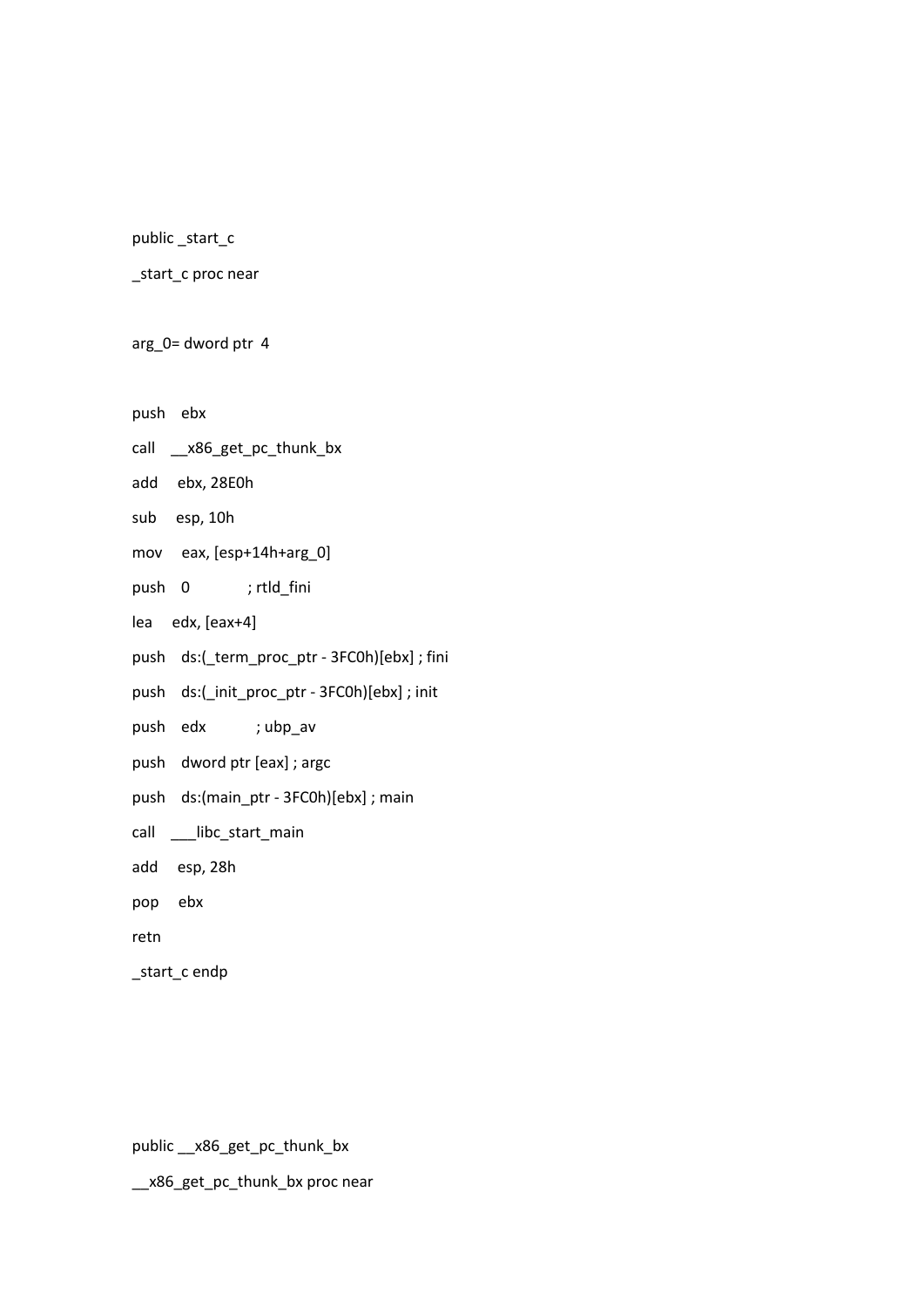```
public _start_c
_start_c proc near

arg_0= dword ptr  4

push    ebx
call    __x86_get_pc_thunk_bx
add     ebx, 28E0h
sub     esp, 10h
mov     eax, [esp+14h+arg_0]
push    0             ; rtld_fini
lea     edx, [eax+4]
push    ds:(_term_proc_ptr - 3FC0h)[ebx] ; fini
push    ds:(_init_proc_ptr - 3FC0h)[ebx] ; init
push    edx           ; ubp_av
push    dword ptr [eax] ; argc
push    ds:(main_ptr - 3FC0h)[ebx] ; main
call    ___libc_start_main
add     esp, 28h
pop     ebx
retn
_start_c endp
```

```
public __x86_get_pc_thunk_bx
__x86_get_pc_thunk_bx proc near
```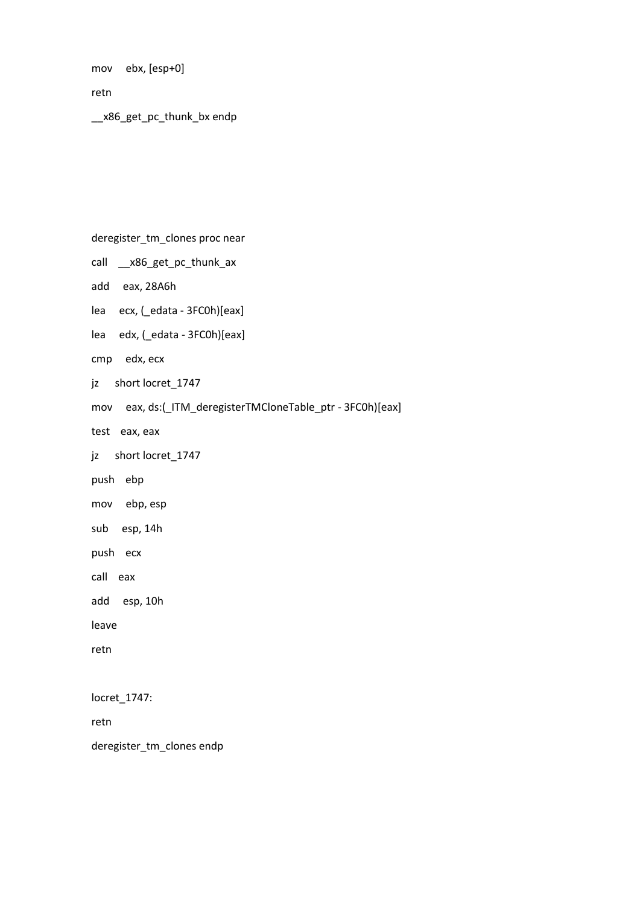```
mov     ebx, [esp+0]
retn
__x86_get_pc_thunk_bx endp
```

```
deregister_tm_clones proc near
call    __x86_get_pc_thunk_ax
add     eax, 28A6h
lea     ecx, (_edata - 3FC0h)[eax]
lea     edx, (_edata - 3FC0h)[eax]
cmp     edx, ecx
jz      short locret_1747
mov     eax, ds:(_ITM_deregisterTMCloneTable_ptr - 3FC0h)[eax]
test    eax, eax
jz      short locret_1747
push    ebp
mov     ebp, esp
sub     esp, 14h
push    ecx
call    eax
add     esp, 10h
leave
retn

locret_1747:
retn
deregister_tm_clones endp
```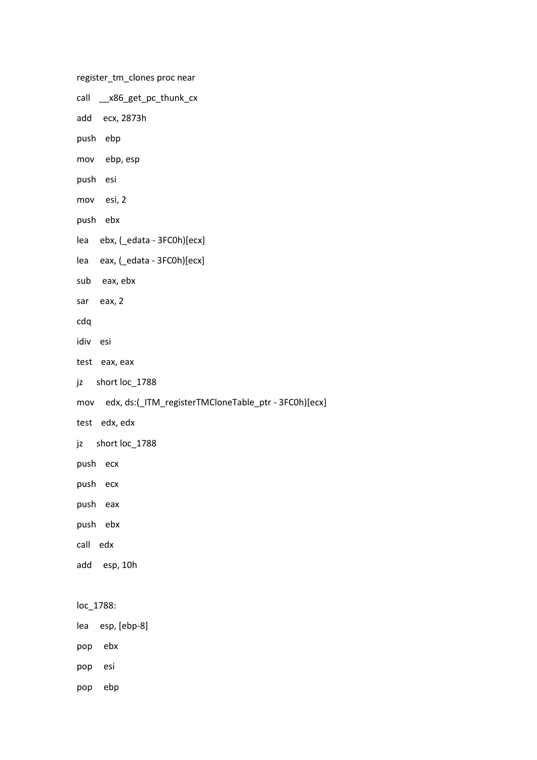```
register_tm_clones proc near
call    __x86_get_pc_thunk_cx
add     ecx, 2873h
push    ebp
mov     ebp, esp
push    esi
mov     esi, 2
push    ebx
lea     ebx, (_edata - 3FC0h)[ecx]
lea     eax, (_edata - 3FC0h)[ecx]
sub     eax, ebx
sar     eax, 2
cdq
idiv    esi
test    eax, eax
jz      short loc_1788
mov     edx, ds:(_ITM_registerTMCloneTable_ptr - 3FC0h)[ecx]
test    edx, edx
jz      short loc_1788
push    ecx
push    ecx
push    eax
push    ebx
call    edx
add     esp, 10h

loc_1788:
lea     esp, [ebp-8]
pop     ebx
pop     esi
pop     ebp
```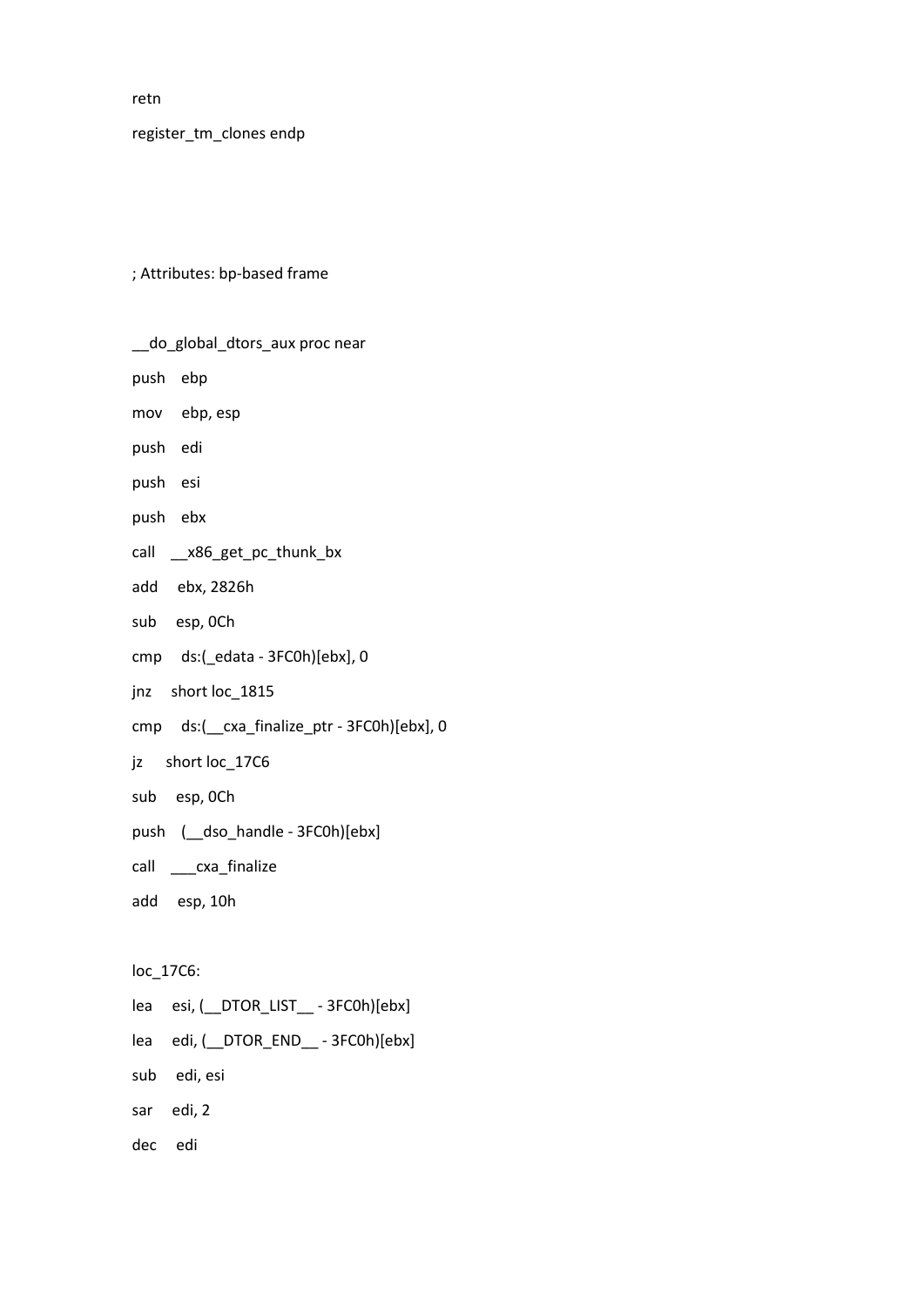```
retn
register_tm_clones endp



; Attributes: bp-based frame

__do_global_dtors_aux proc near
push    ebp
mov     ebp, esp
push    edi
push    esi
push    ebx
call    __x86_get_pc_thunk_bx
add     ebx, 2826h
sub     esp, 0Ch
cmp     ds:(_edata - 3FC0h)[ebx], 0
jnz     short loc_1815
cmp     ds:(__cxa_finalize_ptr - 3FC0h)[ebx], 0
jz      short loc_17C6
sub     esp, 0Ch
push    (__dso_handle - 3FC0h)[ebx]
call    ___cxa_finalize
add     esp, 10h

loc_17C6:
lea     esi, (__DTOR_LIST__ - 3FC0h)[ebx]
lea     edi, (__DTOR_END__ - 3FC0h)[ebx]
sub     edi, esi
sar     edi, 2
dec     edi
```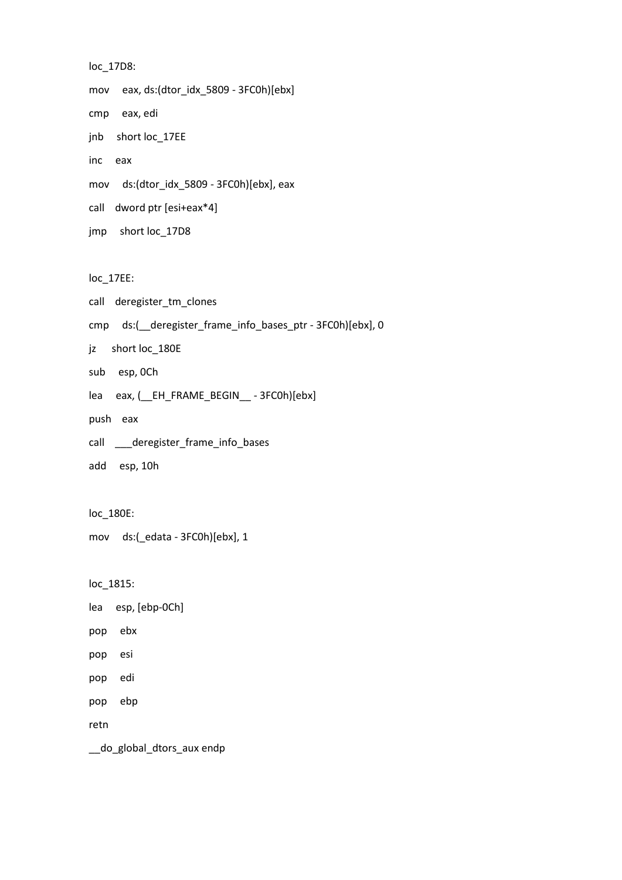```
loc_17D8:
mov     eax, ds:(dtor_idx_5809 - 3FC0h)[ebx]
cmp     eax, edi
jnb     short loc_17EE
inc     eax
mov     ds:(dtor_idx_5809 - 3FC0h)[ebx], eax
call    dword ptr [esi+eax*4]
jmp     short loc_17D8

loc_17EE:
call    deregister_tm_clones
cmp     ds:(__deregister_frame_info_bases_ptr - 3FC0h)[ebx], 0
jz      short loc_180E
sub     esp, 0Ch
lea     eax, (__EH_FRAME_BEGIN__ - 3FC0h)[ebx]
push    eax
call    ___deregister_frame_info_bases
add     esp, 10h

loc_180E:
mov     ds:(_edata - 3FC0h)[ebx], 1

loc_1815:
lea     esp, [ebp-0Ch]
pop     ebx
pop     esi
pop     edi
pop     ebp
retn
__do_global_dtors_aux endp
```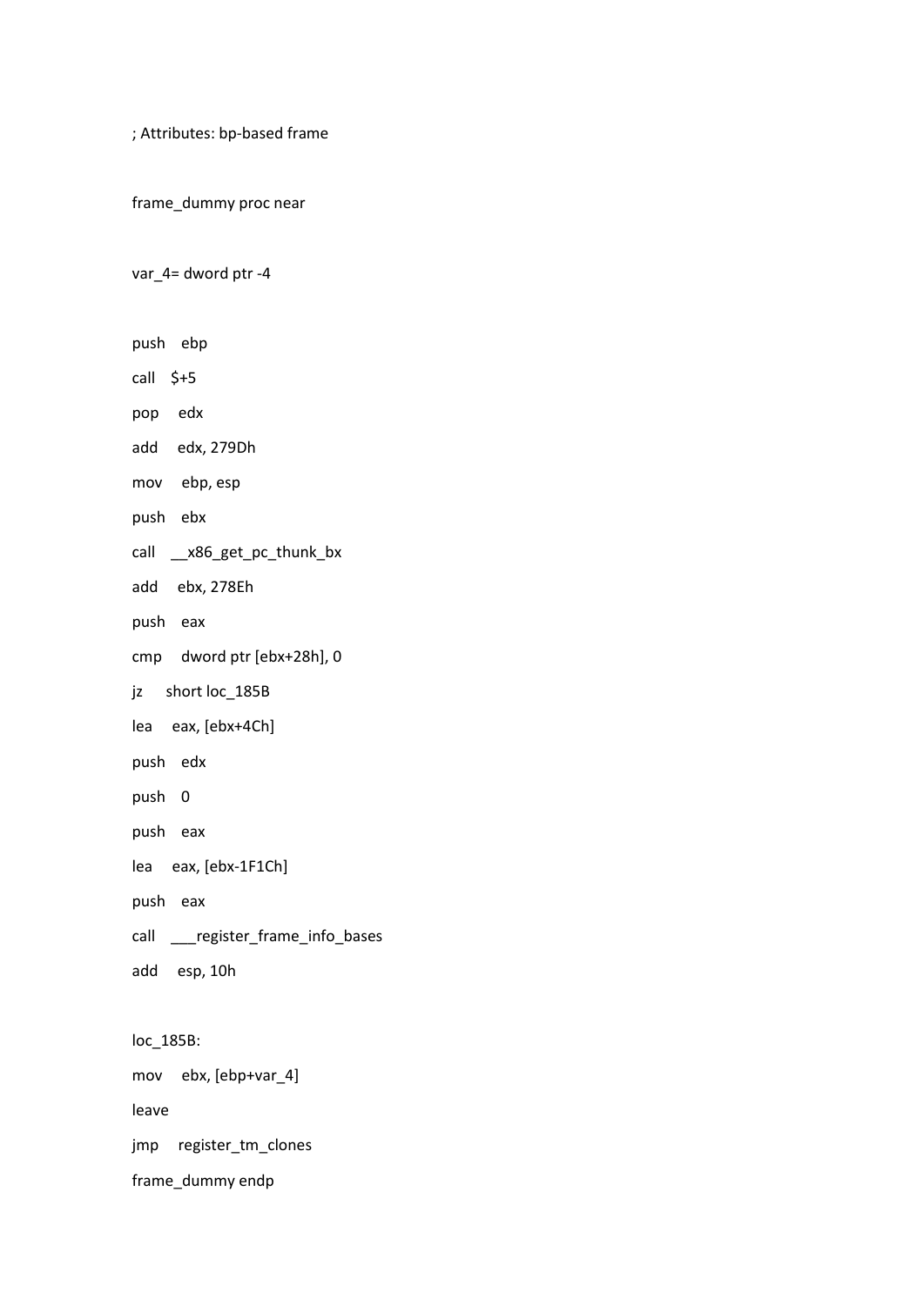```
; Attributes: bp-based frame

frame_dummy proc near

var_4= dword ptr -4

push    ebp
call    $+5
pop     edx
add     edx, 279Dh
mov     ebp, esp
push    ebx
call    __x86_get_pc_thunk_bx
add     ebx, 278Eh
push    eax
cmp     dword ptr [ebx+28h], 0
jz      short loc_185B
lea     eax, [ebx+4Ch]
push    edx
push    0
push    eax
lea     eax, [ebx-1F1Ch]
push    eax
call    ___register_frame_info_bases
add     esp, 10h

loc_185B:
mov     ebx, [ebp+var_4]
leave
jmp     register_tm_clones
frame_dummy endp
```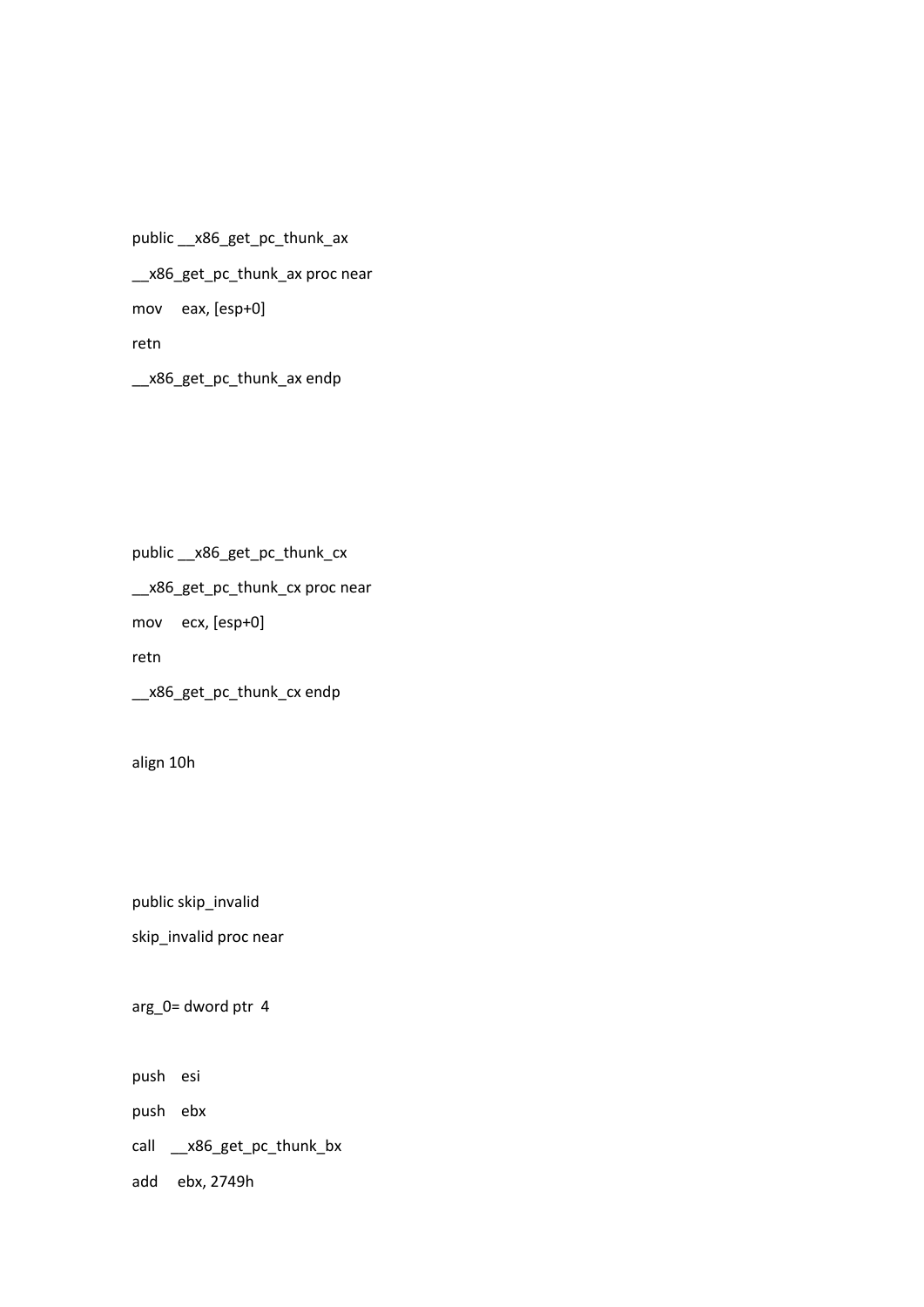```
public __x86_get_pc_thunk_ax
__x86_get_pc_thunk_ax proc near
mov     eax, [esp+0]
retn
__x86_get_pc_thunk_ax endp
```

```
public __x86_get_pc_thunk_cx
__x86_get_pc_thunk_cx proc near
mov     ecx, [esp+0]
retn
__x86_get_pc_thunk_cx endp

align 10h
```

```
public skip_invalid
skip_invalid proc near

arg_0= dword ptr  4

push    esi
push    ebx
call    __x86_get_pc_thunk_bx
add     ebx, 2749h
```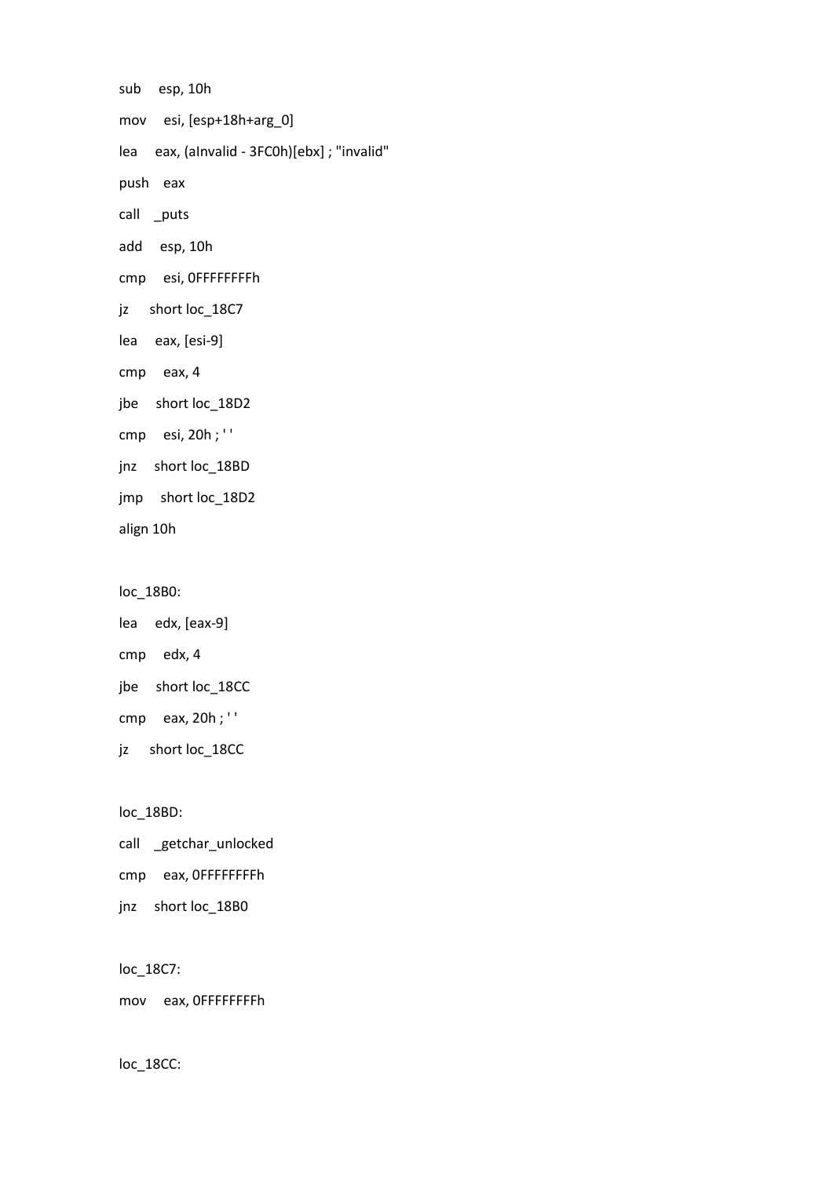```
sub     esp, 10h
mov     esi, [esp+18h+arg_0]
lea     eax, (aInvalid - 3FC0h)[ebx] ; "invalid"
push    eax
call    _puts
add     esp, 10h
cmp     esi, 0FFFFFFFFh
jz      short loc_18C7
lea     eax, [esi-9]
cmp     eax, 4
jbe     short loc_18D2
cmp     esi, 20h ; ' '
jnz     short loc_18BD
jmp     short loc_18D2
align 10h

loc_18B0:
lea     edx, [eax-9]
cmp     edx, 4
jbe     short loc_18CC
cmp     eax, 20h ; ' '
jz      short loc_18CC

loc_18BD:
call    _getchar_unlocked
cmp     eax, 0FFFFFFFFh
jnz     short loc_18B0

loc_18C7:
mov     eax, 0FFFFFFFFh

loc_18CC:
```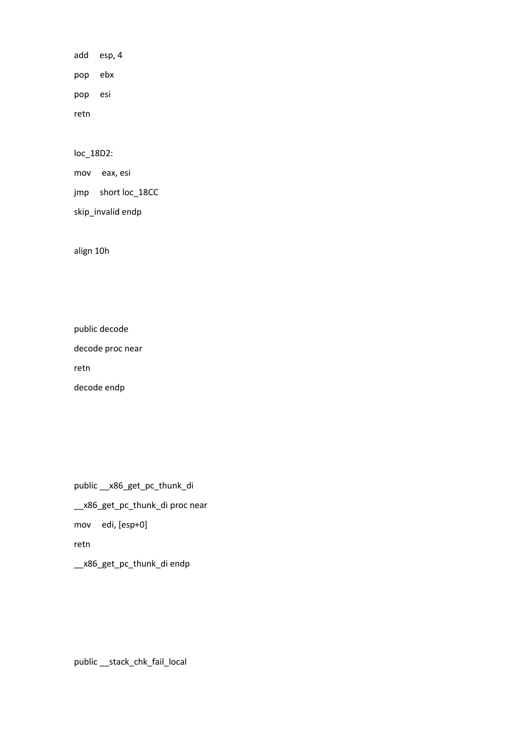```
add     esp, 4
pop     ebx
pop     esi
retn

loc_18D2:
mov     eax, esi
jmp     short loc_18CC
skip_invalid endp

align 10h



public decode
decode proc near
retn
decode endp




public __x86_get_pc_thunk_di
__x86_get_pc_thunk_di proc near
mov     edi, [esp+0]
retn
__x86_get_pc_thunk_di endp




public __stack_chk_fail_local
```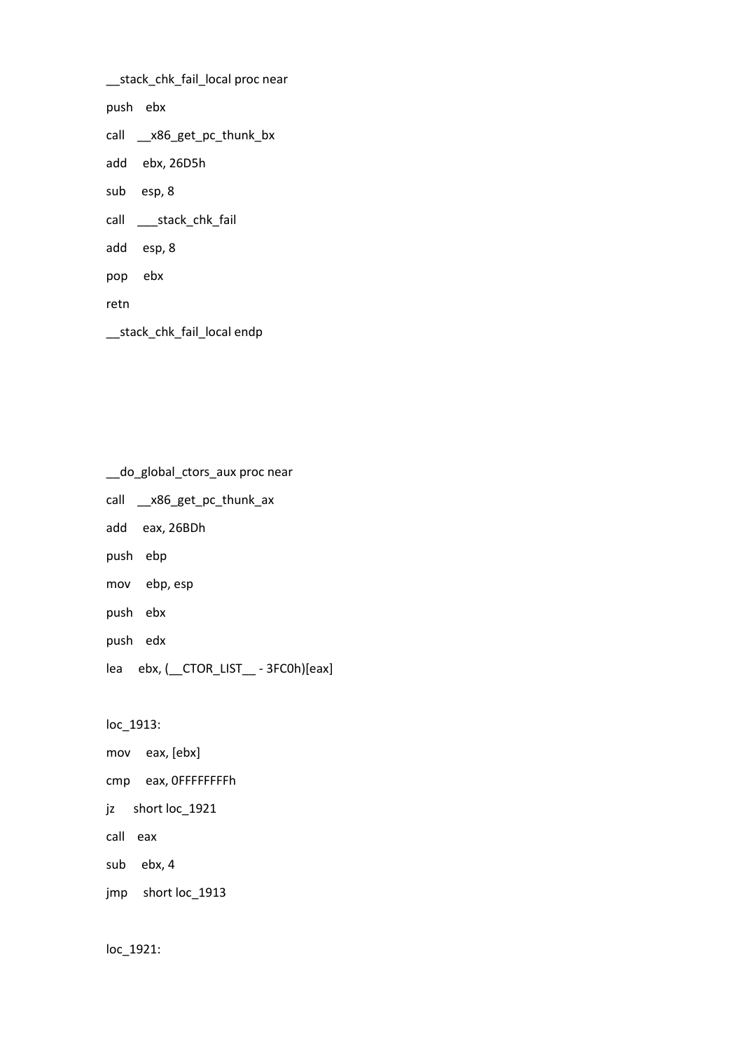```
__stack_chk_fail_local proc near
push    ebx
call    __x86_get_pc_thunk_bx
add     ebx, 26D5h
sub     esp, 8
call    ___stack_chk_fail
add     esp, 8
pop     ebx
retn
__stack_chk_fail_local endp
```

```
__do_global_ctors_aux proc near
call    __x86_get_pc_thunk_ax
add     eax, 26BDh
push    ebp
mov     ebp, esp
push    ebx
push    edx
lea     ebx, (__CTOR_LIST__ - 3FC0h)[eax]

loc_1913:
mov     eax, [ebx]
cmp     eax, 0FFFFFFFFh
jz      short loc_1921
call    eax
sub     ebx, 4
jmp     short loc_1913

loc_1921:
```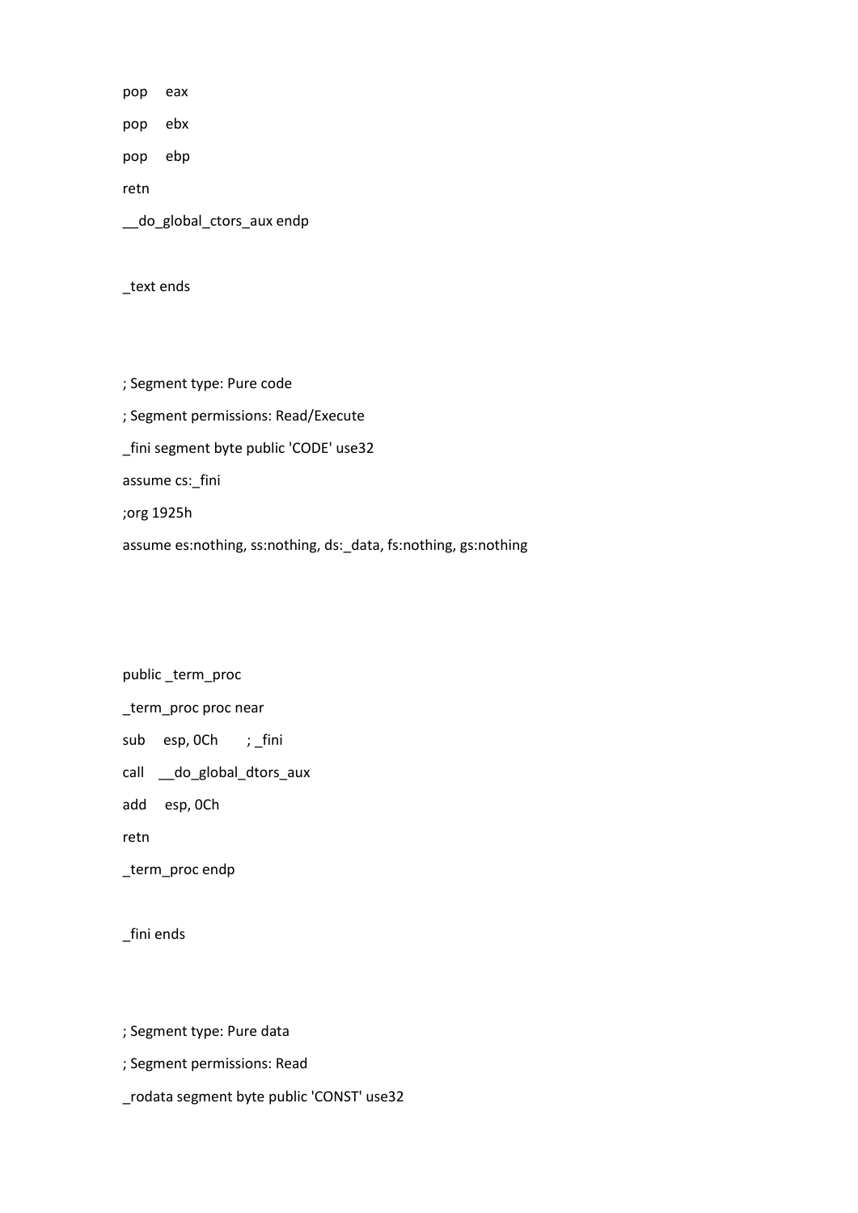```
pop     eax
pop     ebx
pop     ebp
retn
__do_global_ctors_aux endp

_text ends



; Segment type: Pure code
; Segment permissions: Read/Execute
_fini segment byte public 'CODE' use32
assume cs:_fini
;org 1925h
assume es:nothing, ss:nothing, ds:_data, fs:nothing, gs:nothing




public _term_proc
_term_proc proc near
sub     esp, 0Ch        ; _fini
call    __do_global_dtors_aux
add     esp, 0Ch
retn
_term_proc endp

_fini ends



; Segment type: Pure data
; Segment permissions: Read
_rodata segment byte public 'CONST' use32
```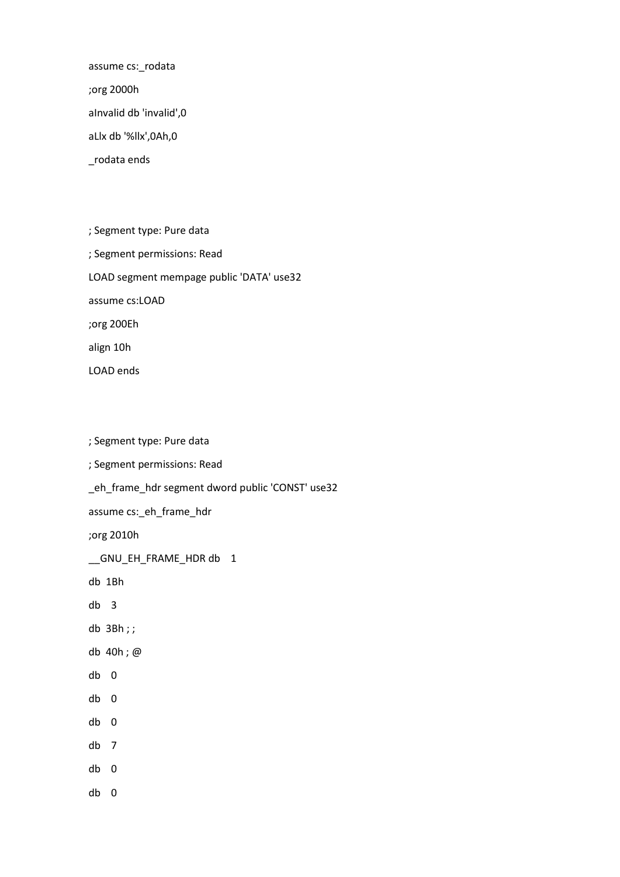```
assume cs:_rodata
;org 2000h
aInvalid db 'invalid',0
aLlx db '%llx',0Ah,0
_rodata ends



; Segment type: Pure data
; Segment permissions: Read
LOAD segment mempage public 'DATA' use32
assume cs:LOAD
;org 200Eh
align 10h
LOAD ends



; Segment type: Pure data
; Segment permissions: Read
_eh_frame_hdr segment dword public 'CONST' use32
assume cs:_eh_frame_hdr
;org 2010h
__GNU_EH_FRAME_HDR db    1
db  1Bh
db   3
db  3Bh ; ;
db  40h ; @
db   0
db   0
db   0
db   7
db   0
db   0
```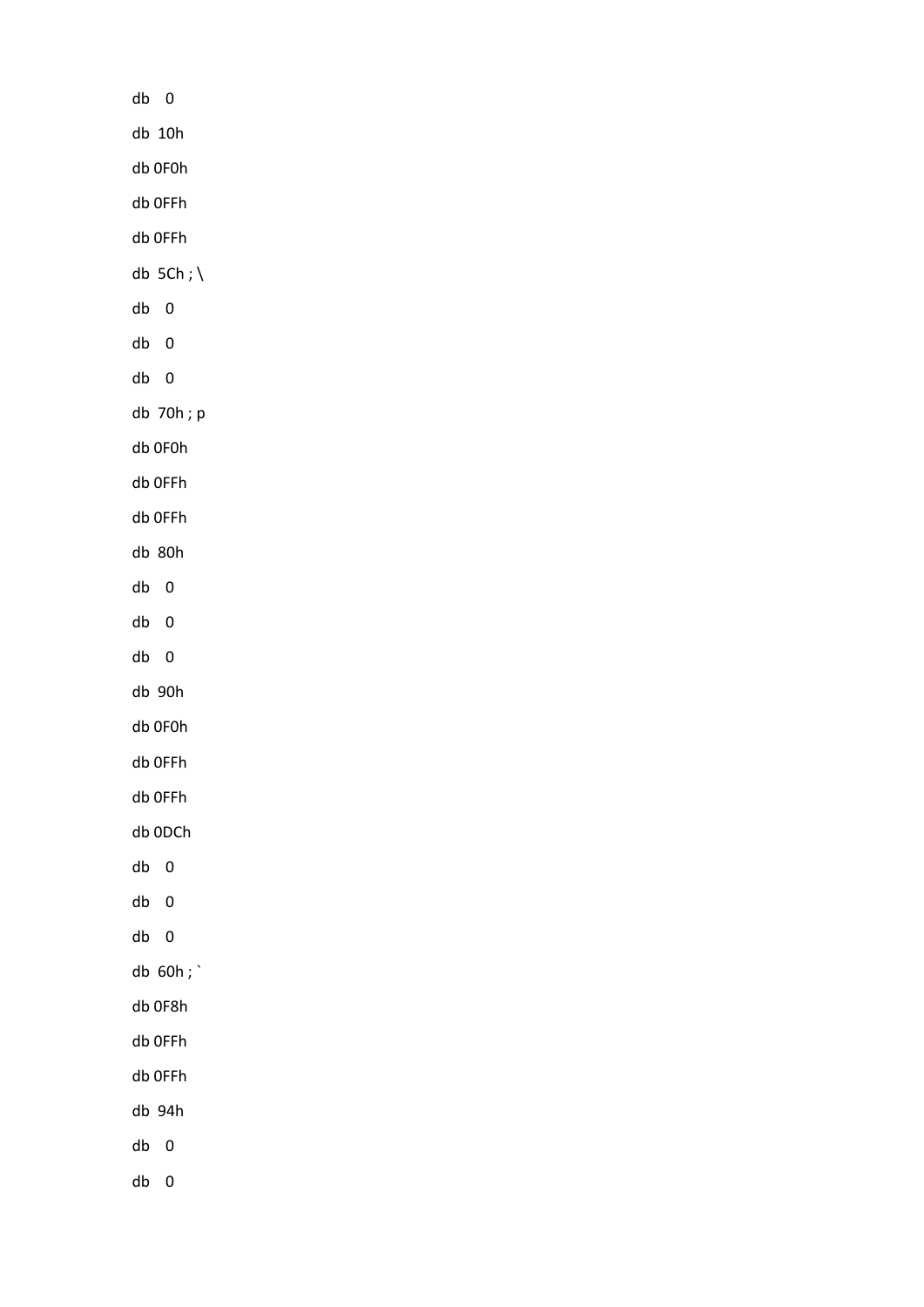```
db    0
db  10h
db 0F0h
db 0FFh
db 0FFh
db  5Ch ; \
db    0
db    0
db    0
db  70h ; p
db 0F0h
db 0FFh
db 0FFh
db  80h
db    0
db    0
db    0
db  90h
db 0F0h
db 0FFh
db 0FFh
db 0DCh
db    0
db    0
db    0
db  60h ; `
db 0F8h
db 0FFh
db 0FFh
db  94h
db    0
db    0
```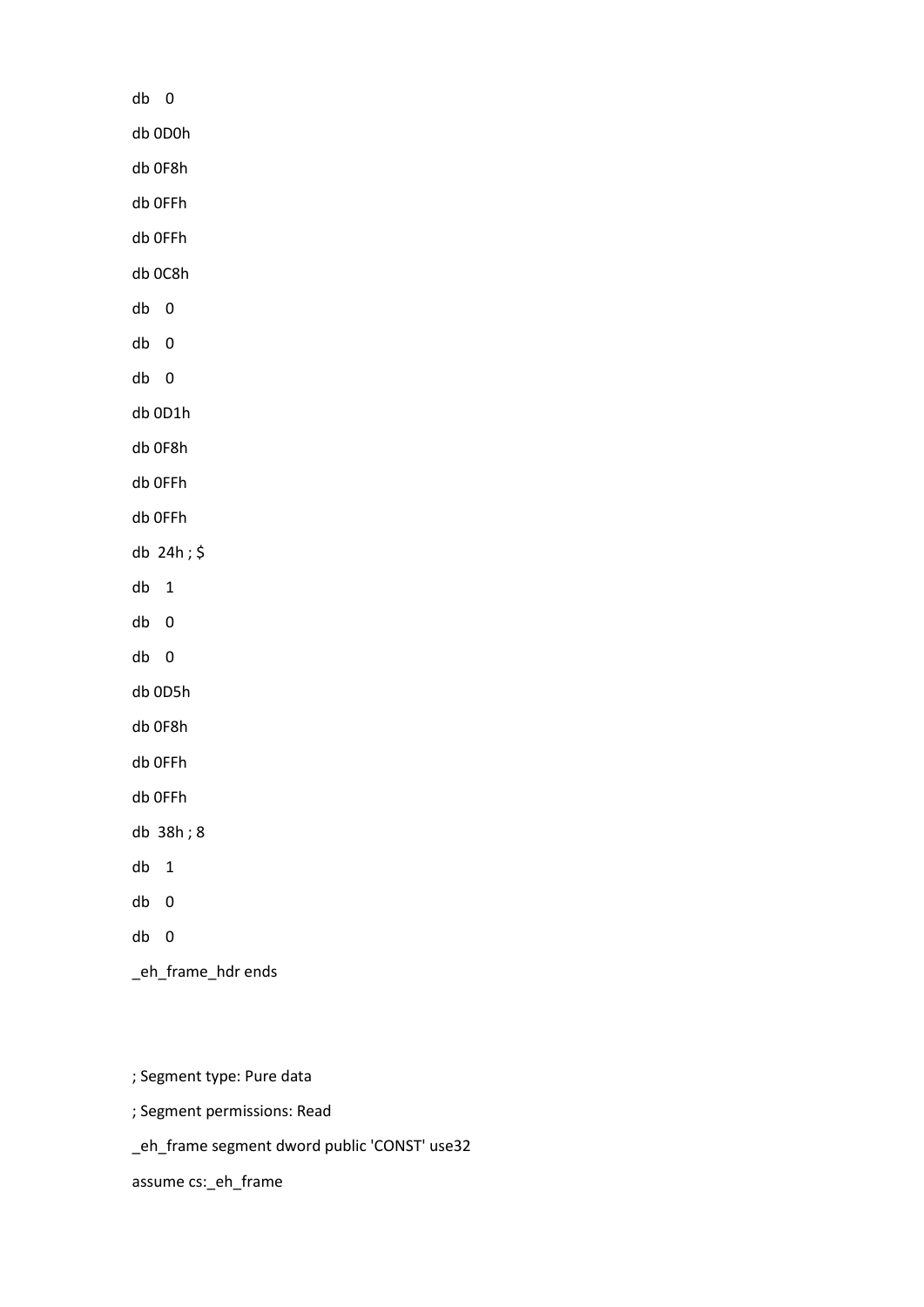```
db    0
db 0D0h
db 0F8h
db 0FFh
db 0FFh
db 0C8h
db    0
db    0
db    0
db 0D1h
db 0F8h
db 0FFh
db 0FFh
db  24h ; $
db    1
db    0
db    0
db 0D5h
db 0F8h
db 0FFh
db 0FFh
db  38h ; 8
db    1
db    0
db    0
_eh_frame_hdr ends


; Segment type: Pure data
; Segment permissions: Read
_eh_frame segment dword public 'CONST' use32
assume cs:_eh_frame
```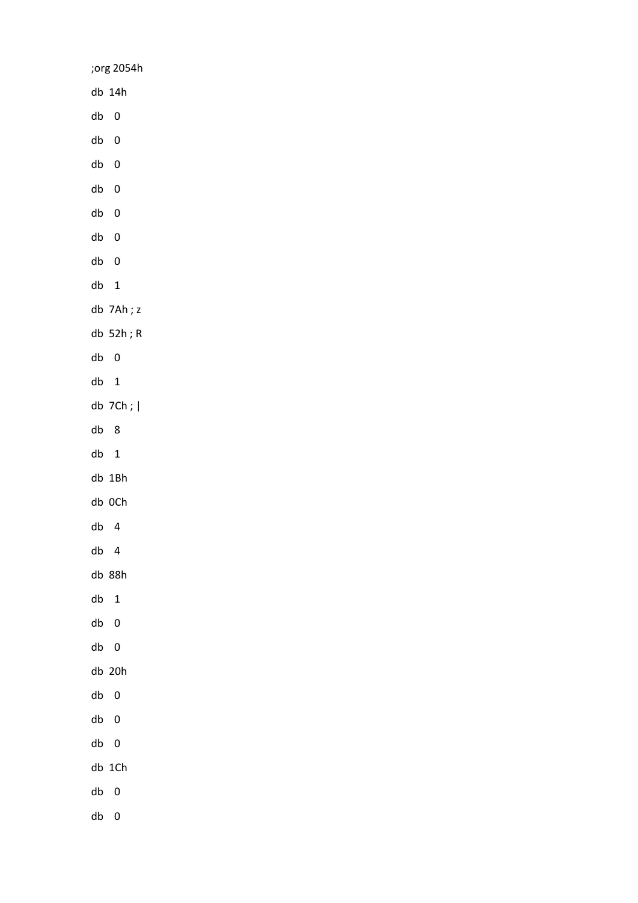```
;org 2054h
db  14h
db   0
db   0
db   0
db   0
db   0
db   0
db   0
db   1
db  7Ah ; z
db  52h ; R
db   0
db   1
db  7Ch ; |
db   8
db   1
db  1Bh
db  0Ch
db   4
db   4
db  88h
db   1
db   0
db   0
db  20h
db   0
db   0
db   0
db  1Ch
db   0
db   0
```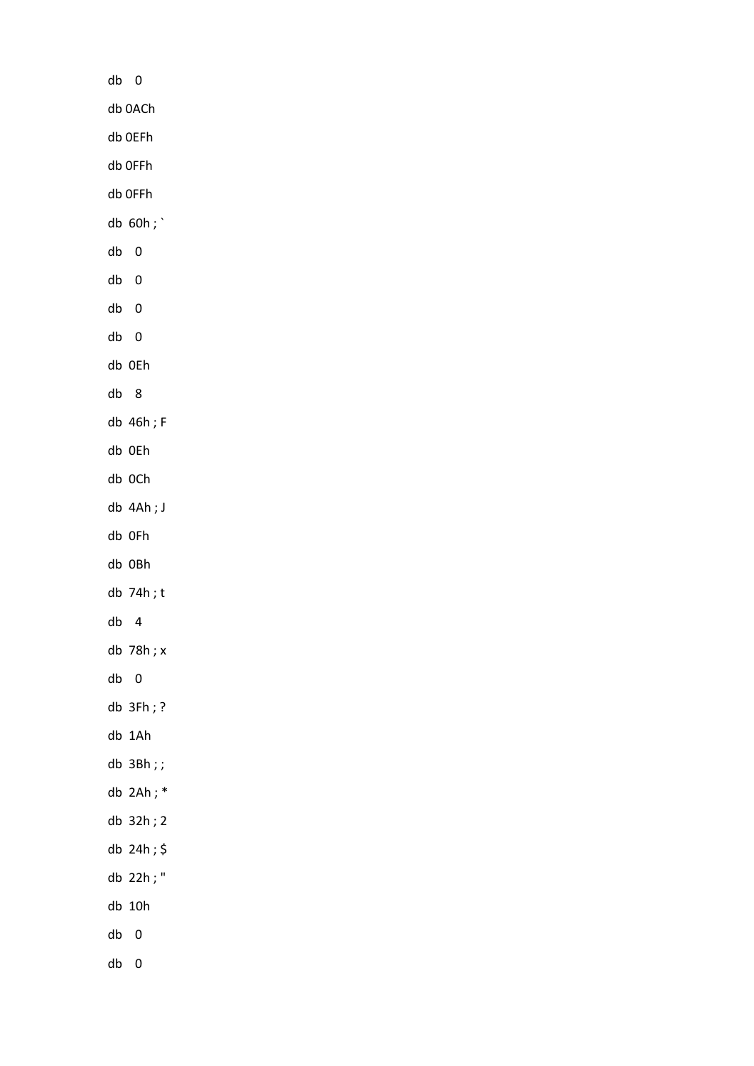```
db    0
db 0ACh
db 0EFh
db 0FFh
db 0FFh
db  60h ; `
db    0
db    0
db    0
db    0
db  0Eh
db    8
db  46h ; F
db  0Eh
db  0Ch
db  4Ah ; J
db  0Fh
db  0Bh
db  74h ; t
db    4
db  78h ; x
db    0
db  3Fh ; ?
db  1Ah
db  3Bh ; ;
db  2Ah ; *
db  32h ; 2
db  24h ; $
db  22h ; "
db  10h
db    0
db    0
```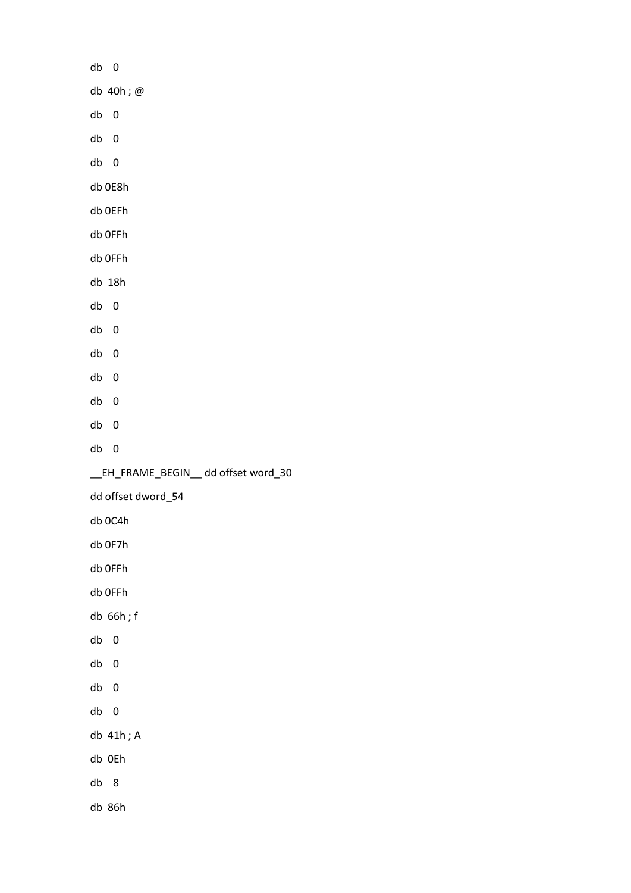db 0

db 40h ; @

db 0

db 0

db 0

db 0E8h

db 0EFh

db 0FFh

db 0FFh

db 18h

db 0

db 0

db 0

db 0

db 0

db 0

db 0

__EH_FRAME_BEGIN__ dd offset word_30

dd offset dword_54

db 0C4h

db 0F7h

db 0FFh

db 0FFh

db 66h ; f

db 0

db 0

db 0

db 0

db 41h ; A

db 0Eh

db 8

db 86h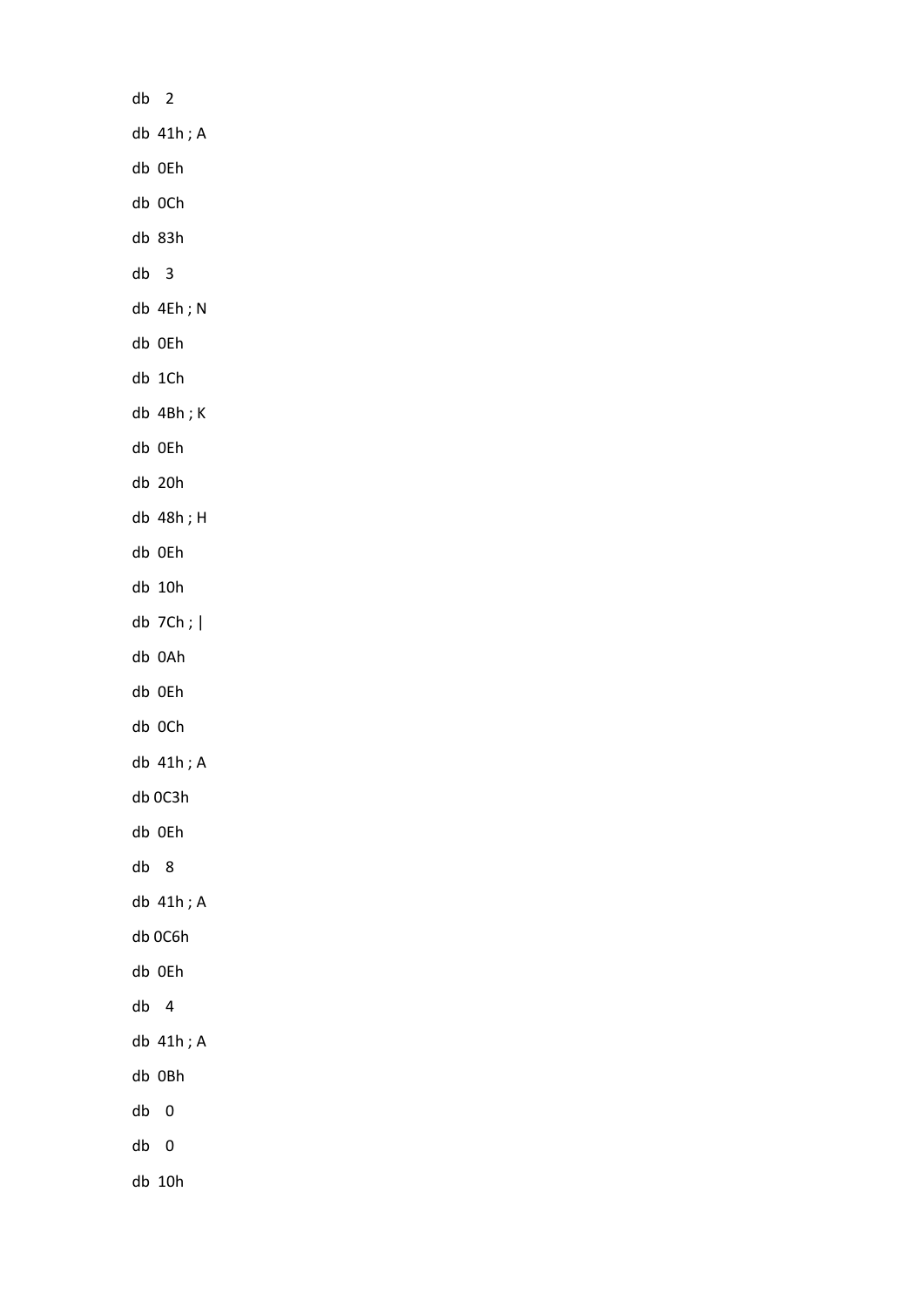```
db   2
db  41h ; A
db  0Eh
db  0Ch
db  83h
db   3
db  4Eh ; N
db  0Eh
db  1Ch
db  4Bh ; K
db  0Eh
db  20h
db  48h ; H
db  0Eh
db  10h
db  7Ch ; |
db  0Ah
db  0Eh
db  0Ch
db  41h ; A
db 0C3h
db  0Eh
db   8
db  41h ; A
db 0C6h
db  0Eh
db   4
db  41h ; A
db  0Bh
db   0
db   0
db  10h
```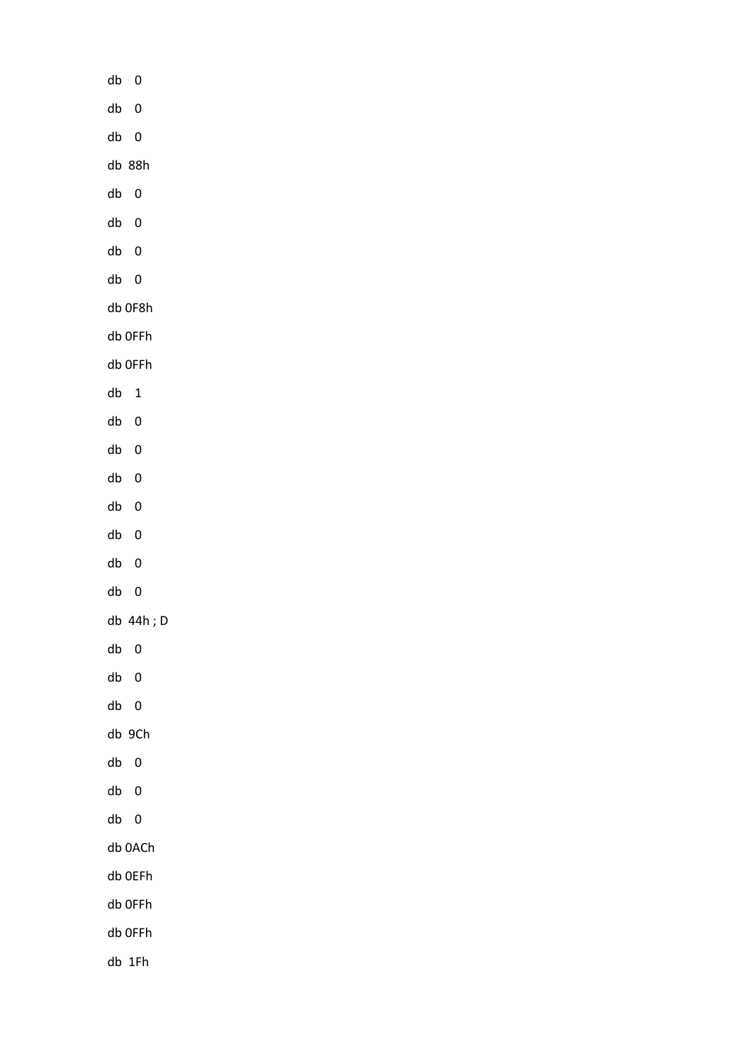```
db   0
db   0
db   0
db  88h
db   0
db   0
db   0
db   0
db 0F8h
db 0FFh
db 0FFh
db   1
db   0
db   0
db   0
db   0
db   0
db   0
db   0
db  44h ; D
db   0
db   0
db   0
db  9Ch
db   0
db   0
db   0
db 0ACh
db 0EFh
db 0FFh
db 0FFh
db  1Fh
```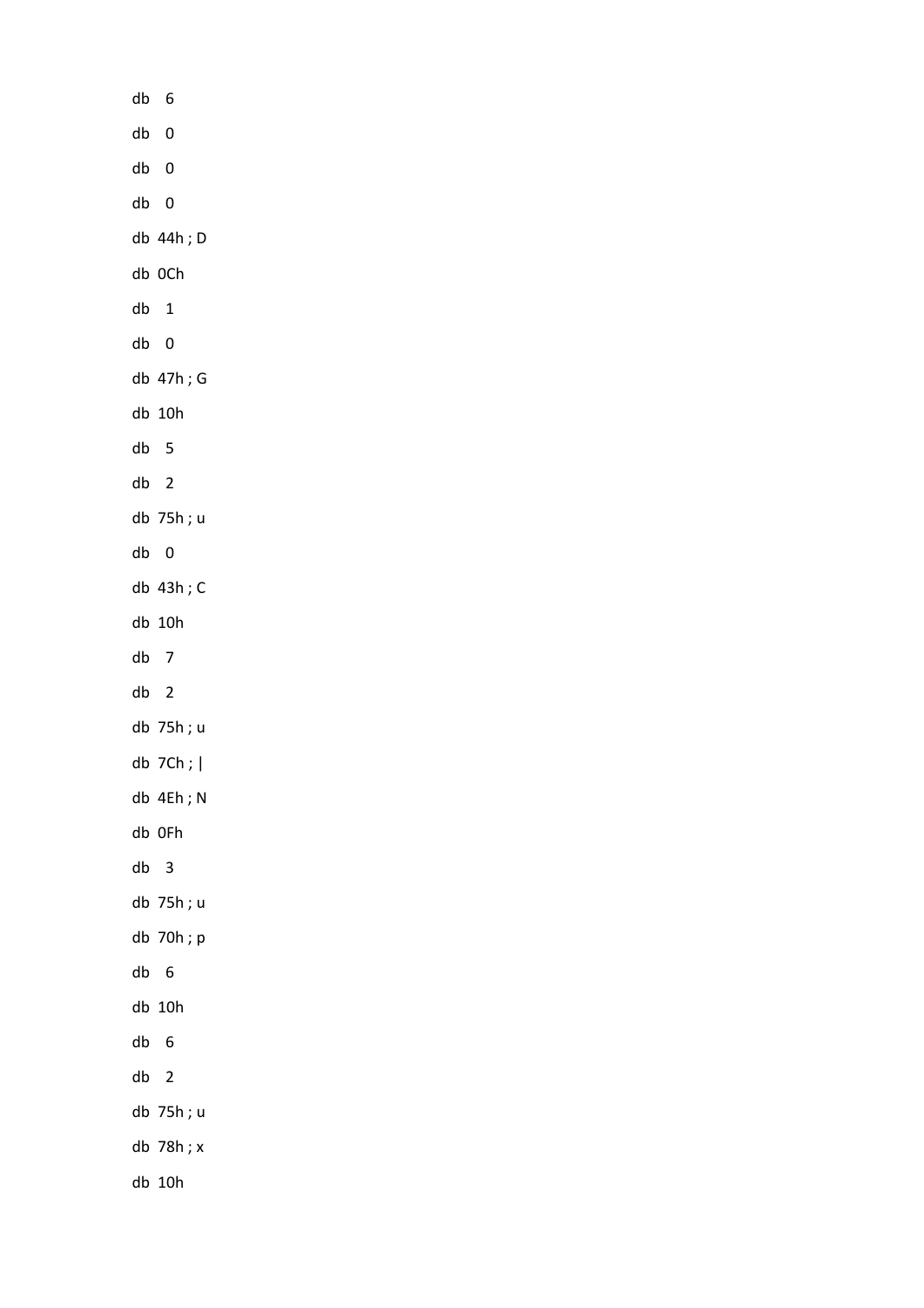```
db   6
db   0
db   0
db   0
db  44h ; D
db  0Ch
db   1
db   0
db  47h ; G
db  10h
db   5
db   2
db  75h ; u
db   0
db  43h ; C
db  10h
db   7
db   2
db  75h ; u
db  7Ch ; |
db  4Eh ; N
db  0Fh
db   3
db  75h ; u
db  70h ; p
db   6
db  10h
db   6
db   2
db  75h ; u
db  78h ; x
db  10h
```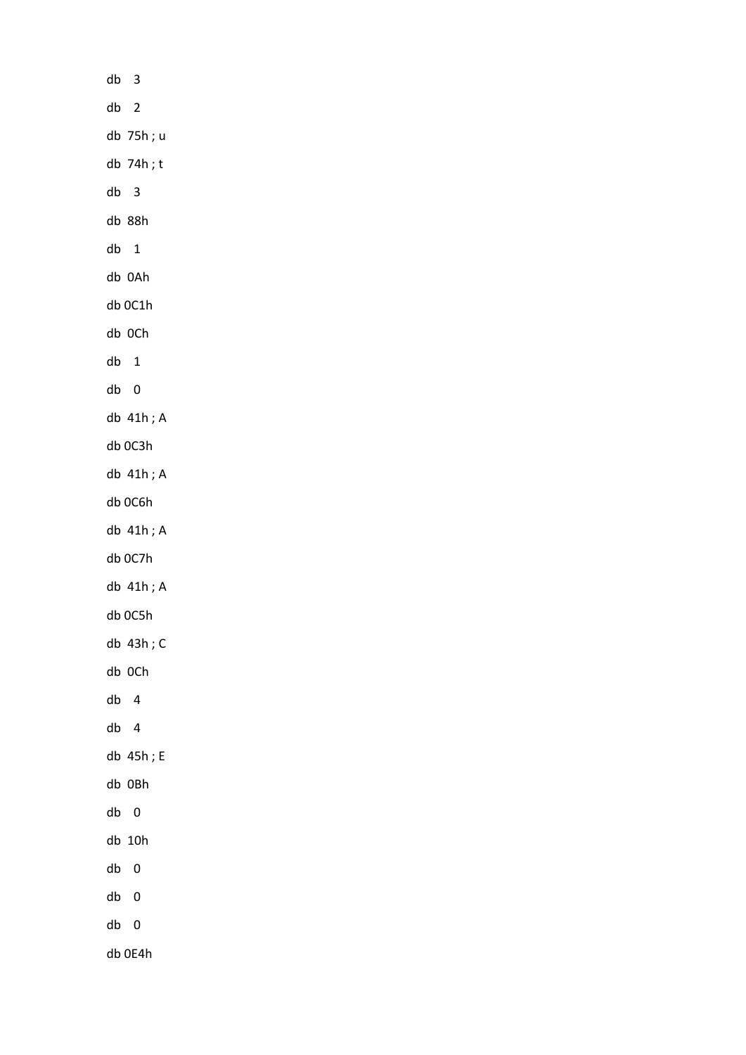```
db   3
db   2
db  75h ; u
db  74h ; t
db   3
db  88h
db   1
db  0Ah
db 0C1h
db  0Ch
db   1
db   0
db  41h ; A
db 0C3h
db  41h ; A
db 0C6h
db  41h ; A
db 0C7h
db  41h ; A
db 0C5h
db  43h ; C
db  0Ch
db   4
db   4
db  45h ; E
db  0Bh
db   0
db  10h
db   0
db   0
db   0
db 0E4h
```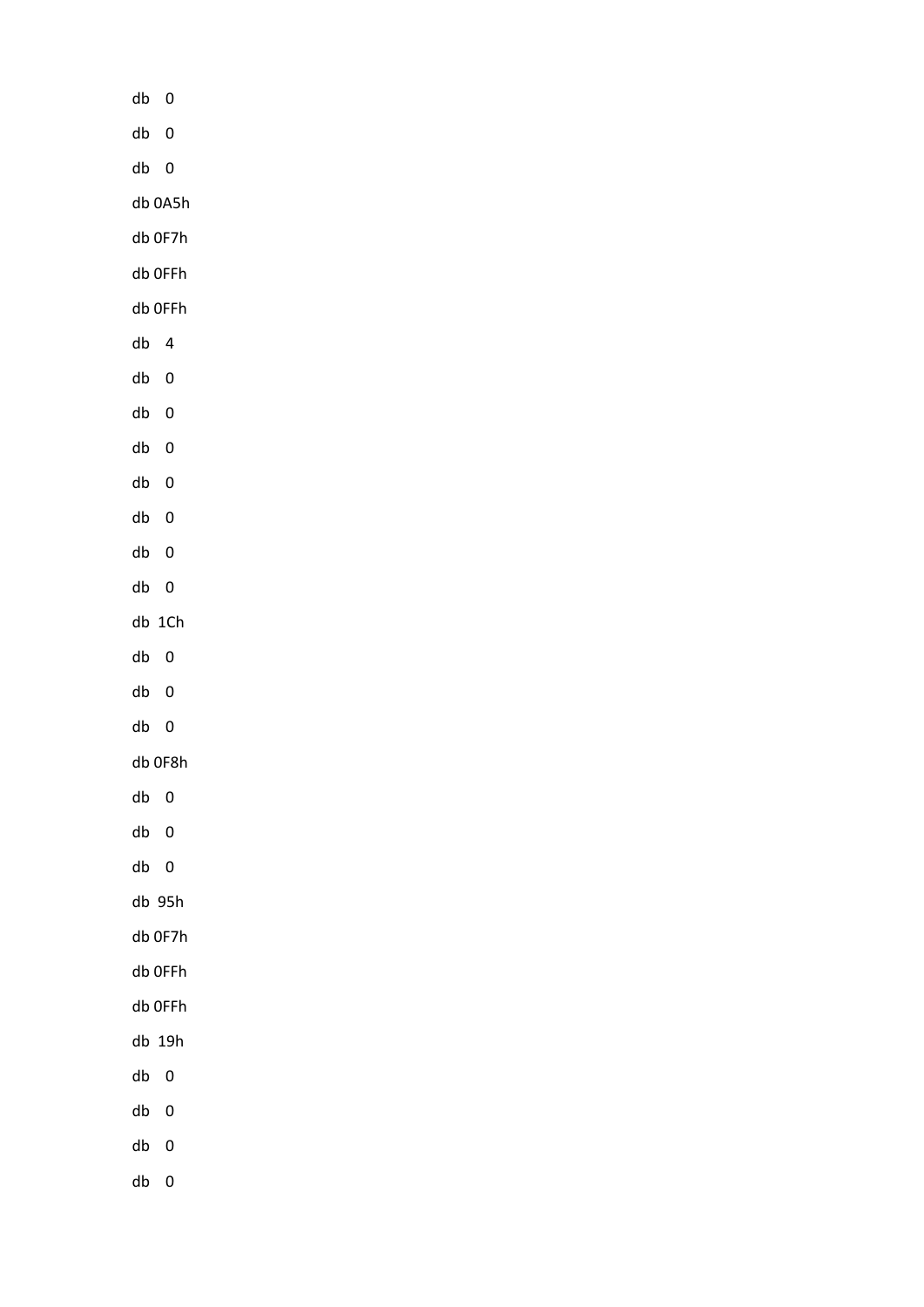```
db    0
db    0
db    0
db 0A5h
db 0F7h
db 0FFh
db 0FFh
db    4
db    0
db    0
db    0
db    0
db    0
db    0
db    0
db  1Ch
db    0
db    0
db    0
db 0F8h
db    0
db    0
db    0
db  95h
db 0F7h
db 0FFh
db 0FFh
db  19h
db    0
db    0
db    0
db    0
```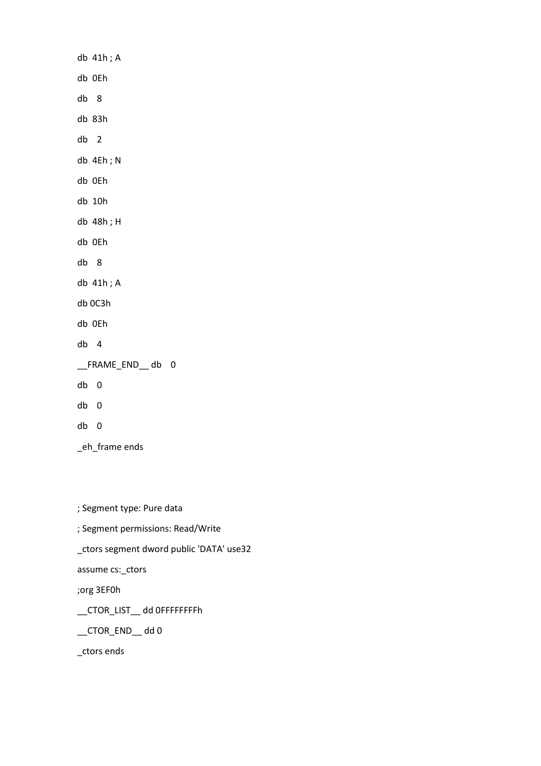```
db 41h ; A
db 0Eh
db  8
db 83h
db  2
db 4Eh ; N
db 0Eh
db 10h
db 48h ; H
db 0Eh
db  8
db 41h ; A
db 0C3h
db 0Eh
db  4
__FRAME_END__ db  0
db  0
db  0
db  0
_eh_frame ends


; Segment type: Pure data
; Segment permissions: Read/Write
_ctors segment dword public 'DATA' use32
assume cs:_ctors
;org 3EF0h
__CTOR_LIST__ dd 0FFFFFFFFh
__CTOR_END__ dd 0
_ctors ends
```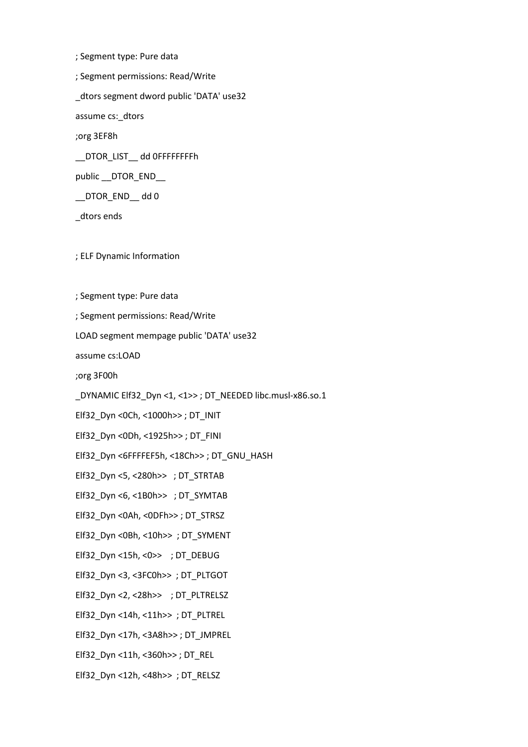```
; Segment type: Pure data
; Segment permissions: Read/Write
_dtors segment dword public 'DATA' use32
assume cs:_dtors
;org 3EF8h
__DTOR_LIST__ dd 0FFFFFFFFh
public __DTOR_END__
__DTOR_END__ dd 0
_dtors ends

; ELF Dynamic Information

; Segment type: Pure data
; Segment permissions: Read/Write
LOAD segment mempage public 'DATA' use32
assume cs:LOAD
;org 3F00h
_DYNAMIC Elf32_Dyn <1, <1>> ; DT_NEEDED libc.musl-x86.so.1
Elf32_Dyn <0Ch, <1000h>> ; DT_INIT
Elf32_Dyn <0Dh, <1925h>> ; DT_FINI
Elf32_Dyn <6FFFFEF5h, <18Ch>> ; DT_GNU_HASH
Elf32_Dyn <5, <280h>>   ; DT_STRTAB
Elf32_Dyn <6, <1B0h>>   ; DT_SYMTAB
Elf32_Dyn <0Ah, <0DFh>> ; DT_STRSZ
Elf32_Dyn <0Bh, <10h>>  ; DT_SYMENT
Elf32_Dyn <15h, <0>>    ; DT_DEBUG
Elf32_Dyn <3, <3FC0h>>  ; DT_PLTGOT
Elf32_Dyn <2, <28h>>    ; DT_PLTRELSZ
Elf32_Dyn <14h, <11h>>  ; DT_PLTREL
Elf32_Dyn <17h, <3A8h>> ; DT_JMPREL
Elf32_Dyn <11h, <360h>> ; DT_REL
Elf32_Dyn <12h, <48h>>  ; DT_RELSZ
```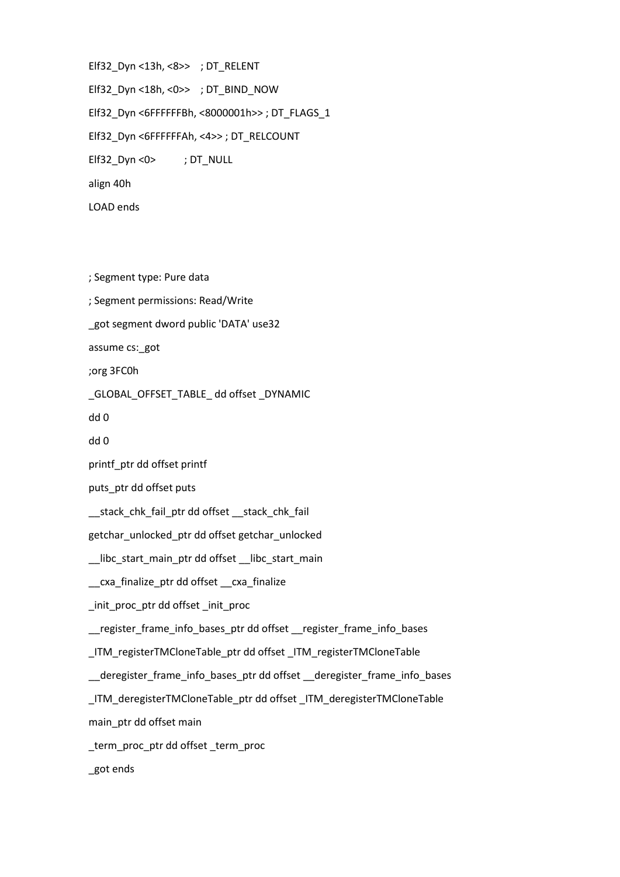```
Elf32_Dyn <13h, <8>>    ; DT_RELENT

Elf32_Dyn <18h, <0>>    ; DT_BIND_NOW

Elf32_Dyn <6FFFFFFBh, <8000001h>> ; DT_FLAGS_1

Elf32_Dyn <6FFFFFFAh, <4>> ; DT_RELCOUNT

Elf32_Dyn <0>          ; DT_NULL

align 40h

LOAD ends



; Segment type: Pure data

; Segment permissions: Read/Write

_got segment dword public 'DATA' use32

assume cs:_got

;org 3FC0h

_GLOBAL_OFFSET_TABLE_ dd offset _DYNAMIC

dd 0

dd 0

printf_ptr dd offset printf

puts_ptr dd offset puts

__stack_chk_fail_ptr dd offset __stack_chk_fail

getchar_unlocked_ptr dd offset getchar_unlocked

__libc_start_main_ptr dd offset __libc_start_main

__cxa_finalize_ptr dd offset __cxa_finalize

_init_proc_ptr dd offset _init_proc

__register_frame_info_bases_ptr dd offset __register_frame_info_bases

_ITM_registerTMCloneTable_ptr dd offset _ITM_registerTMCloneTable

__deregister_frame_info_bases_ptr dd offset __deregister_frame_info_bases

_ITM_deregisterTMCloneTable_ptr dd offset _ITM_deregisterTMCloneTable

main_ptr dd offset main

_term_proc_ptr dd offset _term_proc

_got ends
```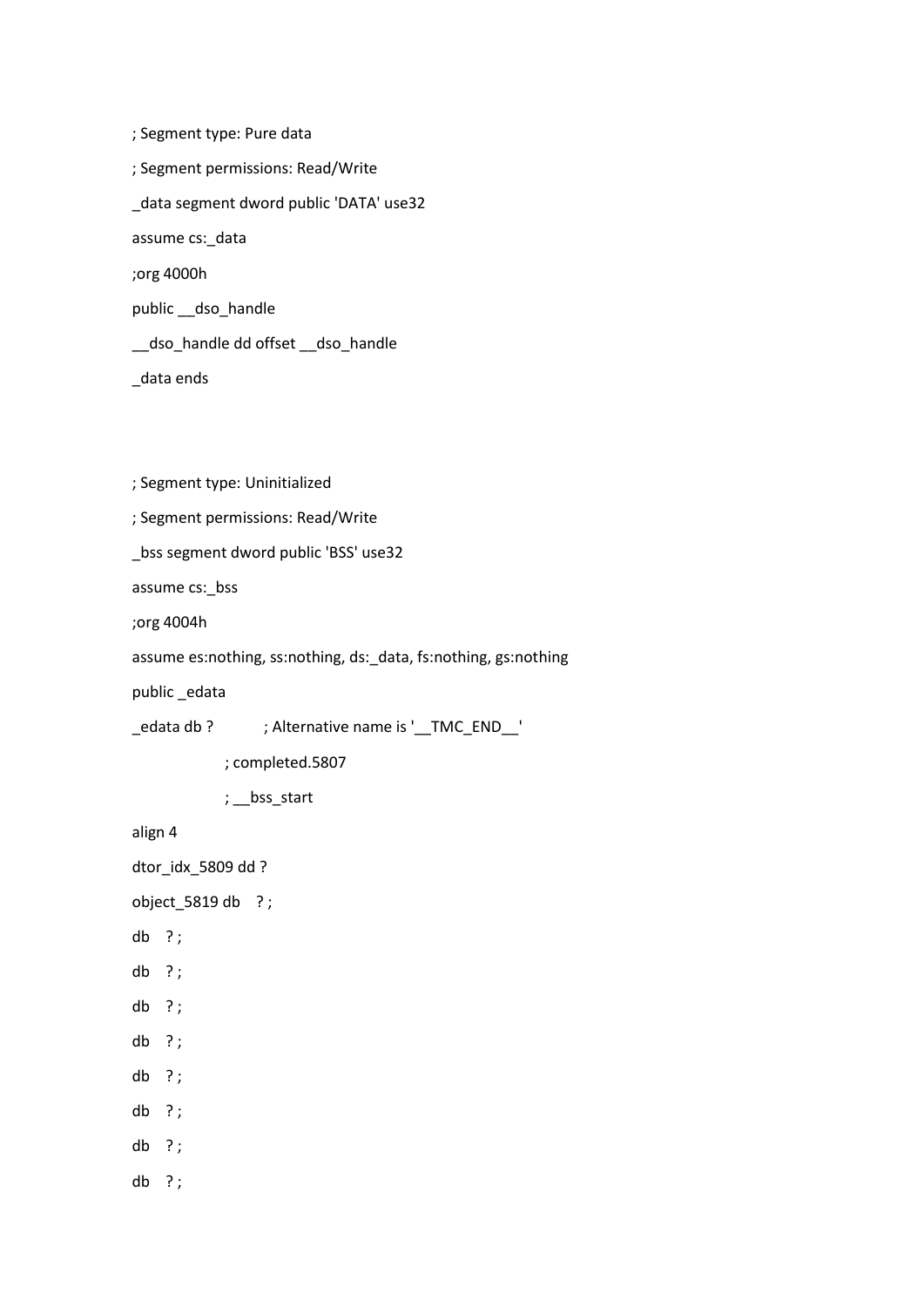```
; Segment type: Pure data

; Segment permissions: Read/Write

_data segment dword public 'DATA' use32

assume cs:_data

;org 4000h

public __dso_handle

__dso_handle dd offset __dso_handle

_data ends



; Segment type: Uninitialized

; Segment permissions: Read/Write

_bss segment dword public 'BSS' use32

assume cs:_bss

;org 4004h

assume es:nothing, ss:nothing, ds:_data, fs:nothing, gs:nothing

public _edata

_edata db ?           ; Alternative name is '__TMC_END__'

                ; completed.5807

                ; __bss_start

align 4

dtor_idx_5809 dd ?

object_5819 db    ? ;

db    ? ;

db    ? ;

db    ? ;

db    ? ;

db    ? ;

db    ? ;

db    ? ;

db    ? ;
```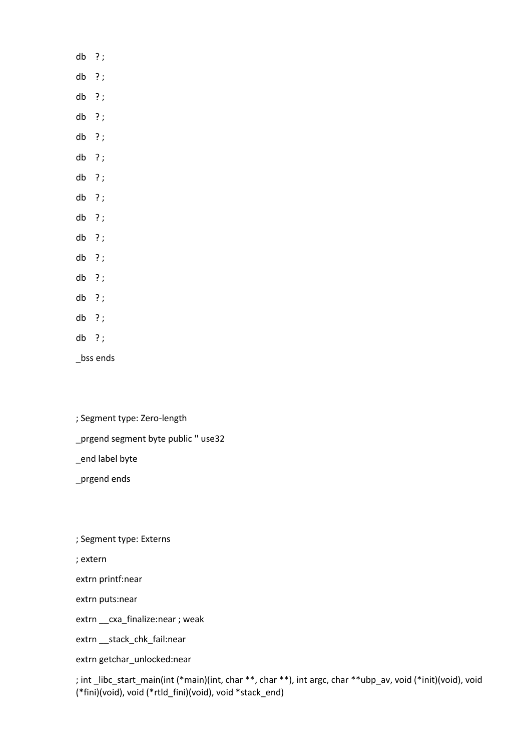```
db  ? ;
db  ? ;
db  ? ;
db  ? ;
db  ? ;
db  ? ;
db  ? ;
db  ? ;
db  ? ;
db  ? ;
db  ? ;
db  ? ;
db  ? ;
db  ? ;
db  ? ;
_bss ends



; Segment type: Zero-length
_prgend segment byte public '' use32
_end label byte
_prgend ends



; Segment type: Externs
; extern
extrn printf:near
extrn puts:near
extrn __cxa_finalize:near ; weak
extrn __stack_chk_fail:near
extrn getchar_unlocked:near
; int _libc_start_main(int (*main)(int, char **, char **), int argc, char **ubp_av, void (*init)(void), void (*fini)(void), void (*rtld_fini)(void), void *stack_end)
```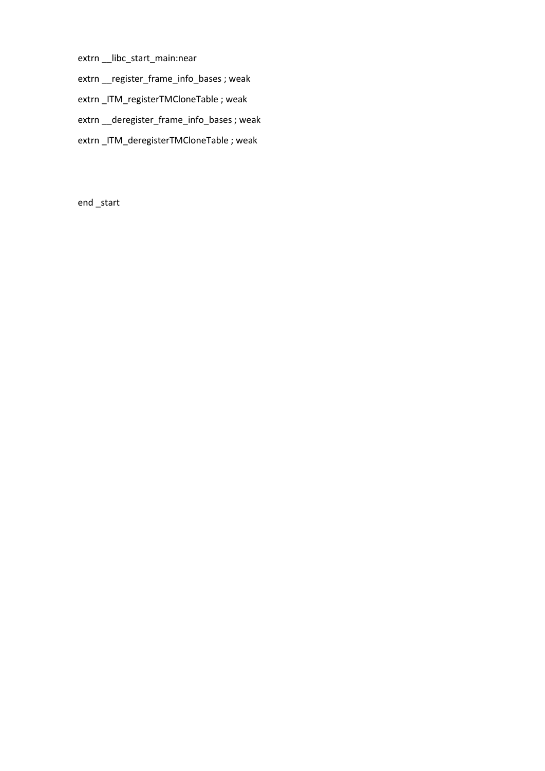```
extrn __libc_start_main:near
extrn __register_frame_info_bases ; weak
extrn _ITM_registerTMCloneTable ; weak
extrn __deregister_frame_info_bases ; weak
extrn _ITM_deregisterTMCloneTable ; weak


end _start
```